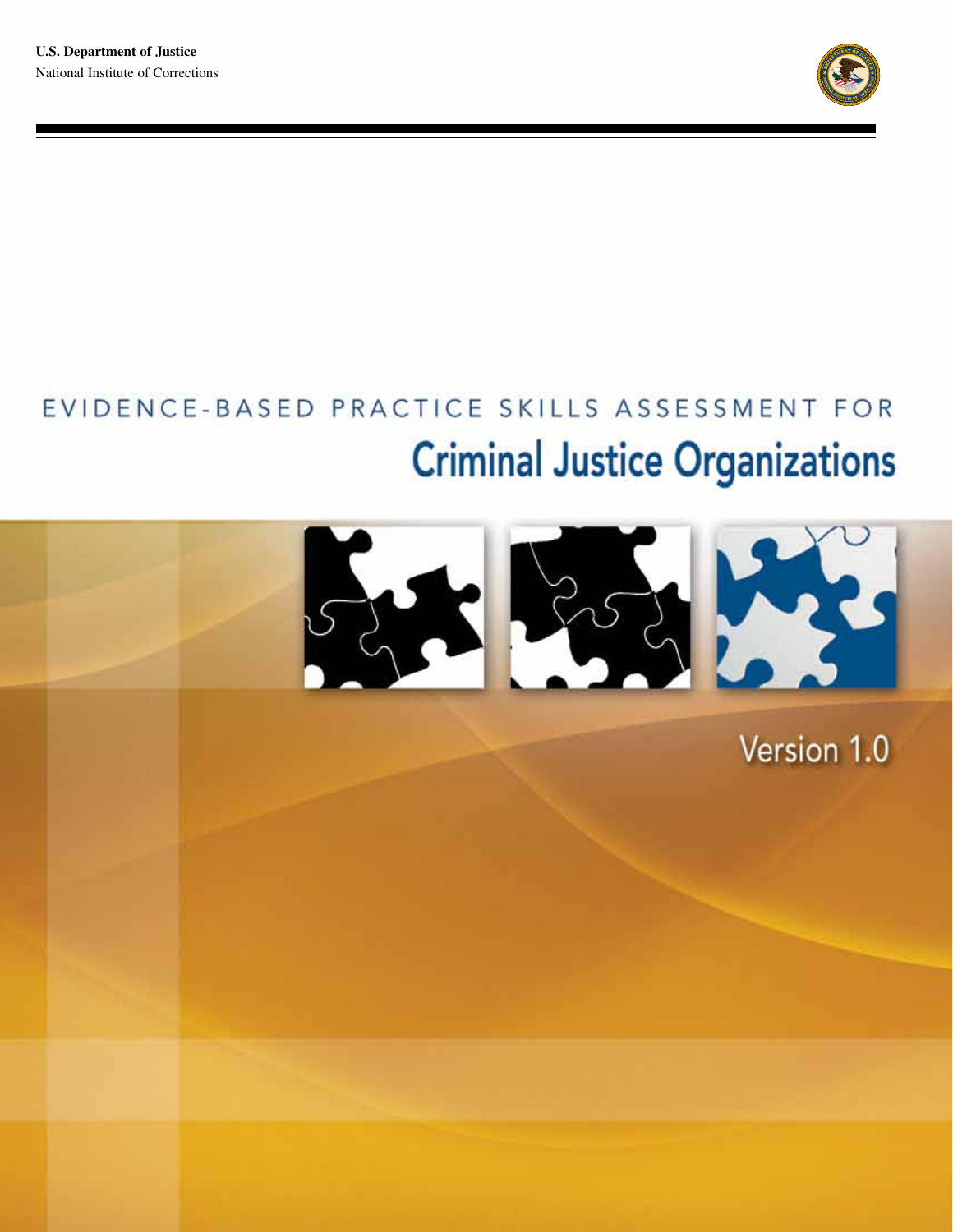**U.S. Department of Justice**
National Institute of Corrections

# EVIDENCE-BASED PRACTICE SKILLS ASSESSMENT FOR Criminal Justice Organizations

Version 1.0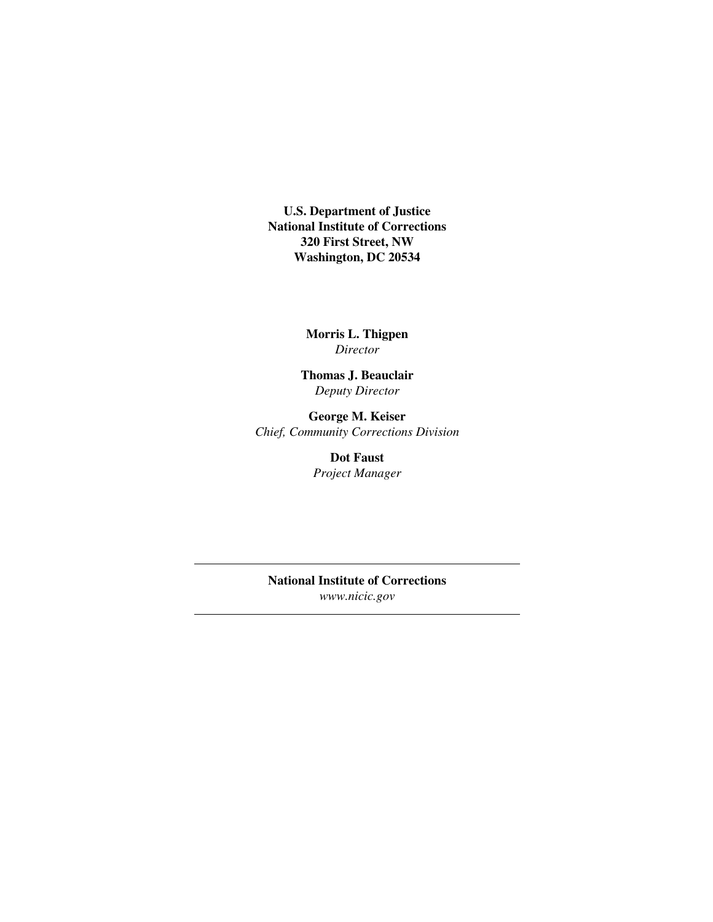**U.S. Department of Justice**
**National Institute of Corrections**
**320 First Street, NW**
**Washington, DC 20534**

**Morris L. Thigpen**
*Director*

**Thomas J. Beauclair**
*Deputy Director*

**George M. Keiser**
*Chief, Community Corrections Division*

**Dot Faust**
*Project Manager*

---

**National Institute of Corrections**
*www.nicic.gov*

---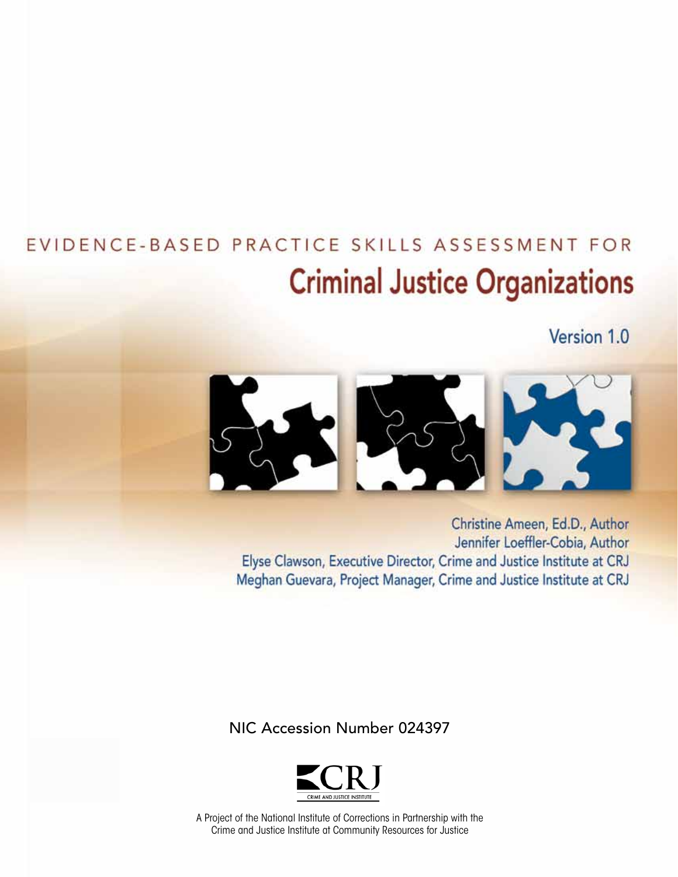# EVIDENCE-BASED PRACTICE SKILLS ASSESSMENT FOR

# Criminal Justice Organizations

Version 1.0

Christine Ameen, Ed.D., Author
Jennifer Loeffler-Cobia, Author
Elyse Clawson, Executive Director, Crime and Justice Institute at CRJ
Meghan Guevara, Project Manager, Crime and Justice Institute at CRJ

NIC Accession Number 024397

CRJ
CRIME AND JUSTICE INSTITUTE

A Project of the National Institute of Corrections in Partnership with the Crime and Justice Institute at Community Resources for Justice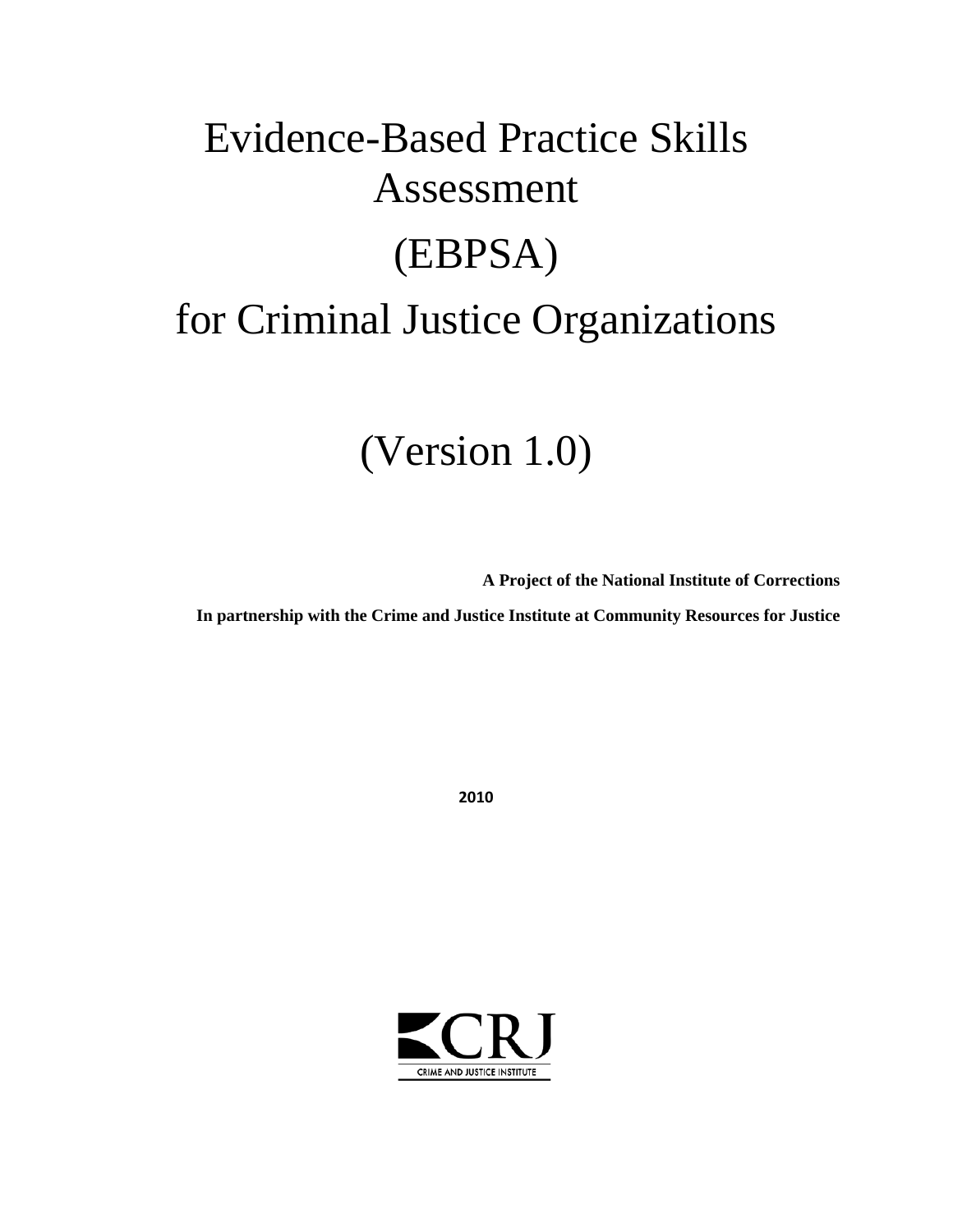# Evidence-Based Practice Skills Assessment

# (EBPSA)

# for Criminal Justice Organizations

# (Version 1.0)

**A Project of the National Institute of Corrections**

**In partnership with the Crime and Justice Institute at Community Resources for Justice**

**2010**

CRJ

CRIME AND JUSTICE INSTITUTE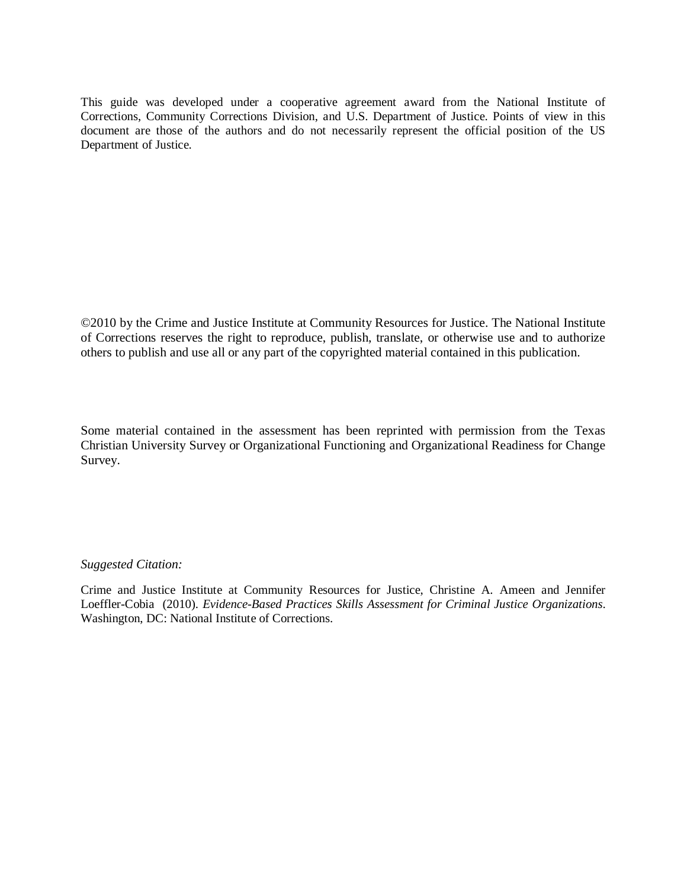This guide was developed under a cooperative agreement award from the National Institute of Corrections, Community Corrections Division, and U.S. Department of Justice. Points of view in this document are those of the authors and do not necessarily represent the official position of the US Department of Justice.

©2010 by the Crime and Justice Institute at Community Resources for Justice. The National Institute of Corrections reserves the right to reproduce, publish, translate, or otherwise use and to authorize others to publish and use all or any part of the copyrighted material contained in this publication.

Some material contained in the assessment has been reprinted with permission from the Texas Christian University Survey or Organizational Functioning and Organizational Readiness for Change Survey.

*Suggested Citation:*

Crime and Justice Institute at Community Resources for Justice, Christine A. Ameen and Jennifer Loeffler-Cobia (2010). *Evidence-Based Practices Skills Assessment for Criminal Justice Organizations*. Washington, DC: National Institute of Corrections.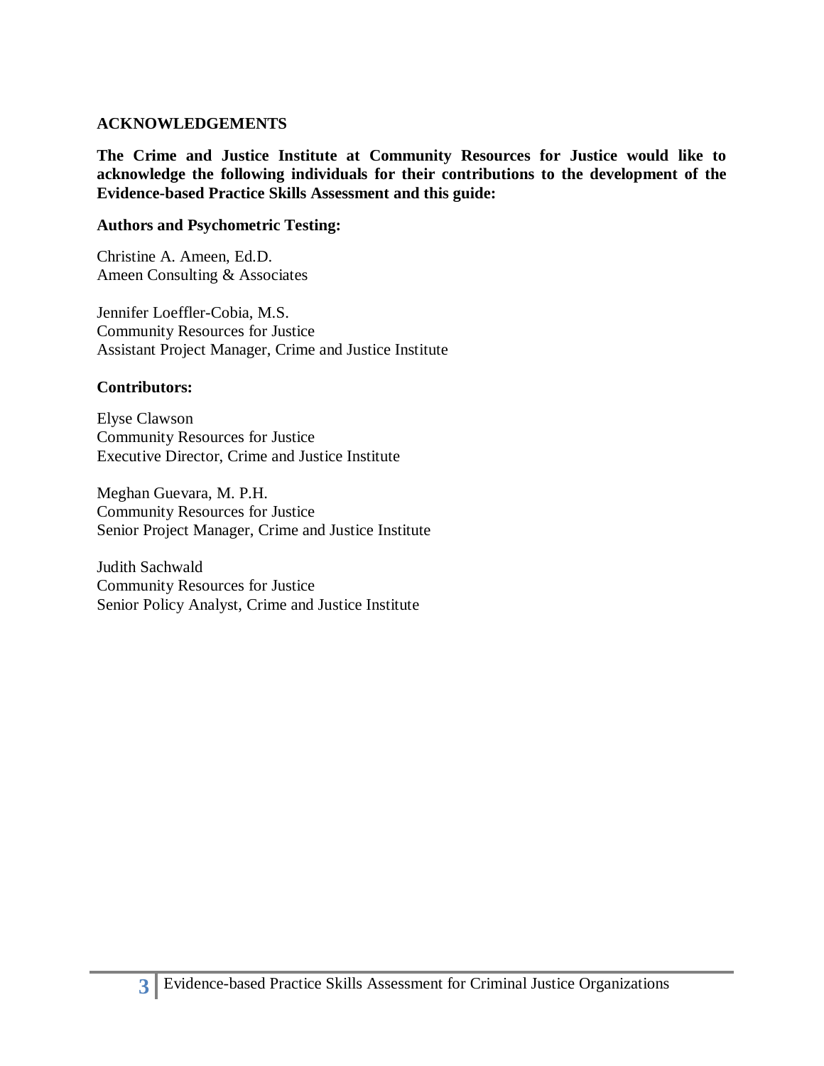## ACKNOWLEDGEMENTS

**The Crime and Justice Institute at Community Resources for Justice would like to acknowledge the following individuals for their contributions to the development of the Evidence-based Practice Skills Assessment and this guide:**

**Authors and Psychometric Testing:**

Christine A. Ameen, Ed.D.
Ameen Consulting & Associates

Jennifer Loeffler-Cobia, M.S.
Community Resources for Justice
Assistant Project Manager, Crime and Justice Institute

**Contributors:**

Elyse Clawson
Community Resources for Justice
Executive Director, Crime and Justice Institute

Meghan Guevara, M. P.H.
Community Resources for Justice
Senior Project Manager, Crime and Justice Institute

Judith Sachwald
Community Resources for Justice
Senior Policy Analyst, Crime and Justice Institute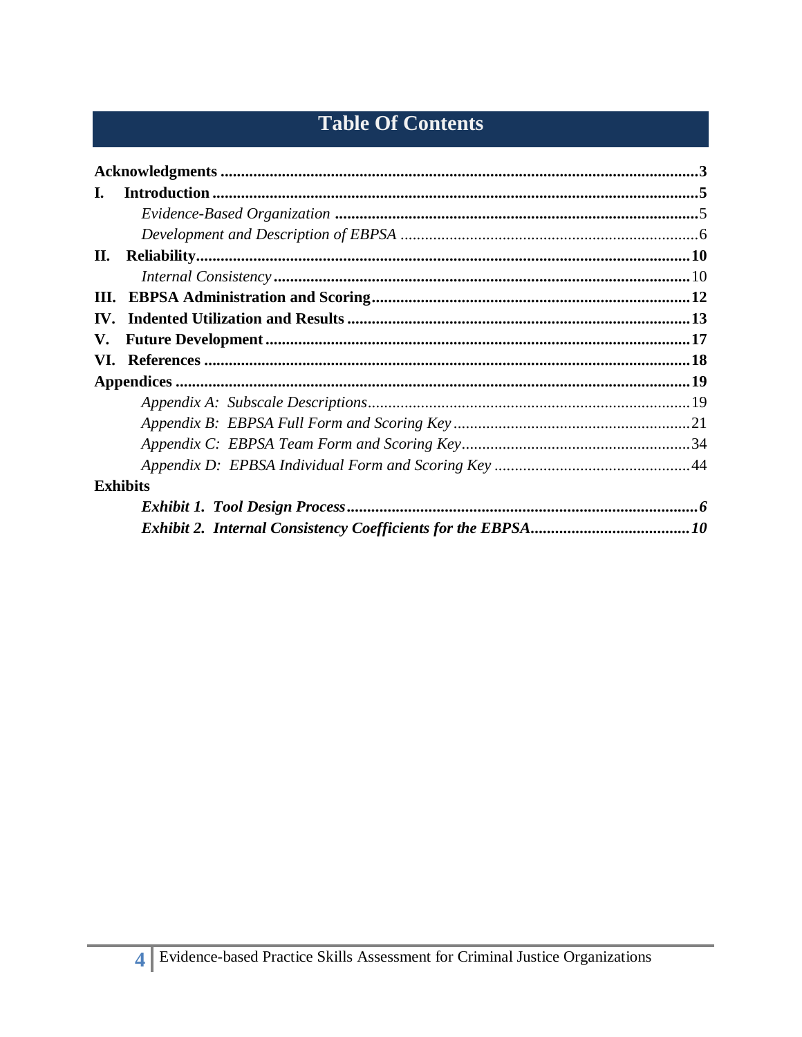# Table Of Contents

**Acknowledgments** .......... **3**

**I. Introduction** .......... **5**

*Evidence-Based Organization* .......... 5

*Development and Description of EBPSA* .......... 6

**II. Reliability** .......... **10**

*Internal Consistency* .......... 10

**III. EBPSA Administration and Scoring** .......... **12**

**IV. Indented Utilization and Results** .......... **13**

**V. Future Development** .......... **17**

**VI. References** .......... **18**

**Appendices** .......... **19**

*Appendix A: Subscale Descriptions* .......... 19

*Appendix B: EBPSA Full Form and Scoring Key* .......... 21

*Appendix C: EBPSA Team Form and Scoring Key* .......... 34

*Appendix D: EPBSA Individual Form and Scoring Key* .......... 44

**Exhibits**

***Exhibit 1. Tool Design Process*** .......... ***6***

***Exhibit 2. Internal Consistency Coefficients for the EBPSA*** .......... ***10***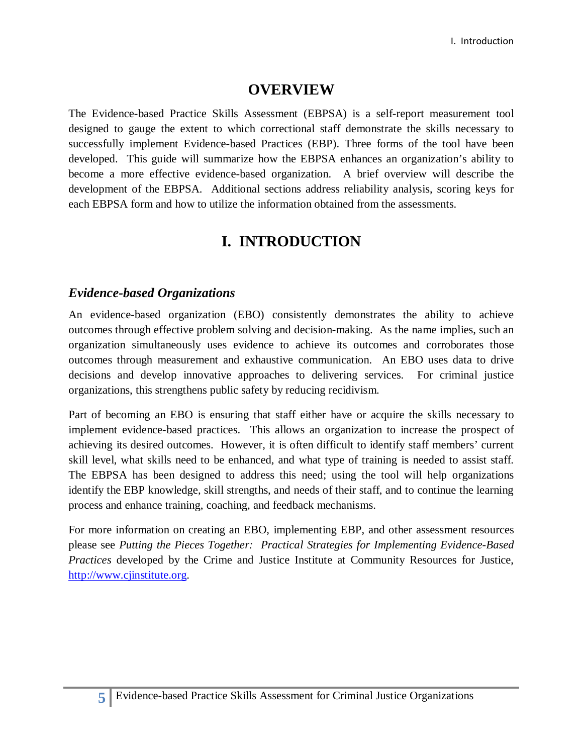# OVERVIEW

The Evidence-based Practice Skills Assessment (EBPSA) is a self-report measurement tool designed to gauge the extent to which correctional staff demonstrate the skills necessary to successfully implement Evidence-based Practices (EBP). Three forms of the tool have been developed. This guide will summarize how the EBPSA enhances an organization's ability to become a more effective evidence-based organization. A brief overview will describe the development of the EBPSA. Additional sections address reliability analysis, scoring keys for each EBPSA form and how to utilize the information obtained from the assessments.

# I. INTRODUCTION

### *Evidence-based Organizations*

An evidence-based organization (EBO) consistently demonstrates the ability to achieve outcomes through effective problem solving and decision-making. As the name implies, such an organization simultaneously uses evidence to achieve its outcomes and corroborates those outcomes through measurement and exhaustive communication. An EBO uses data to drive decisions and develop innovative approaches to delivering services. For criminal justice organizations, this strengthens public safety by reducing recidivism.

Part of becoming an EBO is ensuring that staff either have or acquire the skills necessary to implement evidence-based practices. This allows an organization to increase the prospect of achieving its desired outcomes. However, it is often difficult to identify staff members' current skill level, what skills need to be enhanced, and what type of training is needed to assist staff. The EBPSA has been designed to address this need; using the tool will help organizations identify the EBP knowledge, skill strengths, and needs of their staff, and to continue the learning process and enhance training, coaching, and feedback mechanisms.

For more information on creating an EBO, implementing EBP, and other assessment resources please see *Putting the Pieces Together: Practical Strategies for Implementing Evidence-Based Practices* developed by the Crime and Justice Institute at Community Resources for Justice, http://www.cjinstitute.org.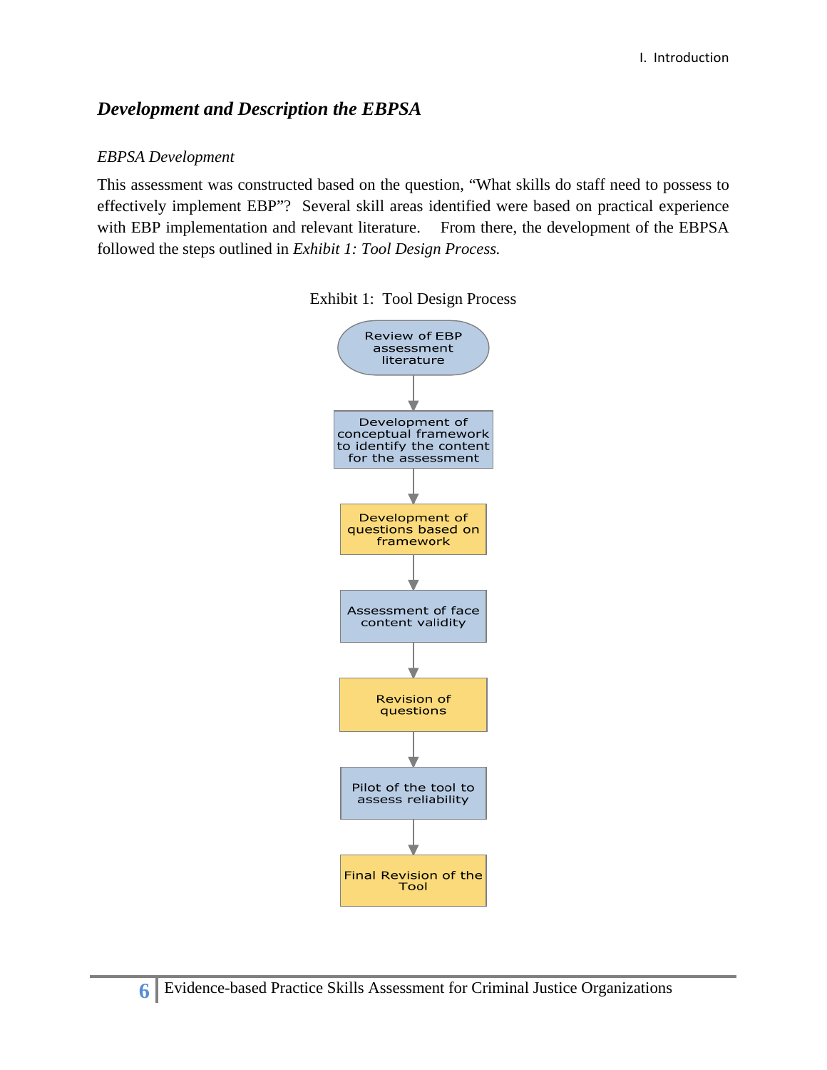## *Development and Description the EBPSA*

*EBPSA Development*

This assessment was constructed based on the question, "What skills do staff need to possess to effectively implement EBP"? Several skill areas identified were based on practical experience with EBP implementation and relevant literature. From there, the development of the EBPSA followed the steps outlined in *Exhibit 1: Tool Design Process.*

Exhibit 1: Tool Design Process

1. Review of EBP assessment literature
2. Development of conceptual framework to identify the content for the assessment
3. Development of questions based on framework
4. Assessment of face content validity
5. Revision of questions
6. Pilot of the tool to assess reliability
7. Final Revision of the Tool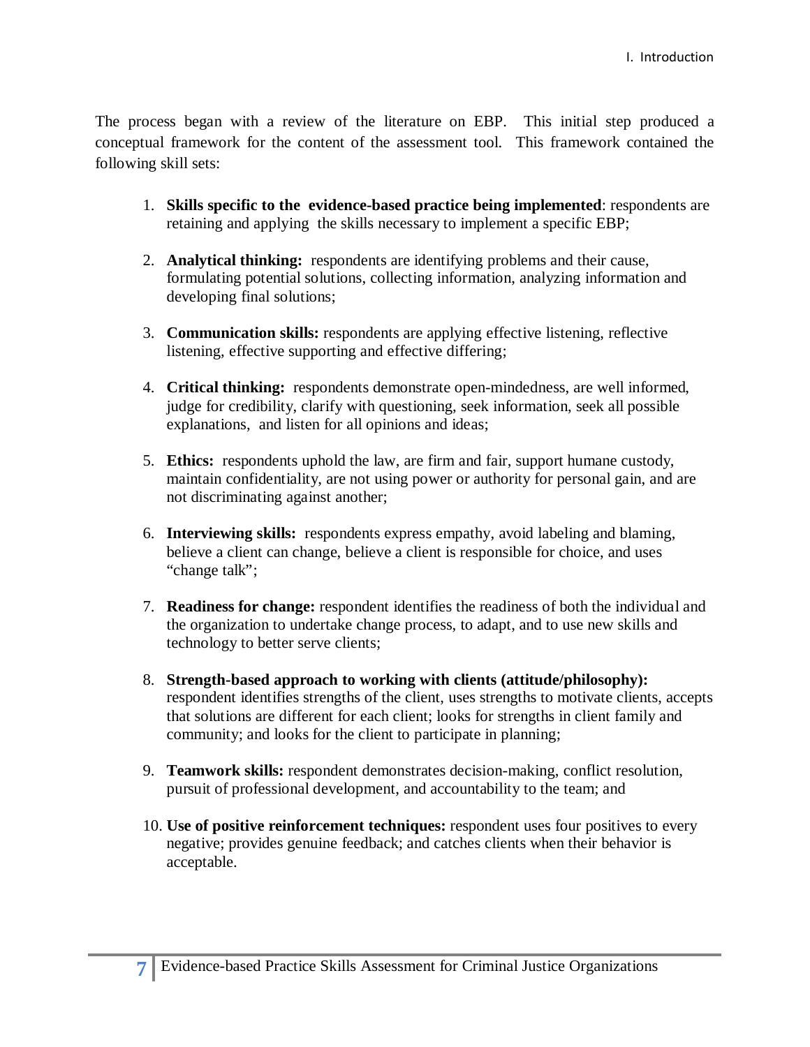The process began with a review of the literature on EBP. This initial step produced a conceptual framework for the content of the assessment tool. This framework contained the following skill sets:

1. **Skills specific to the evidence-based practice being implemented**: respondents are retaining and applying the skills necessary to implement a specific EBP;

2. **Analytical thinking:** respondents are identifying problems and their cause, formulating potential solutions, collecting information, analyzing information and developing final solutions;

3. **Communication skills:** respondents are applying effective listening, reflective listening, effective supporting and effective differing;

4. **Critical thinking:** respondents demonstrate open-mindedness, are well informed, judge for credibility, clarify with questioning, seek information, seek all possible explanations, and listen for all opinions and ideas;

5. **Ethics:** respondents uphold the law, are firm and fair, support humane custody, maintain confidentiality, are not using power or authority for personal gain, and are not discriminating against another;

6. **Interviewing skills:** respondents express empathy, avoid labeling and blaming, believe a client can change, believe a client is responsible for choice, and uses "change talk";

7. **Readiness for change:** respondent identifies the readiness of both the individual and the organization to undertake change process, to adapt, and to use new skills and technology to better serve clients;

8. **Strength-based approach to working with clients (attitude/philosophy):** respondent identifies strengths of the client, uses strengths to motivate clients, accepts that solutions are different for each client; looks for strengths in client family and community; and looks for the client to participate in planning;

9. **Teamwork skills:** respondent demonstrates decision-making, conflict resolution, pursuit of professional development, and accountability to the team; and

10. **Use of positive reinforcement techniques:** respondent uses four positives to every negative; provides genuine feedback; and catches clients when their behavior is acceptable.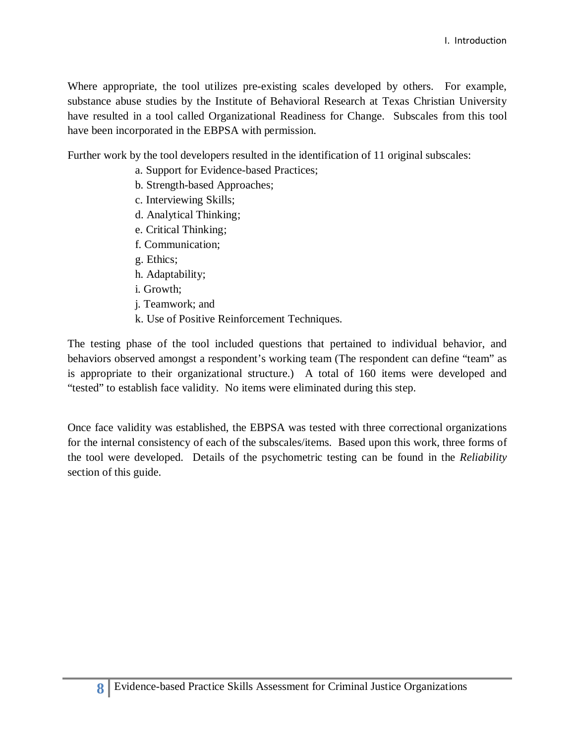Where appropriate, the tool utilizes pre-existing scales developed by others. For example, substance abuse studies by the Institute of Behavioral Research at Texas Christian University have resulted in a tool called Organizational Readiness for Change. Subscales from this tool have been incorporated in the EBPSA with permission.

Further work by the tool developers resulted in the identification of 11 original subscales:

a. Support for Evidence-based Practices;
b. Strength-based Approaches;
c. Interviewing Skills;
d. Analytical Thinking;
e. Critical Thinking;
f. Communication;
g. Ethics;
h. Adaptability;
i. Growth;
j. Teamwork; and
k. Use of Positive Reinforcement Techniques.

The testing phase of the tool included questions that pertained to individual behavior, and behaviors observed amongst a respondent's working team (The respondent can define "team" as is appropriate to their organizational structure.) A total of 160 items were developed and "tested" to establish face validity. No items were eliminated during this step.

Once face validity was established, the EBPSA was tested with three correctional organizations for the internal consistency of each of the subscales/items. Based upon this work, three forms of the tool were developed. Details of the psychometric testing can be found in the *Reliability* section of this guide.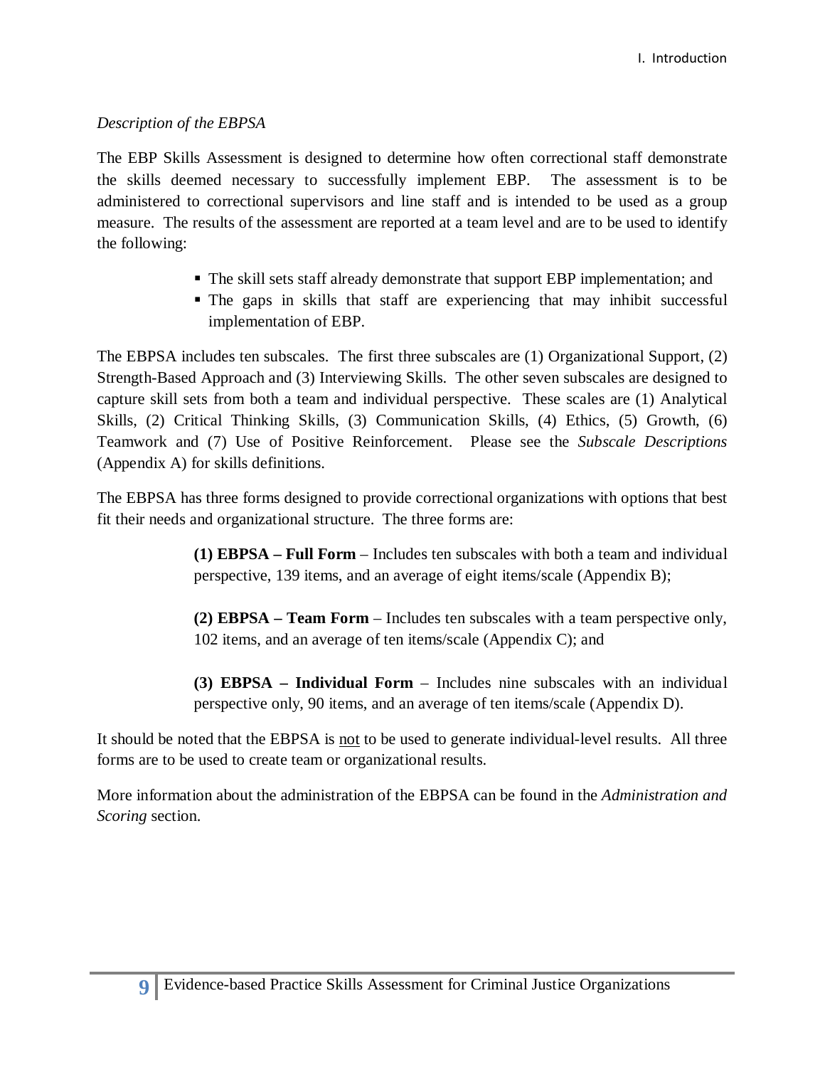*Description of the EBPSA*

The EBP Skills Assessment is designed to determine how often correctional staff demonstrate the skills deemed necessary to successfully implement EBP. The assessment is to be administered to correctional supervisors and line staff and is intended to be used as a group measure. The results of the assessment are reported at a team level and are to be used to identify the following:

- The skill sets staff already demonstrate that support EBP implementation; and
- The gaps in skills that staff are experiencing that may inhibit successful implementation of EBP.

The EBPSA includes ten subscales. The first three subscales are (1) Organizational Support, (2) Strength-Based Approach and (3) Interviewing Skills. The other seven subscales are designed to capture skill sets from both a team and individual perspective. These scales are (1) Analytical Skills, (2) Critical Thinking Skills, (3) Communication Skills, (4) Ethics, (5) Growth, (6) Teamwork and (7) Use of Positive Reinforcement. Please see the *Subscale Descriptions* (Appendix A) for skills definitions.

The EBPSA has three forms designed to provide correctional organizations with options that best fit their needs and organizational structure. The three forms are:

> **(1) EBPSA – Full Form** – Includes ten subscales with both a team and individual perspective, 139 items, and an average of eight items/scale (Appendix B);
>
> **(2) EBPSA – Team Form** – Includes ten subscales with a team perspective only, 102 items, and an average of ten items/scale (Appendix C); and
>
> **(3) EBPSA – Individual Form** – Includes nine subscales with an individual perspective only, 90 items, and an average of ten items/scale (Appendix D).

It should be noted that the EBPSA is <u>not</u> to be used to generate individual-level results. All three forms are to be used to create team or organizational results.

More information about the administration of the EBPSA can be found in the *Administration and Scoring* section.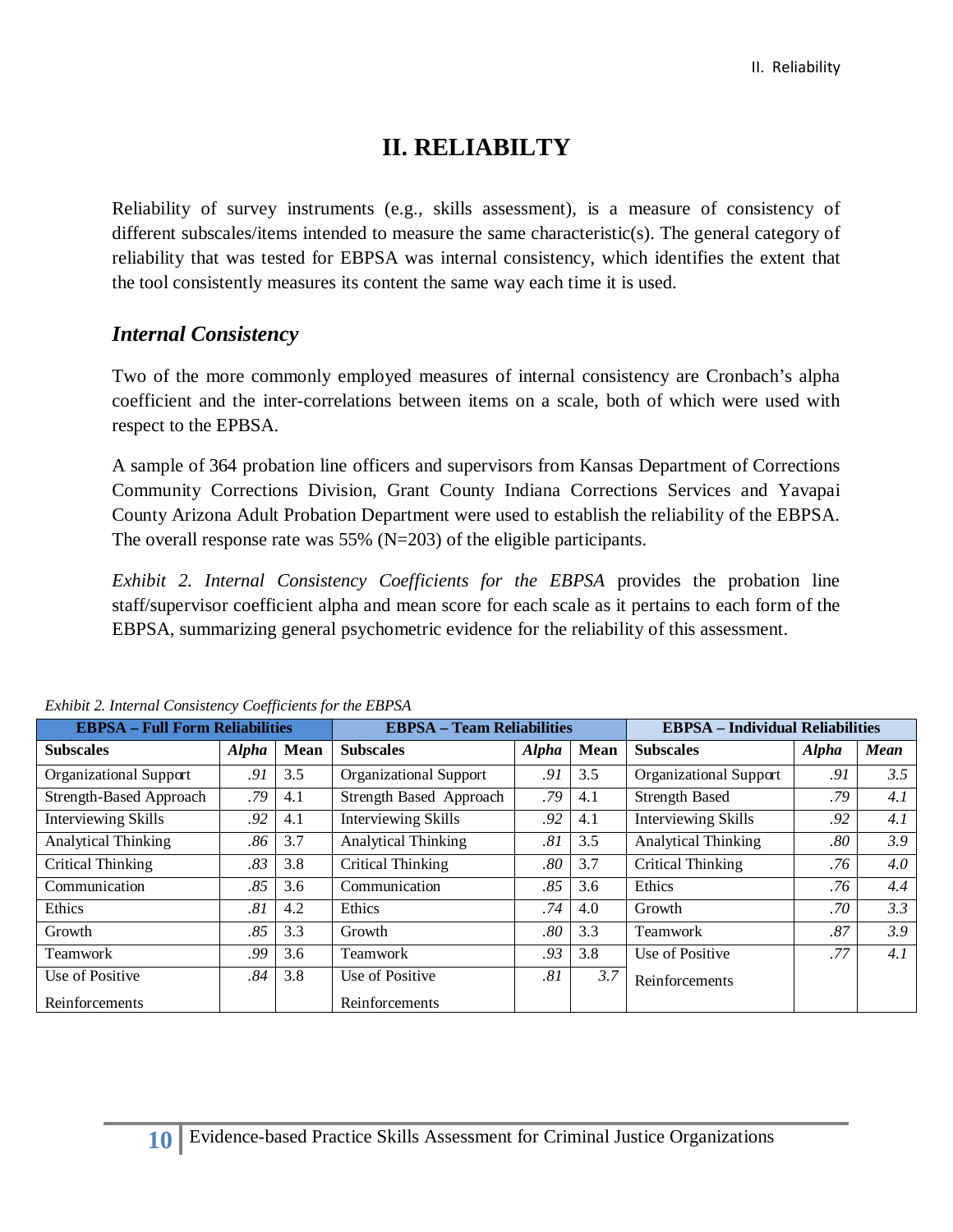# II. RELIABILTY

Reliability of survey instruments (e.g., skills assessment), is a measure of consistency of different subscales/items intended to measure the same characteristic(s). The general category of reliability that was tested for EBPSA was internal consistency, which identifies the extent that the tool consistently measures its content the same way each time it is used.

## *Internal Consistency*

Two of the more commonly employed measures of internal consistency are Cronbach's alpha coefficient and the inter-correlations between items on a scale, both of which were used with respect to the EPBSA.

A sample of 364 probation line officers and supervisors from Kansas Department of Corrections Community Corrections Division, Grant County Indiana Corrections Services and Yavapai County Arizona Adult Probation Department were used to establish the reliability of the EBPSA. The overall response rate was 55% (N=203) of the eligible participants.

*Exhibit 2. Internal Consistency Coefficients for the EBPSA* provides the probation line staff/supervisor coefficient alpha and mean score for each scale as it pertains to each form of the EBPSA, summarizing general psychometric evidence for the reliability of this assessment.

*Exhibit 2. Internal Consistency Coefficients for the EBPSA*

| EBPSA – Full Form Reliabilities | | | EBPSA – Team Reliabilities | | | EBPSA – Individual Reliabilities | | |
|---|---|---|---|---|---|---|---|---|
| **Subscales** | ***Alpha*** | **Mean** | **Subscales** | ***Alpha*** | **Mean** | **Subscales** | ***Alpha*** | ***Mean*** |
| Organizational Support | *.91* | 3.5 | Organizational Support | *.91* | 3.5 | Organizational Support | *.91* | *3.5* |
| Strength-Based Approach | *.79* | 4.1 | Strength Based Approach | *.79* | 4.1 | Strength Based | *.79* | *4.1* |
| Interviewing Skills | *.92* | 4.1 | Interviewing Skills | *.92* | 4.1 | Interviewing Skills | *.92* | *4.1* |
| Analytical Thinking | *.86* | 3.7 | Analytical Thinking | *.81* | 3.5 | Analytical Thinking | *.80* | *3.9* |
| Critical Thinking | *.83* | 3.8 | Critical Thinking | *.80* | 3.7 | Critical Thinking | *.76* | *4.0* |
| Communication | *.85* | 3.6 | Communication | *.85* | 3.6 | Ethics | *.76* | *4.4* |
| Ethics | *.81* | 4.2 | Ethics | *.74* | 4.0 | Growth | *.70* | *3.3* |
| Growth | *.85* | 3.3 | Growth | *.80* | 3.3 | Teamwork | *.87* | *3.9* |
| Teamwork | *.99* | 3.6 | Teamwork | *.93* | 3.8 | Use of Positive Reinforcements | *.77* | *4.1* |
| Use of Positive Reinforcements | *.84* | 3.8 | Use of Positive Reinforcements | *.81* | *3.7* | | | |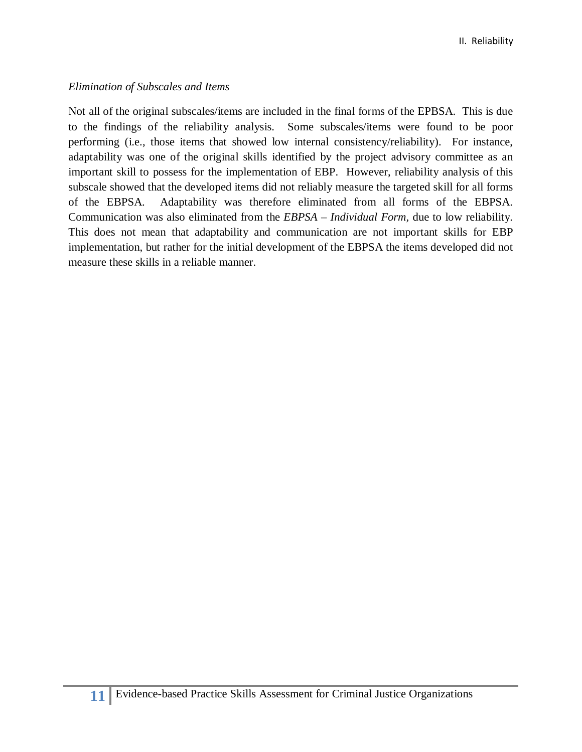*Elimination of Subscales and Items*

Not all of the original subscales/items are included in the final forms of the EPBSA. This is due to the findings of the reliability analysis. Some subscales/items were found to be poor performing (i.e., those items that showed low internal consistency/reliability). For instance, adaptability was one of the original skills identified by the project advisory committee as an important skill to possess for the implementation of EBP. However, reliability analysis of this subscale showed that the developed items did not reliably measure the targeted skill for all forms of the EBPSA. Adaptability was therefore eliminated from all forms of the EBPSA. Communication was also eliminated from the *EBPSA – Individual Form*, due to low reliability. This does not mean that adaptability and communication are not important skills for EBP implementation, but rather for the initial development of the EBPSA the items developed did not measure these skills in a reliable manner.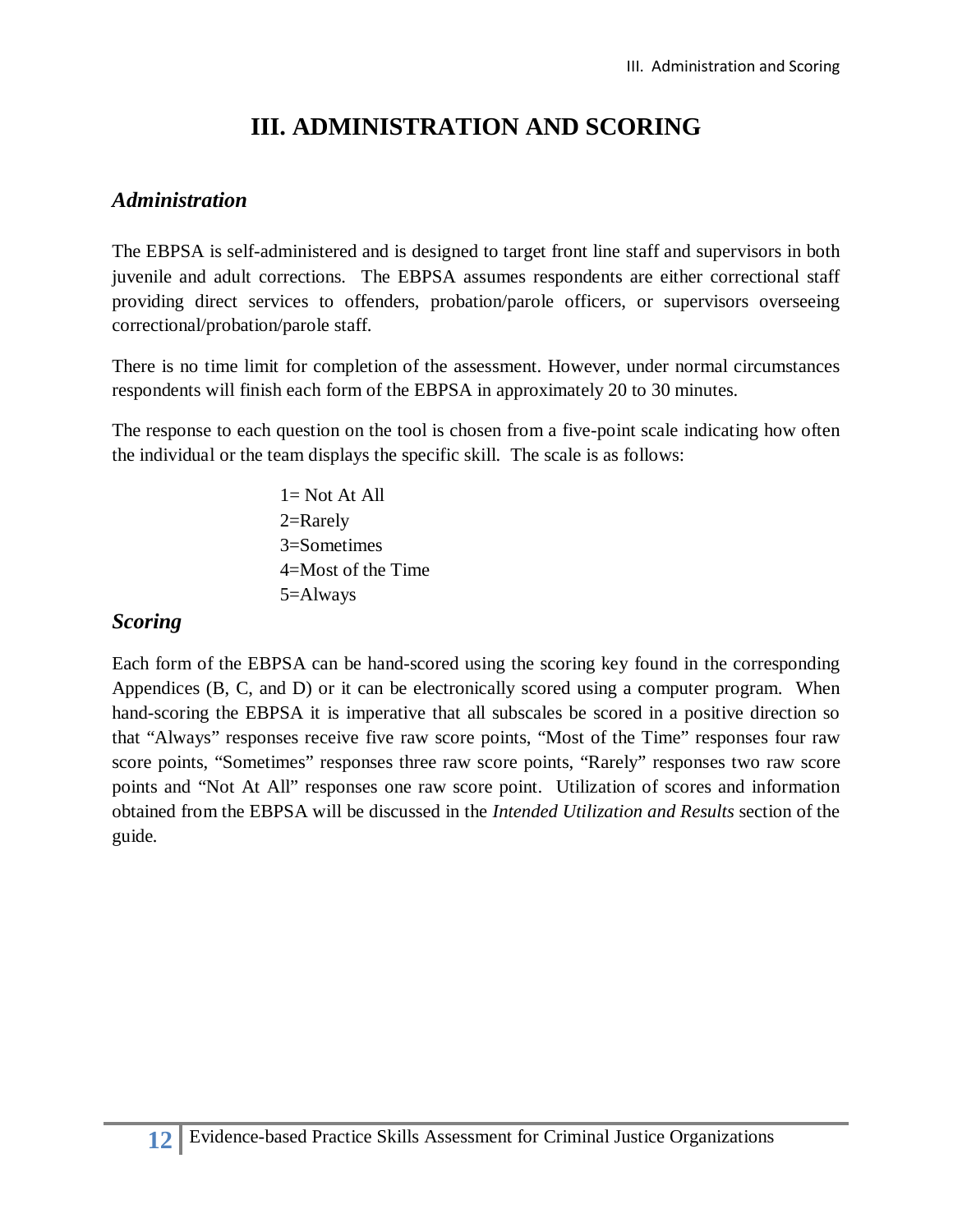# III. ADMINISTRATION AND SCORING

## *Administration*

The EBPSA is self-administered and is designed to target front line staff and supervisors in both juvenile and adult corrections. The EBPSA assumes respondents are either correctional staff providing direct services to offenders, probation/parole officers, or supervisors overseeing correctional/probation/parole staff.

There is no time limit for completion of the assessment. However, under normal circumstances respondents will finish each form of the EBPSA in approximately 20 to 30 minutes.

The response to each question on the tool is chosen from a five-point scale indicating how often the individual or the team displays the specific skill. The scale is as follows:

1= Not At All
2=Rarely
3=Sometimes
4=Most of the Time
5=Always

## *Scoring*

Each form of the EBPSA can be hand-scored using the scoring key found in the corresponding Appendices (B, C, and D) or it can be electronically scored using a computer program. When hand-scoring the EBPSA it is imperative that all subscales be scored in a positive direction so that "Always" responses receive five raw score points, "Most of the Time" responses four raw score points, "Sometimes" responses three raw score points, "Rarely" responses two raw score points and "Not At All" responses one raw score point. Utilization of scores and information obtained from the EBPSA will be discussed in the *Intended Utilization and Results* section of the guide.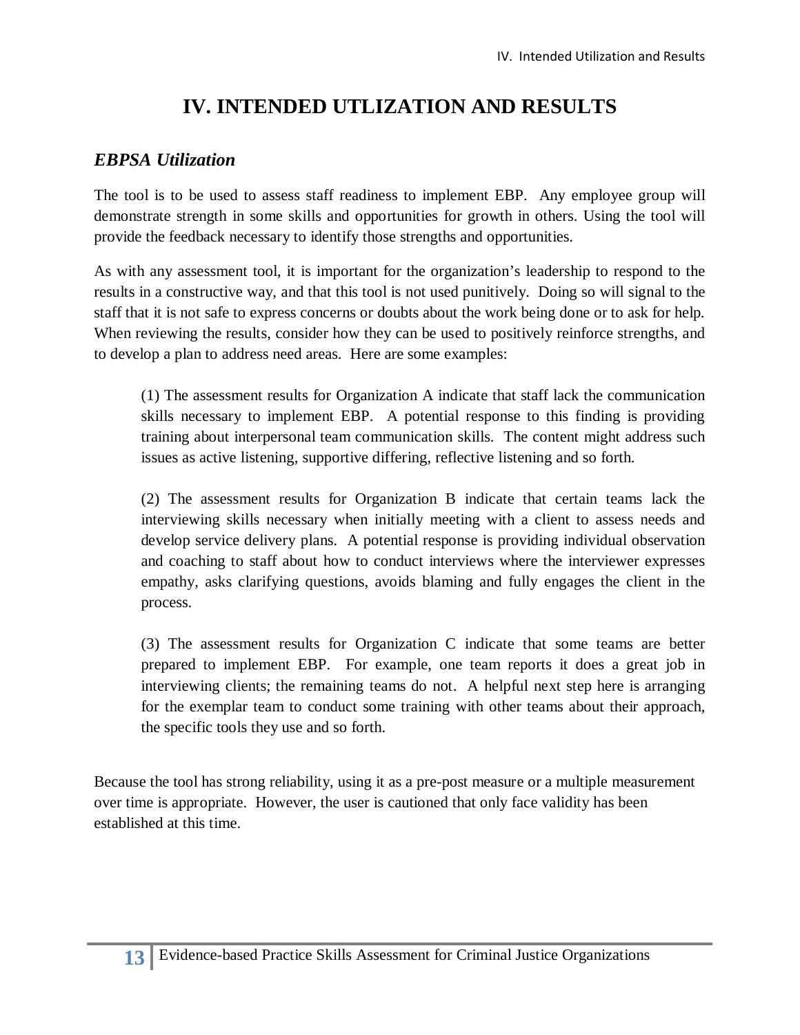# IV. INTENDED UTLIZATION AND RESULTS

## *EBPSA Utilization*

The tool is to be used to assess staff readiness to implement EBP. Any employee group will demonstrate strength in some skills and opportunities for growth in others. Using the tool will provide the feedback necessary to identify those strengths and opportunities.

As with any assessment tool, it is important for the organization's leadership to respond to the results in a constructive way, and that this tool is not used punitively. Doing so will signal to the staff that it is not safe to express concerns or doubts about the work being done or to ask for help. When reviewing the results, consider how they can be used to positively reinforce strengths, and to develop a plan to address need areas. Here are some examples:

> (1) The assessment results for Organization A indicate that staff lack the communication skills necessary to implement EBP. A potential response to this finding is providing training about interpersonal team communication skills. The content might address such issues as active listening, supportive differing, reflective listening and so forth.
>
> (2) The assessment results for Organization B indicate that certain teams lack the interviewing skills necessary when initially meeting with a client to assess needs and develop service delivery plans. A potential response is providing individual observation and coaching to staff about how to conduct interviews where the interviewer expresses empathy, asks clarifying questions, avoids blaming and fully engages the client in the process.
>
> (3) The assessment results for Organization C indicate that some teams are better prepared to implement EBP. For example, one team reports it does a great job in interviewing clients; the remaining teams do not. A helpful next step here is arranging for the exemplar team to conduct some training with other teams about their approach, the specific tools they use and so forth.

Because the tool has strong reliability, using it as a pre-post measure or a multiple measurement over time is appropriate. However, the user is cautioned that only face validity has been established at this time.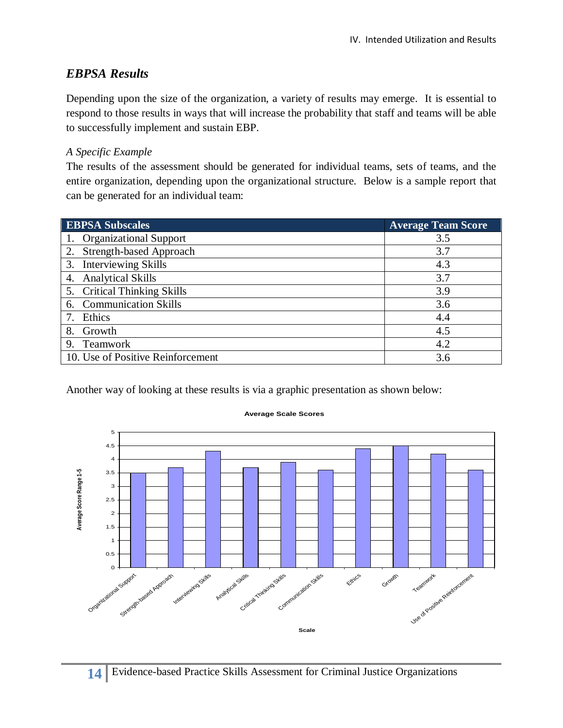## *EBPSA Results*

Depending upon the size of the organization, a variety of results may emerge. It is essential to respond to those results in ways that will increase the probability that staff and teams will be able to successfully implement and sustain EBP.

*A Specific Example*

The results of the assessment should be generated for individual teams, sets of teams, and the entire organization, depending upon the organizational structure. Below is a sample report that can be generated for an individual team:

| EBPSA Subscales | Average Team Score |
|---|---|
| 1. Organizational Support | 3.5 |
| 2. Strength-based Approach | 3.7 |
| 3. Interviewing Skills | 4.3 |
| 4. Analytical Skills | 3.7 |
| 5. Critical Thinking Skills | 3.9 |
| 6. Communication Skills | 3.6 |
| 7. Ethics | 4.4 |
| 8. Growth | 4.5 |
| 9. Teamwork | 4.2 |
| 10. Use of Positive Reinforcement | 3.6 |

Another way of looking at these results is via a graphic presentation as shown below:

**Average Scale Scores**

| Scale | Average Score Range 1-5 |
|---|---|
| Organizational Support | 3.5 |
| Strength-based Approach | 3.7 |
| Interviewing Skills | 4.3 |
| Analytical Skills | 3.7 |
| Critical Thinking Skills | 3.9 |
| Communication Skills | 3.6 |
| Ethics | 4.4 |
| Growth | 4.5 |
| Teamwork | 4.2 |
| Use of Positive Reinforcement | 3.6 |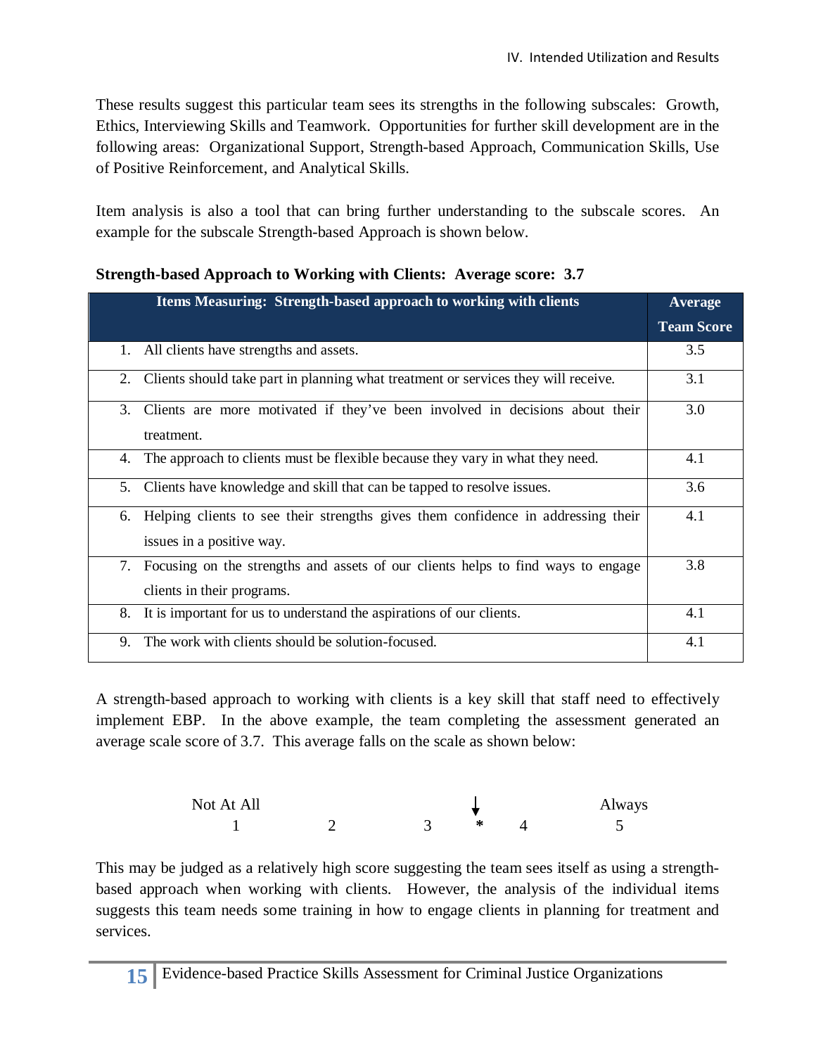These results suggest this particular team sees its strengths in the following subscales: Growth, Ethics, Interviewing Skills and Teamwork. Opportunities for further skill development are in the following areas: Organizational Support, Strength-based Approach, Communication Skills, Use of Positive Reinforcement, and Analytical Skills.

Item analysis is also a tool that can bring further understanding to the subscale scores. An example for the subscale Strength-based Approach is shown below.

**Strength-based Approach to Working with Clients: Average score: 3.7**

| Items Measuring: Strength-based approach to working with clients | Average Team Score |
|---|---|
| 1. All clients have strengths and assets. | 3.5 |
| 2. Clients should take part in planning what treatment or services they will receive. | 3.1 |
| 3. Clients are more motivated if they've been involved in decisions about their treatment. | 3.0 |
| 4. The approach to clients must be flexible because they vary in what they need. | 4.1 |
| 5. Clients have knowledge and skill that can be tapped to resolve issues. | 3.6 |
| 6. Helping clients to see their strengths gives them confidence in addressing their issues in a positive way. | 4.1 |
| 7. Focusing on the strengths and assets of our clients helps to find ways to engage clients in their programs. | 3.8 |
| 8. It is important for us to understand the aspirations of our clients. | 4.1 |
| 9. The work with clients should be solution-focused. | 4.1 |

A strength-based approach to working with clients is a key skill that staff need to effectively implement EBP. In the above example, the team completing the assessment generated an average scale score of 3.7. This average falls on the scale as shown below:

```
Not At All                              ↓              Always
    1          2          3          *      4             5
```

This may be judged as a relatively high score suggesting the team sees itself as using a strength-based approach when working with clients. However, the analysis of the individual items suggests this team needs some training in how to engage clients in planning for treatment and services.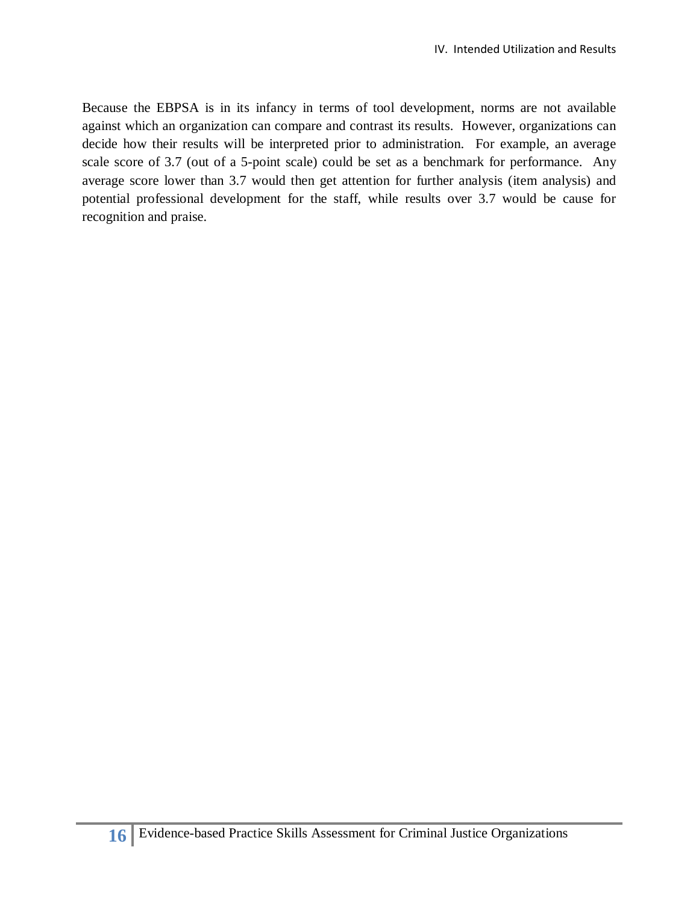Because the EBPSA is in its infancy in terms of tool development, norms are not available against which an organization can compare and contrast its results. However, organizations can decide how their results will be interpreted prior to administration. For example, an average scale score of 3.7 (out of a 5-point scale) could be set as a benchmark for performance. Any average score lower than 3.7 would then get attention for further analysis (item analysis) and potential professional development for the staff, while results over 3.7 would be cause for recognition and praise.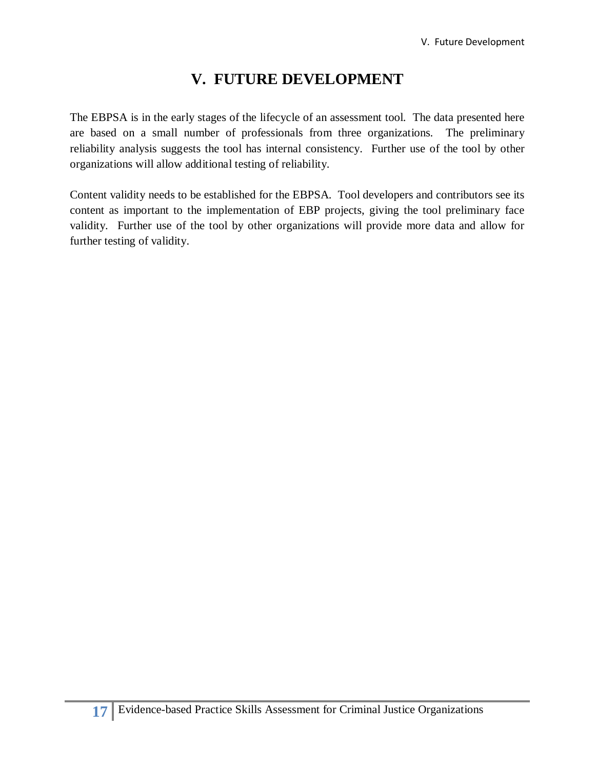# V. FUTURE DEVELOPMENT

The EBPSA is in the early stages of the lifecycle of an assessment tool. The data presented here are based on a small number of professionals from three organizations. The preliminary reliability analysis suggests the tool has internal consistency. Further use of the tool by other organizations will allow additional testing of reliability.

Content validity needs to be established for the EBPSA. Tool developers and contributors see its content as important to the implementation of EBP projects, giving the tool preliminary face validity. Further use of the tool by other organizations will provide more data and allow for further testing of validity.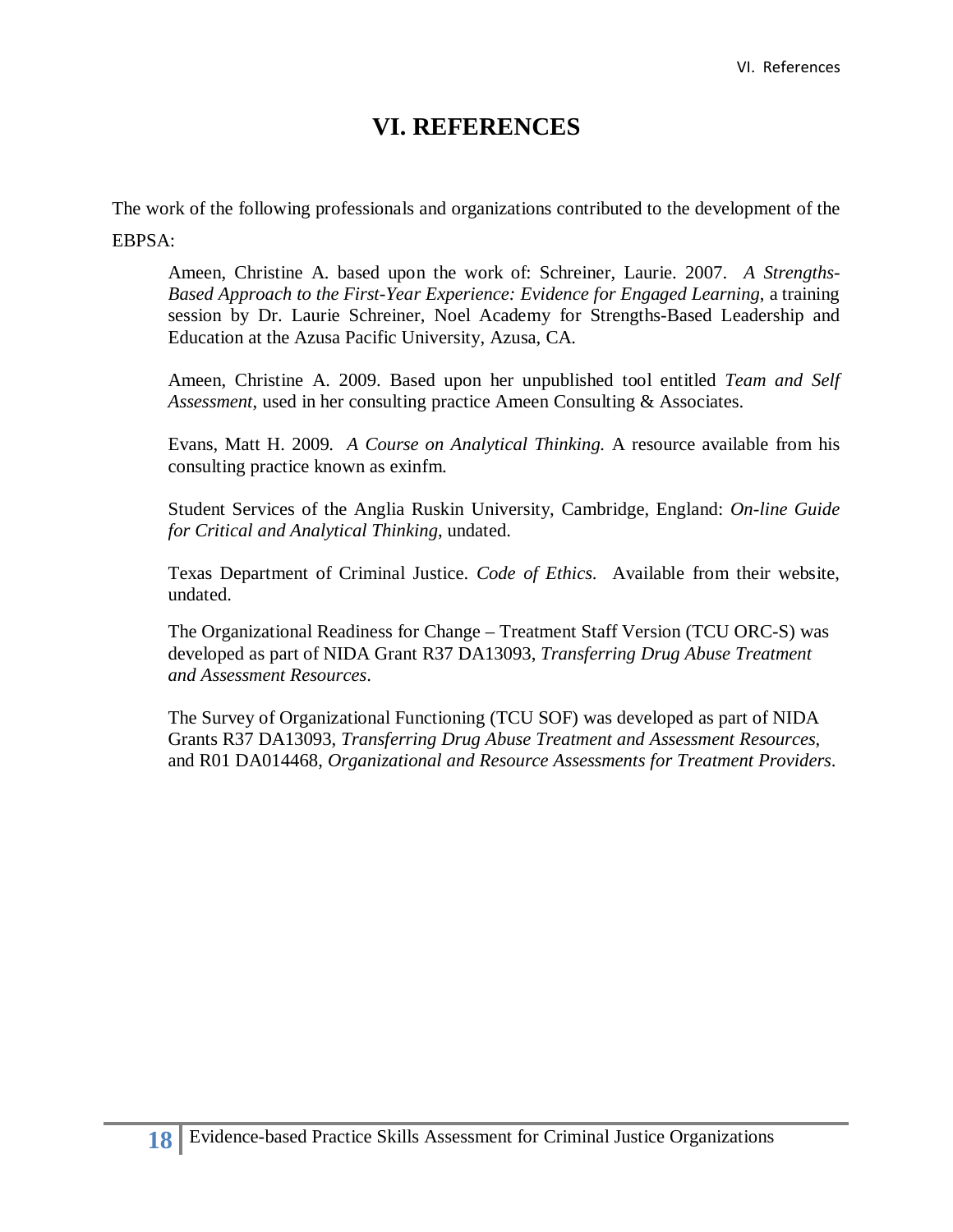# VI. REFERENCES

The work of the following professionals and organizations contributed to the development of the EBPSA:

> Ameen, Christine A. based upon the work of: Schreiner, Laurie. 2007. *A Strengths-Based Approach to the First-Year Experience: Evidence for Engaged Learning*, a training session by Dr. Laurie Schreiner, Noel Academy for Strengths-Based Leadership and Education at the Azusa Pacific University, Azusa, CA.
>
> Ameen, Christine A. 2009. Based upon her unpublished tool entitled *Team and Self Assessment*, used in her consulting practice Ameen Consulting & Associates.
>
> Evans, Matt H. 2009. *A Course on Analytical Thinking.* A resource available from his consulting practice known as exinfm.
>
> Student Services of the Anglia Ruskin University, Cambridge, England: *On-line Guide for Critical and Analytical Thinking*, undated.
>
> Texas Department of Criminal Justice. *Code of Ethics.* Available from their website, undated.
>
> The Organizational Readiness for Change – Treatment Staff Version (TCU ORC-S) was developed as part of NIDA Grant R37 DA13093, *Transferring Drug Abuse Treatment and Assessment Resources*.
>
> The Survey of Organizational Functioning (TCU SOF) was developed as part of NIDA Grants R37 DA13093, *Transferring Drug Abuse Treatment and Assessment Resources*, and R01 DA014468, *Organizational and Resource Assessments for Treatment Providers*.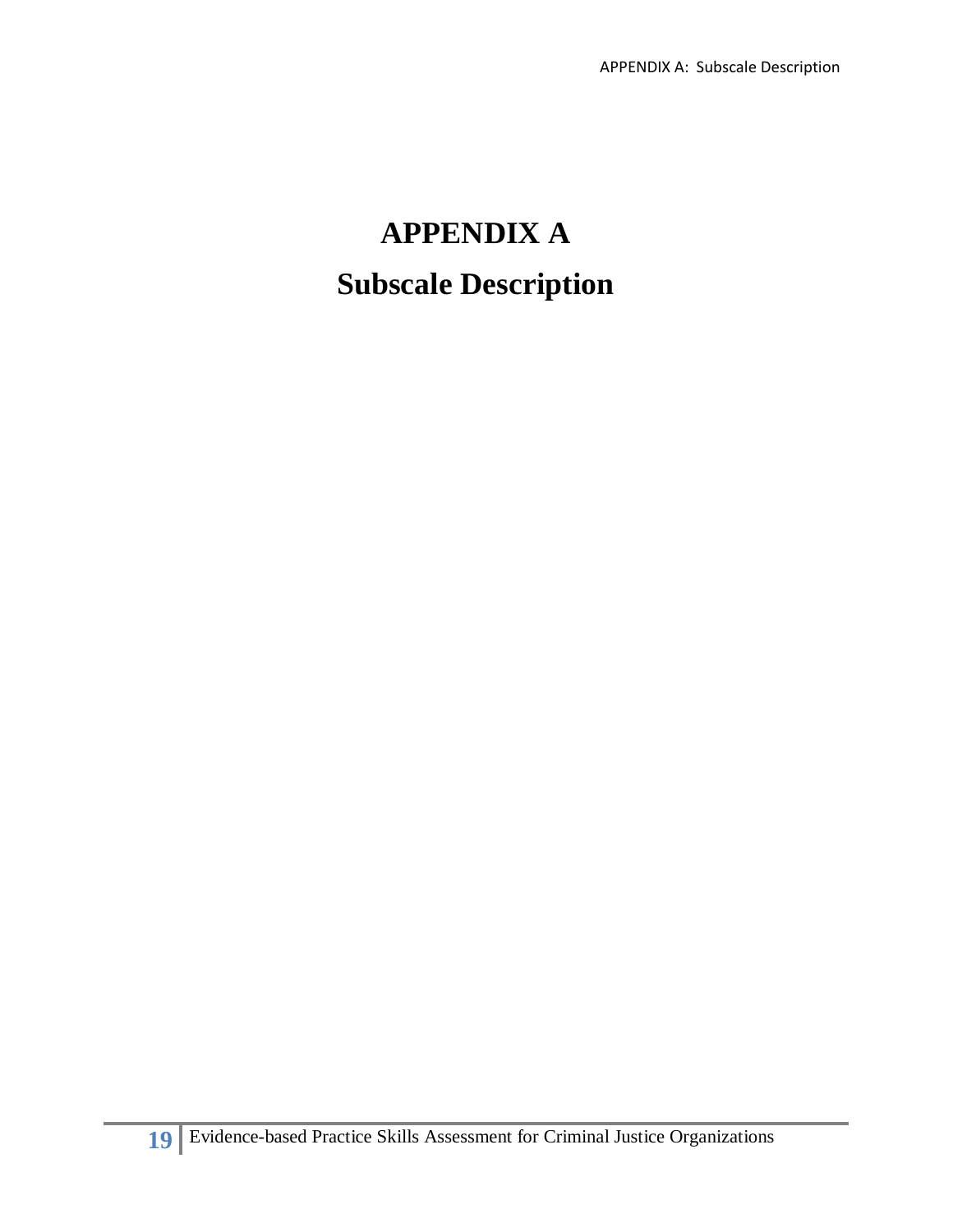# APPENDIX A

## Subscale Description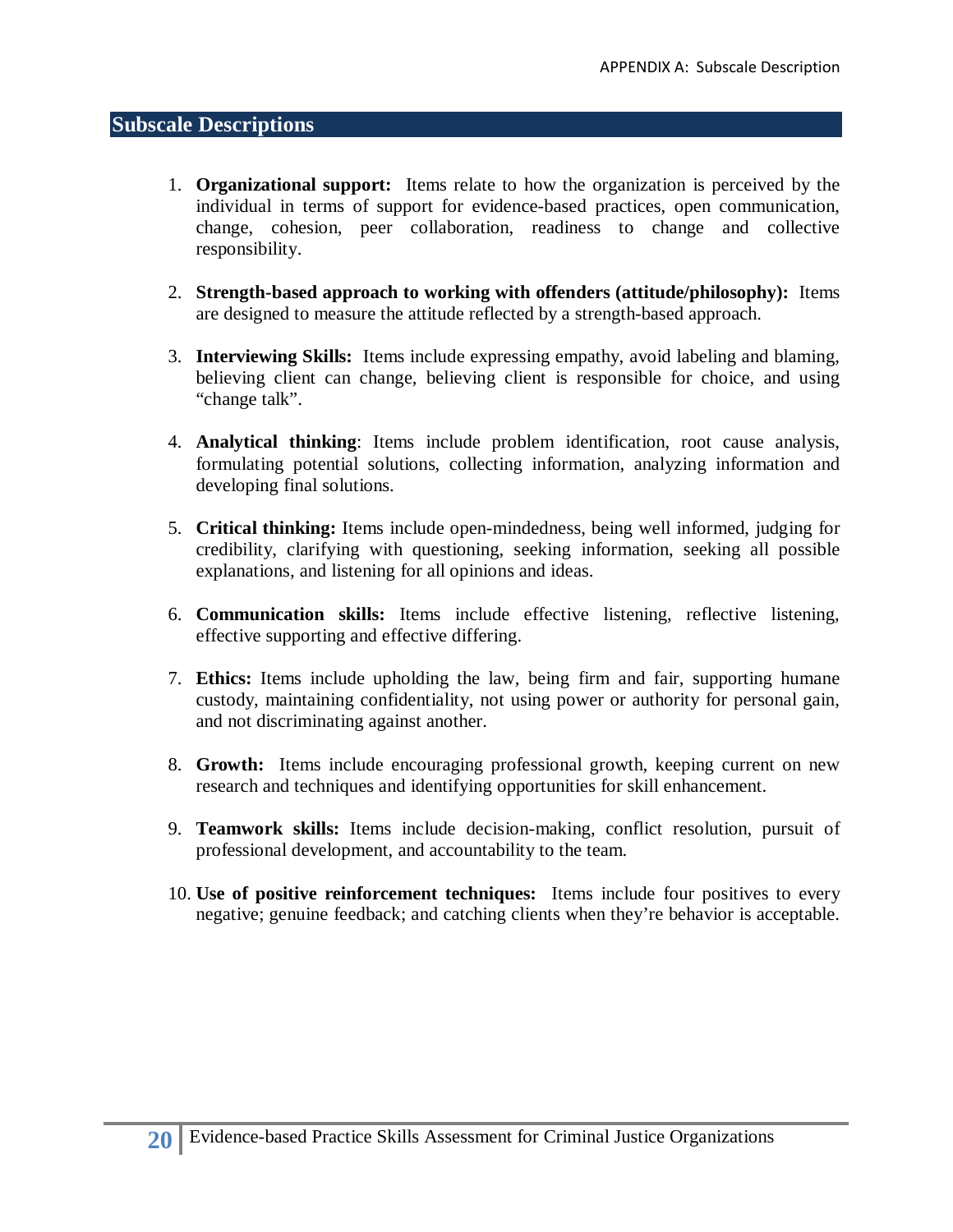## Subscale Descriptions

1. **Organizational support:** Items relate to how the organization is perceived by the individual in terms of support for evidence-based practices, open communication, change, cohesion, peer collaboration, readiness to change and collective responsibility.

2. **Strength-based approach to working with offenders (attitude/philosophy):** Items are designed to measure the attitude reflected by a strength-based approach.

3. **Interviewing Skills:** Items include expressing empathy, avoid labeling and blaming, believing client can change, believing client is responsible for choice, and using "change talk".

4. **Analytical thinking**: Items include problem identification, root cause analysis, formulating potential solutions, collecting information, analyzing information and developing final solutions.

5. **Critical thinking:** Items include open-mindedness, being well informed, judging for credibility, clarifying with questioning, seeking information, seeking all possible explanations, and listening for all opinions and ideas.

6. **Communication skills:** Items include effective listening, reflective listening, effective supporting and effective differing.

7. **Ethics:** Items include upholding the law, being firm and fair, supporting humane custody, maintaining confidentiality, not using power or authority for personal gain, and not discriminating against another.

8. **Growth:** Items include encouraging professional growth, keeping current on new research and techniques and identifying opportunities for skill enhancement.

9. **Teamwork skills:** Items include decision-making, conflict resolution, pursuit of professional development, and accountability to the team.

10. **Use of positive reinforcement techniques:** Items include four positives to every negative; genuine feedback; and catching clients when they're behavior is acceptable.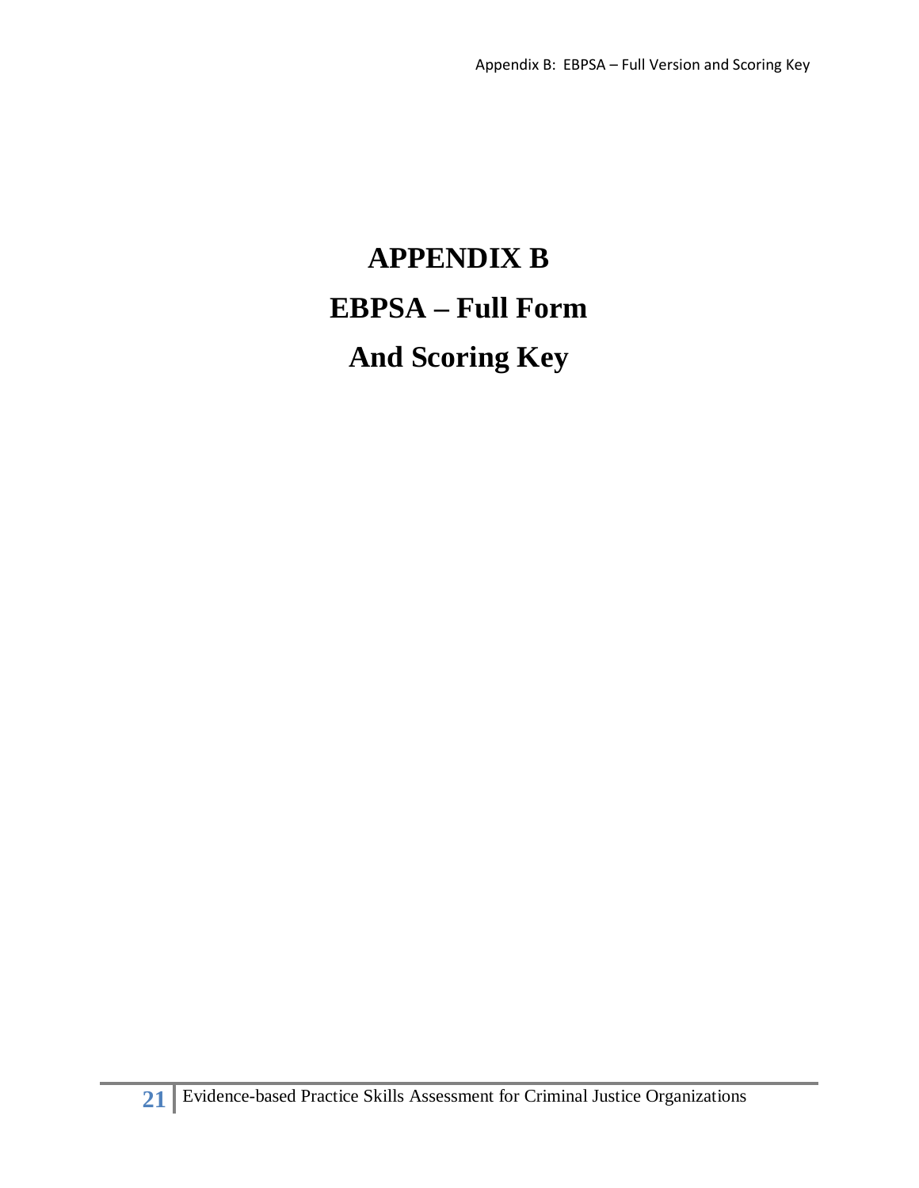# APPENDIX B

# EBPSA – Full Form

# And Scoring Key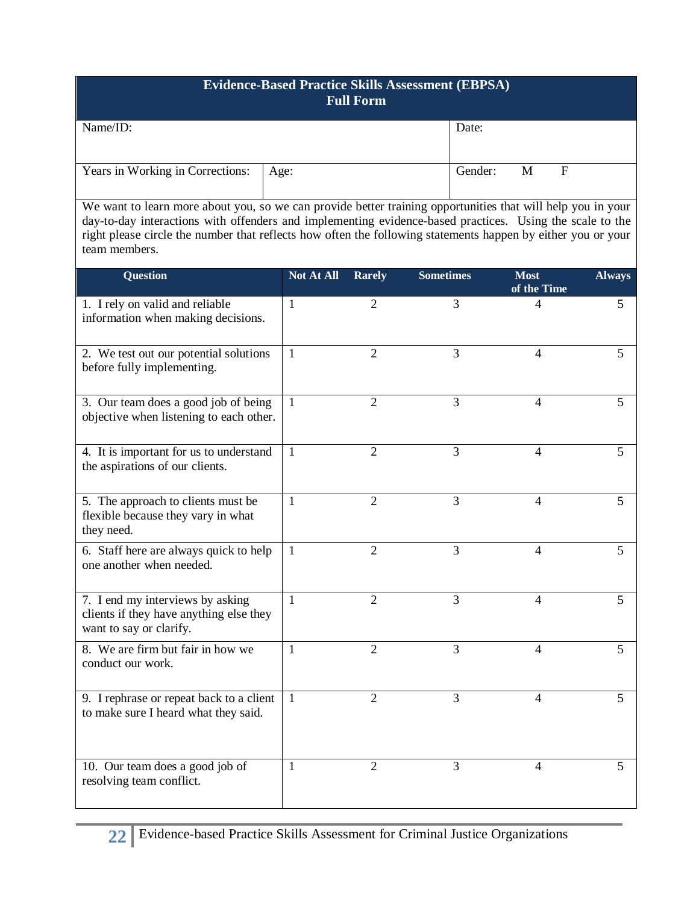## Evidence-Based Practice Skills Assessment (EBPSA)
### Full Form

| Name/ID: | | Date: |
|---|---|---|
| Years in Working in Corrections: | Age: | Gender: M F |

We want to learn more about you, so we can provide better training opportunities that will help you in your day-to-day interactions with offenders and implementing evidence-based practices. Using the scale to the right please circle the number that reflects how often the following statements happen by either you or your team members.

| Question | Not At All | Rarely | Sometimes | Most of the Time | Always |
|---|---|---|---|---|---|
| 1. I rely on valid and reliable information when making decisions. | 1 | 2 | 3 | 4 | 5 |
| 2. We test out our potential solutions before fully implementing. | 1 | 2 | 3 | 4 | 5 |
| 3. Our team does a good job of being objective when listening to each other. | 1 | 2 | 3 | 4 | 5 |
| 4. It is important for us to understand the aspirations of our clients. | 1 | 2 | 3 | 4 | 5 |
| 5. The approach to clients must be flexible because they vary in what they need. | 1 | 2 | 3 | 4 | 5 |
| 6. Staff here are always quick to help one another when needed. | 1 | 2 | 3 | 4 | 5 |
| 7. I end my interviews by asking clients if they have anything else they want to say or clarify. | 1 | 2 | 3 | 4 | 5 |
| 8. We are firm but fair in how we conduct our work. | 1 | 2 | 3 | 4 | 5 |
| 9. I rephrase or repeat back to a client to make sure I heard what they said. | 1 | 2 | 3 | 4 | 5 |
| 10. Our team does a good job of resolving team conflict. | 1 | 2 | 3 | 4 | 5 |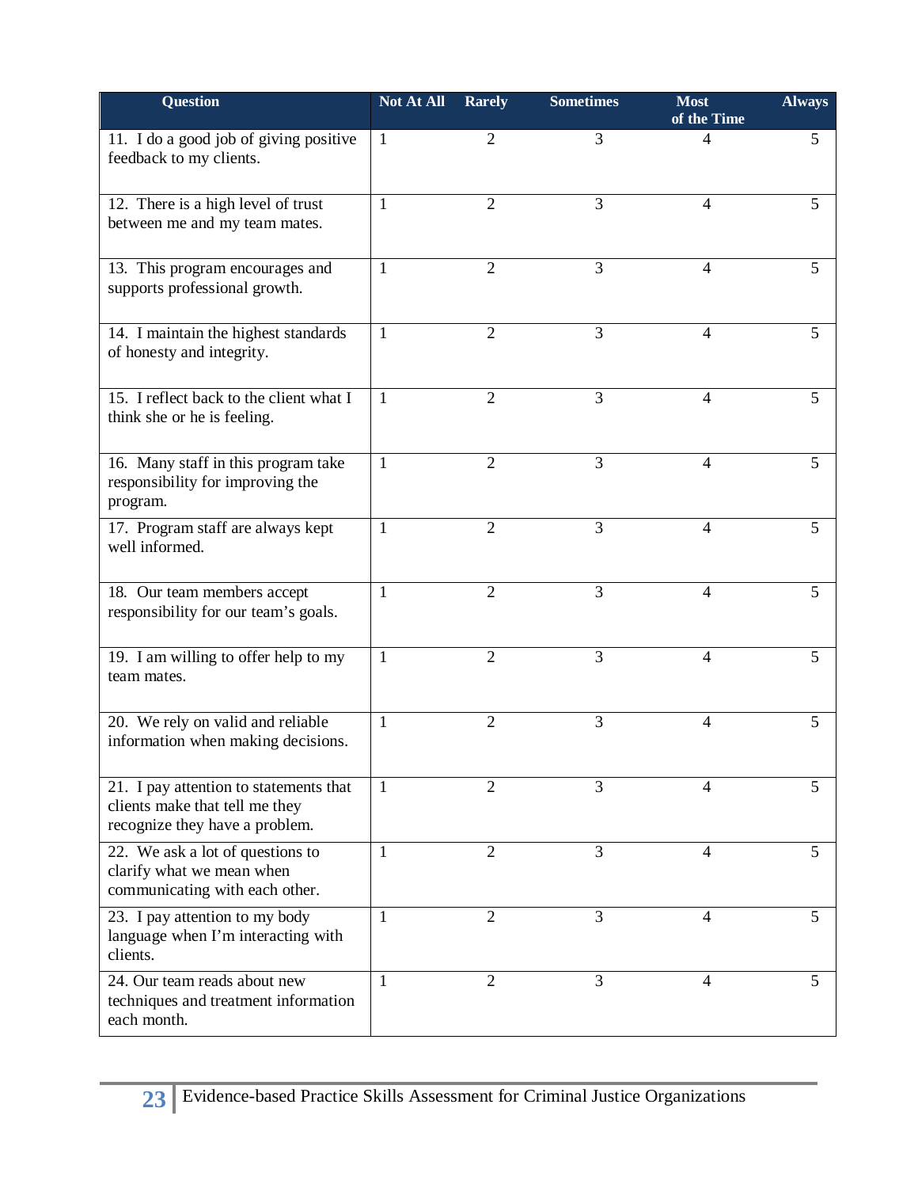| Question | Not At All | Rarely | Sometimes | Most of the Time | Always |
|---|---|---|---|---|---|
| 11. I do a good job of giving positive feedback to my clients. | 1 | 2 | 3 | 4 | 5 |
| 12. There is a high level of trust between me and my team mates. | 1 | 2 | 3 | 4 | 5 |
| 13. This program encourages and supports professional growth. | 1 | 2 | 3 | 4 | 5 |
| 14. I maintain the highest standards of honesty and integrity. | 1 | 2 | 3 | 4 | 5 |
| 15. I reflect back to the client what I think she or he is feeling. | 1 | 2 | 3 | 4 | 5 |
| 16. Many staff in this program take responsibility for improving the program. | 1 | 2 | 3 | 4 | 5 |
| 17. Program staff are always kept well informed. | 1 | 2 | 3 | 4 | 5 |
| 18. Our team members accept responsibility for our team's goals. | 1 | 2 | 3 | 4 | 5 |
| 19. I am willing to offer help to my team mates. | 1 | 2 | 3 | 4 | 5 |
| 20. We rely on valid and reliable information when making decisions. | 1 | 2 | 3 | 4 | 5 |
| 21. I pay attention to statements that clients make that tell me they recognize they have a problem. | 1 | 2 | 3 | 4 | 5 |
| 22. We ask a lot of questions to clarify what we mean when communicating with each other. | 1 | 2 | 3 | 4 | 5 |
| 23. I pay attention to my body language when I'm interacting with clients. | 1 | 2 | 3 | 4 | 5 |
| 24. Our team reads about new techniques and treatment information each month. | 1 | 2 | 3 | 4 | 5 |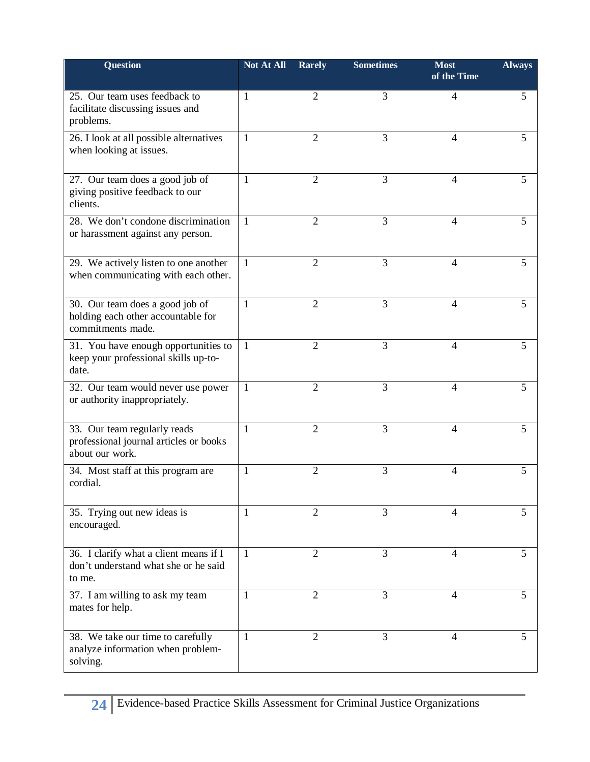| Question | Not At All | Rarely | Sometimes | Most of the Time | Always |
|---|---|---|---|---|---|
| 25. Our team uses feedback to facilitate discussing issues and problems. | 1 | 2 | 3 | 4 | 5 |
| 26. I look at all possible alternatives when looking at issues. | 1 | 2 | 3 | 4 | 5 |
| 27. Our team does a good job of giving positive feedback to our clients. | 1 | 2 | 3 | 4 | 5 |
| 28. We don't condone discrimination or harassment against any person. | 1 | 2 | 3 | 4 | 5 |
| 29. We actively listen to one another when communicating with each other. | 1 | 2 | 3 | 4 | 5 |
| 30. Our team does a good job of holding each other accountable for commitments made. | 1 | 2 | 3 | 4 | 5 |
| 31. You have enough opportunities to keep your professional skills up-to-date. | 1 | 2 | 3 | 4 | 5 |
| 32. Our team would never use power or authority inappropriately. | 1 | 2 | 3 | 4 | 5 |
| 33. Our team regularly reads professional journal articles or books about our work. | 1 | 2 | 3 | 4 | 5 |
| 34. Most staff at this program are cordial. | 1 | 2 | 3 | 4 | 5 |
| 35. Trying out new ideas is encouraged. | 1 | 2 | 3 | 4 | 5 |
| 36. I clarify what a client means if I don't understand what she or he said to me. | 1 | 2 | 3 | 4 | 5 |
| 37. I am willing to ask my team mates for help. | 1 | 2 | 3 | 4 | 5 |
| 38. We take our time to carefully analyze information when problem-solving. | 1 | 2 | 3 | 4 | 5 |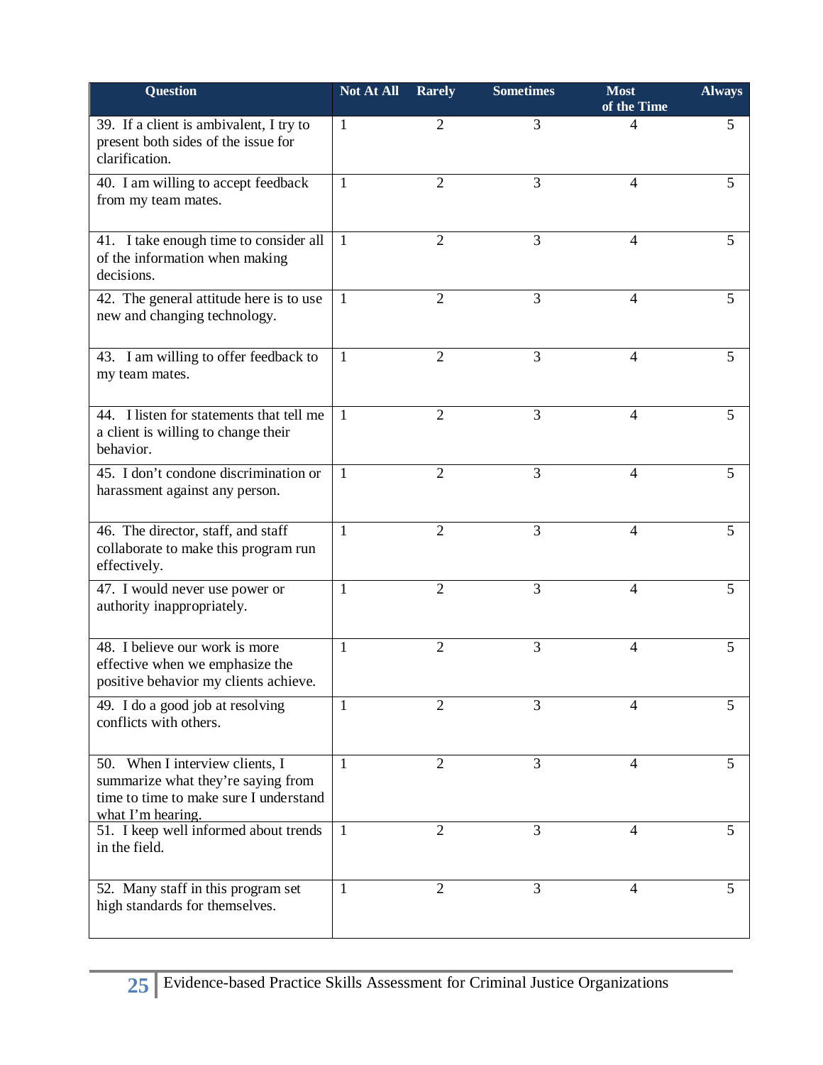| Question | Not At All | Rarely | Sometimes | Most of the Time | Always |
| --- | --- | --- | --- | --- | --- |
| 39. If a client is ambivalent, I try to present both sides of the issue for clarification. | 1 | 2 | 3 | 4 | 5 |
| 40. I am willing to accept feedback from my team mates. | 1 | 2 | 3 | 4 | 5 |
| 41. I take enough time to consider all of the information when making decisions. | 1 | 2 | 3 | 4 | 5 |
| 42. The general attitude here is to use new and changing technology. | 1 | 2 | 3 | 4 | 5 |
| 43. I am willing to offer feedback to my team mates. | 1 | 2 | 3 | 4 | 5 |
| 44. I listen for statements that tell me a client is willing to change their behavior. | 1 | 2 | 3 | 4 | 5 |
| 45. I don't condone discrimination or harassment against any person. | 1 | 2 | 3 | 4 | 5 |
| 46. The director, staff, and staff collaborate to make this program run effectively. | 1 | 2 | 3 | 4 | 5 |
| 47. I would never use power or authority inappropriately. | 1 | 2 | 3 | 4 | 5 |
| 48. I believe our work is more effective when we emphasize the positive behavior my clients achieve. | 1 | 2 | 3 | 4 | 5 |
| 49. I do a good job at resolving conflicts with others. | 1 | 2 | 3 | 4 | 5 |
| 50. When I interview clients, I summarize what they're saying from time to time to make sure I understand what I'm hearing. | 1 | 2 | 3 | 4 | 5 |
| 51. I keep well informed about trends in the field. | 1 | 2 | 3 | 4 | 5 |
| 52. Many staff in this program set high standards for themselves. | 1 | 2 | 3 | 4 | 5 |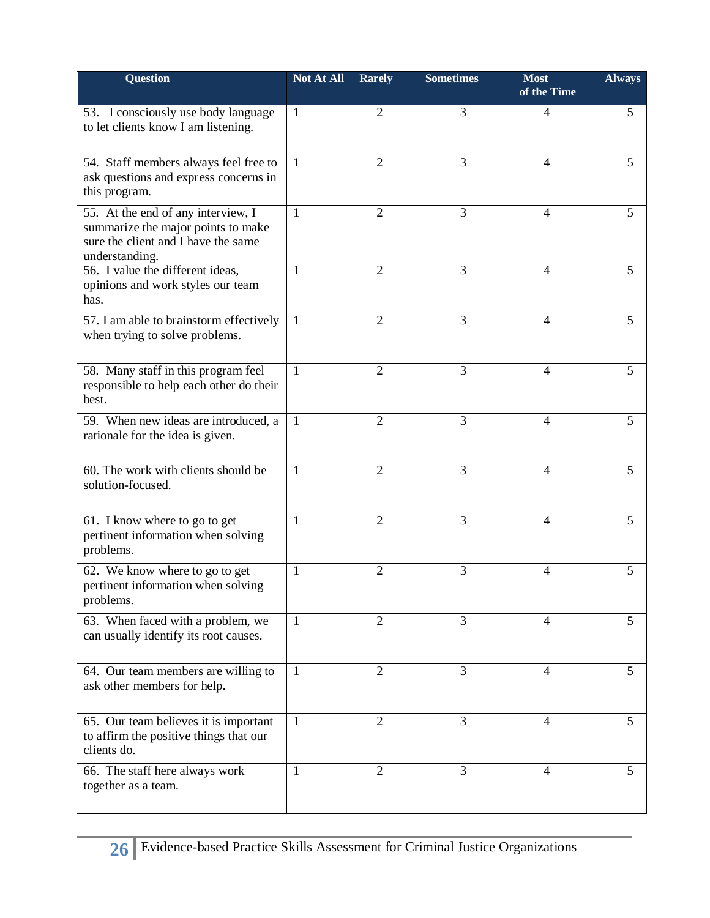| Question | Not At All | Rarely | Sometimes | Most of the Time | Always |
| --- | --- | --- | --- | --- | --- |
| 53. I consciously use body language to let clients know I am listening. | 1 | 2 | 3 | 4 | 5 |
| 54. Staff members always feel free to ask questions and express concerns in this program. | 1 | 2 | 3 | 4 | 5 |
| 55. At the end of any interview, I summarize the major points to make sure the client and I have the same understanding. | 1 | 2 | 3 | 4 | 5 |
| 56. I value the different ideas, opinions and work styles our team has. | 1 | 2 | 3 | 4 | 5 |
| 57. I am able to brainstorm effectively when trying to solve problems. | 1 | 2 | 3 | 4 | 5 |
| 58. Many staff in this program feel responsible to help each other do their best. | 1 | 2 | 3 | 4 | 5 |
| 59. When new ideas are introduced, a rationale for the idea is given. | 1 | 2 | 3 | 4 | 5 |
| 60. The work with clients should be solution-focused. | 1 | 2 | 3 | 4 | 5 |
| 61. I know where to go to get pertinent information when solving problems. | 1 | 2 | 3 | 4 | 5 |
| 62. We know where to go to get pertinent information when solving problems. | 1 | 2 | 3 | 4 | 5 |
| 63. When faced with a problem, we can usually identify its root causes. | 1 | 2 | 3 | 4 | 5 |
| 64. Our team members are willing to ask other members for help. | 1 | 2 | 3 | 4 | 5 |
| 65. Our team believes it is important to affirm the positive things that our clients do. | 1 | 2 | 3 | 4 | 5 |
| 66. The staff here always work together as a team. | 1 | 2 | 3 | 4 | 5 |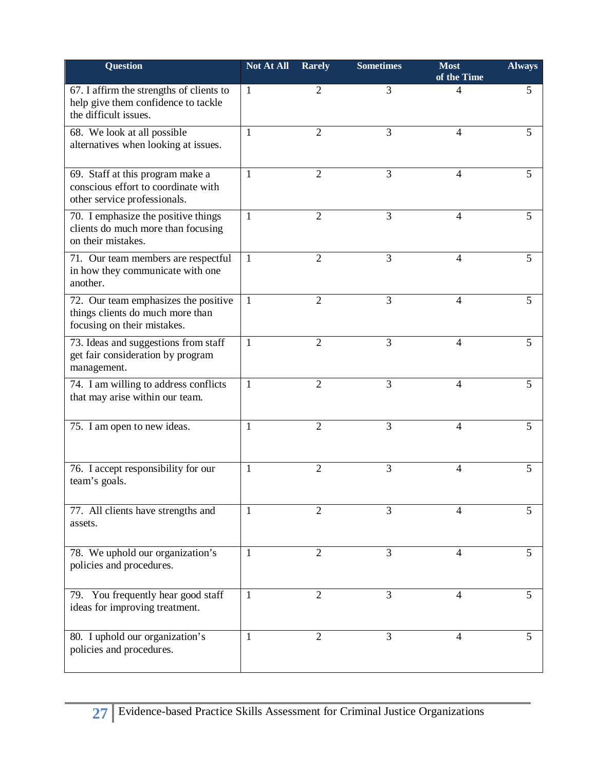| Question | Not At All | Rarely | Sometimes | Most of the Time | Always |
|---|---|---|---|---|---|
| 67. I affirm the strengths of clients to help give them confidence to tackle the difficult issues. | 1 | 2 | 3 | 4 | 5 |
| 68. We look at all possible alternatives when looking at issues. | 1 | 2 | 3 | 4 | 5 |
| 69. Staff at this program make a conscious effort to coordinate with other service professionals. | 1 | 2 | 3 | 4 | 5 |
| 70. I emphasize the positive things clients do much more than focusing on their mistakes. | 1 | 2 | 3 | 4 | 5 |
| 71. Our team members are respectful in how they communicate with one another. | 1 | 2 | 3 | 4 | 5 |
| 72. Our team emphasizes the positive things clients do much more than focusing on their mistakes. | 1 | 2 | 3 | 4 | 5 |
| 73. Ideas and suggestions from staff get fair consideration by program management. | 1 | 2 | 3 | 4 | 5 |
| 74. I am willing to address conflicts that may arise within our team. | 1 | 2 | 3 | 4 | 5 |
| 75. I am open to new ideas. | 1 | 2 | 3 | 4 | 5 |
| 76. I accept responsibility for our team's goals. | 1 | 2 | 3 | 4 | 5 |
| 77. All clients have strengths and assets. | 1 | 2 | 3 | 4 | 5 |
| 78. We uphold our organization's policies and procedures. | 1 | 2 | 3 | 4 | 5 |
| 79. You frequently hear good staff ideas for improving treatment. | 1 | 2 | 3 | 4 | 5 |
| 80. I uphold our organization's policies and procedures. | 1 | 2 | 3 | 4 | 5 |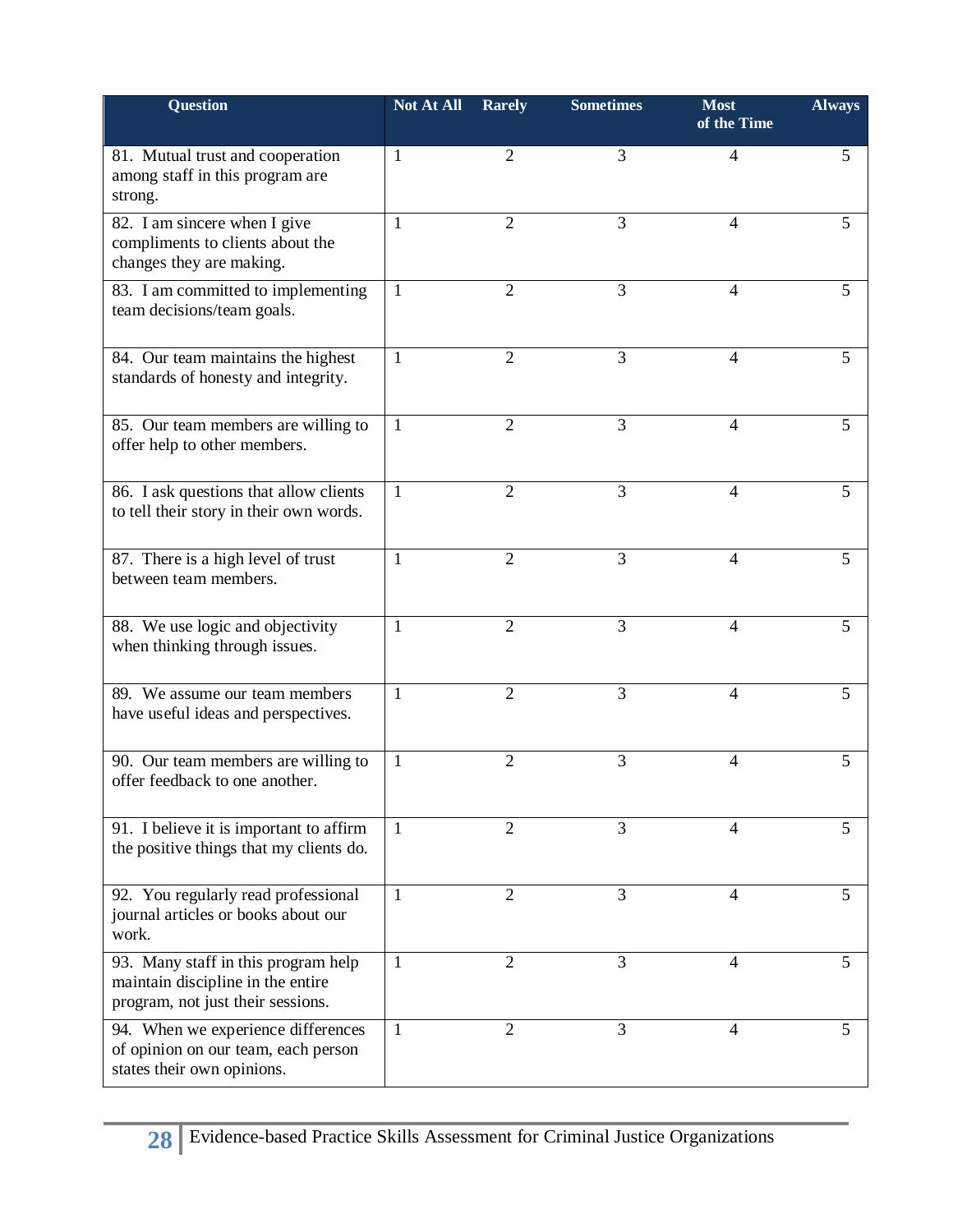| Question | Not At All | Rarely | Sometimes | Most of the Time | Always |
|---|---|---|---|---|---|
| 81. Mutual trust and cooperation among staff in this program are strong. | 1 | 2 | 3 | 4 | 5 |
| 82. I am sincere when I give compliments to clients about the changes they are making. | 1 | 2 | 3 | 4 | 5 |
| 83. I am committed to implementing team decisions/team goals. | 1 | 2 | 3 | 4 | 5 |
| 84. Our team maintains the highest standards of honesty and integrity. | 1 | 2 | 3 | 4 | 5 |
| 85. Our team members are willing to offer help to other members. | 1 | 2 | 3 | 4 | 5 |
| 86. I ask questions that allow clients to tell their story in their own words. | 1 | 2 | 3 | 4 | 5 |
| 87. There is a high level of trust between team members. | 1 | 2 | 3 | 4 | 5 |
| 88. We use logic and objectivity when thinking through issues. | 1 | 2 | 3 | 4 | 5 |
| 89. We assume our team members have useful ideas and perspectives. | 1 | 2 | 3 | 4 | 5 |
| 90. Our team members are willing to offer feedback to one another. | 1 | 2 | 3 | 4 | 5 |
| 91. I believe it is important to affirm the positive things that my clients do. | 1 | 2 | 3 | 4 | 5 |
| 92. You regularly read professional journal articles or books about our work. | 1 | 2 | 3 | 4 | 5 |
| 93. Many staff in this program help maintain discipline in the entire program, not just their sessions. | 1 | 2 | 3 | 4 | 5 |
| 94. When we experience differences of opinion on our team, each person states their own opinions. | 1 | 2 | 3 | 4 | 5 |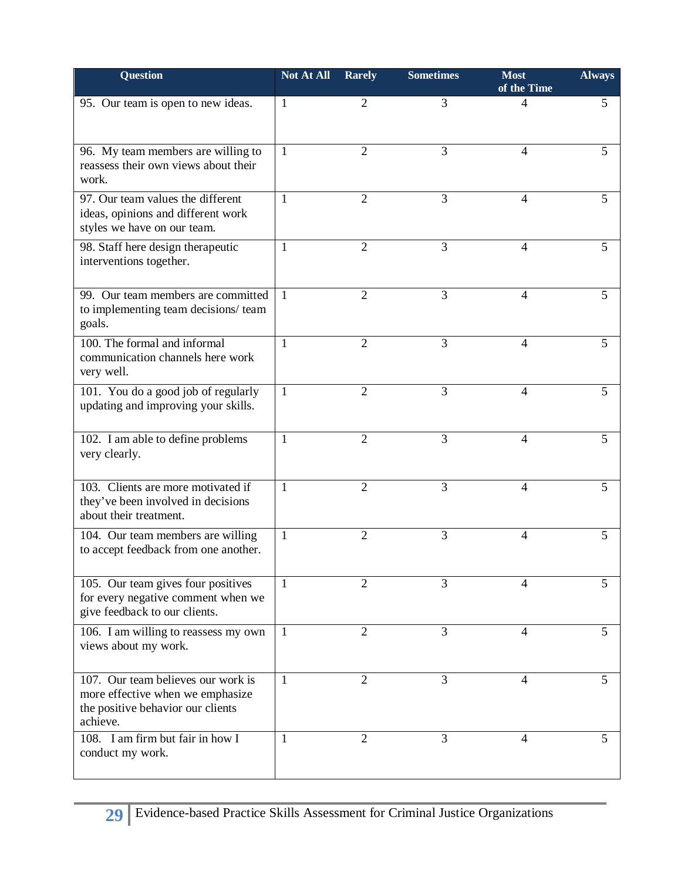| Question | Not At All | Rarely | Sometimes | Most of the Time | Always |
|---|---|---|---|---|---|
| 95. Our team is open to new ideas. | 1 | 2 | 3 | 4 | 5 |
| 96. My team members are willing to reassess their own views about their work. | 1 | 2 | 3 | 4 | 5 |
| 97. Our team values the different ideas, opinions and different work styles we have on our team. | 1 | 2 | 3 | 4 | 5 |
| 98. Staff here design therapeutic interventions together. | 1 | 2 | 3 | 4 | 5 |
| 99. Our team members are committed to implementing team decisions/ team goals. | 1 | 2 | 3 | 4 | 5 |
| 100. The formal and informal communication channels here work very well. | 1 | 2 | 3 | 4 | 5 |
| 101. You do a good job of regularly updating and improving your skills. | 1 | 2 | 3 | 4 | 5 |
| 102. I am able to define problems very clearly. | 1 | 2 | 3 | 4 | 5 |
| 103. Clients are more motivated if they've been involved in decisions about their treatment. | 1 | 2 | 3 | 4 | 5 |
| 104. Our team members are willing to accept feedback from one another. | 1 | 2 | 3 | 4 | 5 |
| 105. Our team gives four positives for every negative comment when we give feedback to our clients. | 1 | 2 | 3 | 4 | 5 |
| 106. I am willing to reassess my own views about my work. | 1 | 2 | 3 | 4 | 5 |
| 107. Our team believes our work is more effective when we emphasize the positive behavior our clients achieve. | 1 | 2 | 3 | 4 | 5 |
| 108. I am firm but fair in how I conduct my work. | 1 | 2 | 3 | 4 | 5 |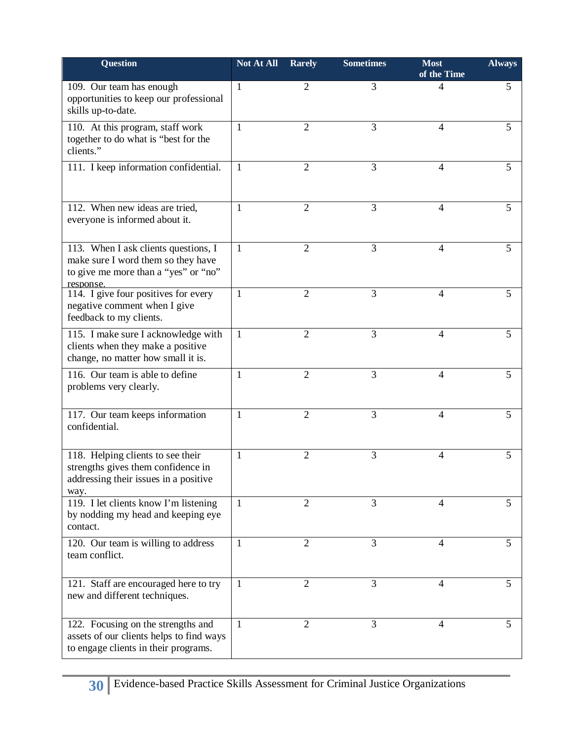| Question | Not At All | Rarely | Sometimes | Most of the Time | Always |
|---|---|---|---|---|---|
| 109. Our team has enough opportunities to keep our professional skills up-to-date. | 1 | 2 | 3 | 4 | 5 |
| 110. At this program, staff work together to do what is "best for the clients." | 1 | 2 | 3 | 4 | 5 |
| 111. I keep information confidential. | 1 | 2 | 3 | 4 | 5 |
| 112. When new ideas are tried, everyone is informed about it. | 1 | 2 | 3 | 4 | 5 |
| 113. When I ask clients questions, I make sure I word them so they have to give me more than a "yes" or "no" response. | 1 | 2 | 3 | 4 | 5 |
| 114. I give four positives for every negative comment when I give feedback to my clients. | 1 | 2 | 3 | 4 | 5 |
| 115. I make sure I acknowledge with clients when they make a positive change, no matter how small it is. | 1 | 2 | 3 | 4 | 5 |
| 116. Our team is able to define problems very clearly. | 1 | 2 | 3 | 4 | 5 |
| 117. Our team keeps information confidential. | 1 | 2 | 3 | 4 | 5 |
| 118. Helping clients to see their strengths gives them confidence in addressing their issues in a positive way. | 1 | 2 | 3 | 4 | 5 |
| 119. I let clients know I'm listening by nodding my head and keeping eye contact. | 1 | 2 | 3 | 4 | 5 |
| 120. Our team is willing to address team conflict. | 1 | 2 | 3 | 4 | 5 |
| 121. Staff are encouraged here to try new and different techniques. | 1 | 2 | 3 | 4 | 5 |
| 122. Focusing on the strengths and assets of our clients helps to find ways to engage clients in their programs. | 1 | 2 | 3 | 4 | 5 |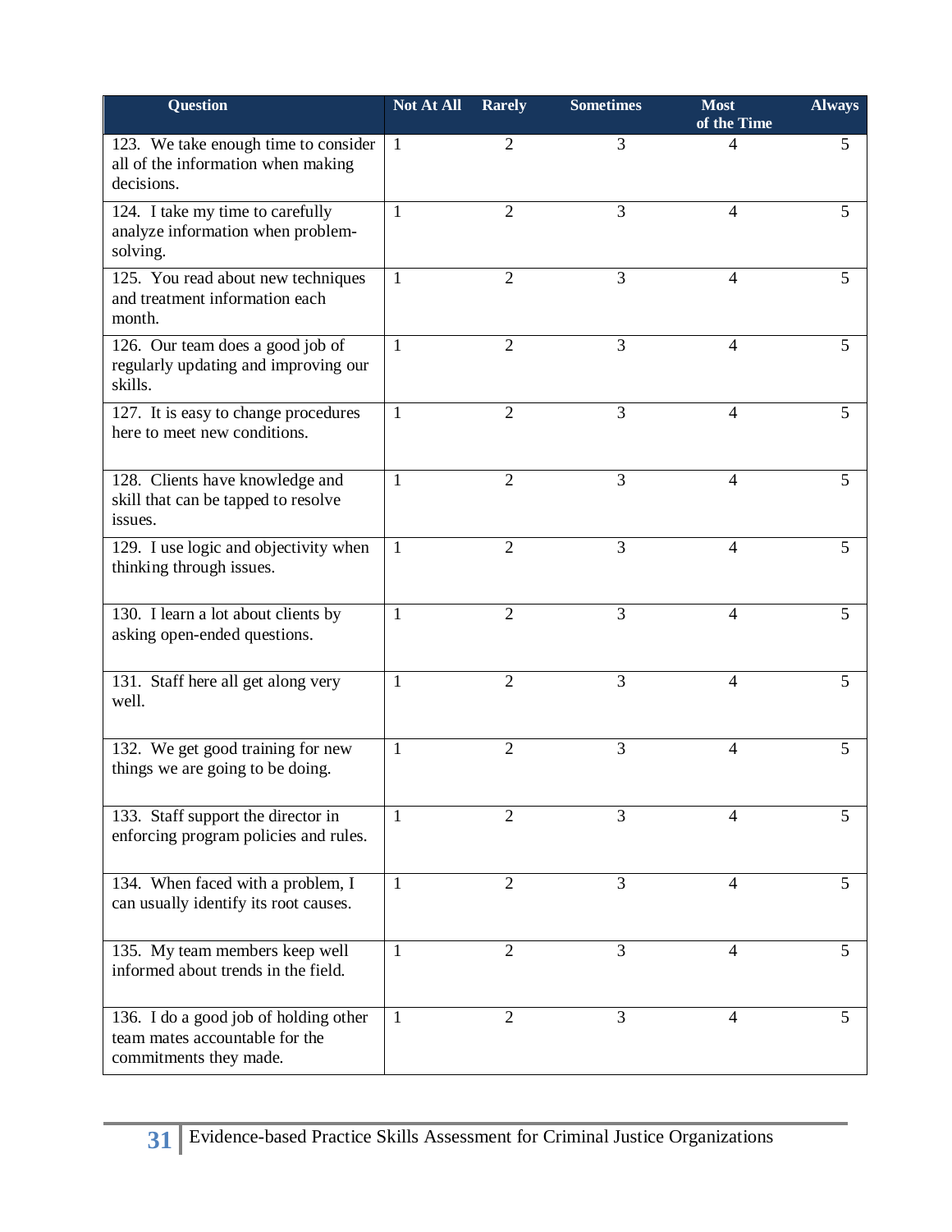| Question | Not At All | Rarely | Sometimes | Most of the Time | Always |
|---|---|---|---|---|---|
| 123. We take enough time to consider all of the information when making decisions. | 1 | 2 | 3 | 4 | 5 |
| 124. I take my time to carefully analyze information when problem-solving. | 1 | 2 | 3 | 4 | 5 |
| 125. You read about new techniques and treatment information each month. | 1 | 2 | 3 | 4 | 5 |
| 126. Our team does a good job of regularly updating and improving our skills. | 1 | 2 | 3 | 4 | 5 |
| 127. It is easy to change procedures here to meet new conditions. | 1 | 2 | 3 | 4 | 5 |
| 128. Clients have knowledge and skill that can be tapped to resolve issues. | 1 | 2 | 3 | 4 | 5 |
| 129. I use logic and objectivity when thinking through issues. | 1 | 2 | 3 | 4 | 5 |
| 130. I learn a lot about clients by asking open-ended questions. | 1 | 2 | 3 | 4 | 5 |
| 131. Staff here all get along very well. | 1 | 2 | 3 | 4 | 5 |
| 132. We get good training for new things we are going to be doing. | 1 | 2 | 3 | 4 | 5 |
| 133. Staff support the director in enforcing program policies and rules. | 1 | 2 | 3 | 4 | 5 |
| 134. When faced with a problem, I can usually identify its root causes. | 1 | 2 | 3 | 4 | 5 |
| 135. My team members keep well informed about trends in the field. | 1 | 2 | 3 | 4 | 5 |
| 136. I do a good job of holding other team mates accountable for the commitments they made. | 1 | 2 | 3 | 4 | 5 |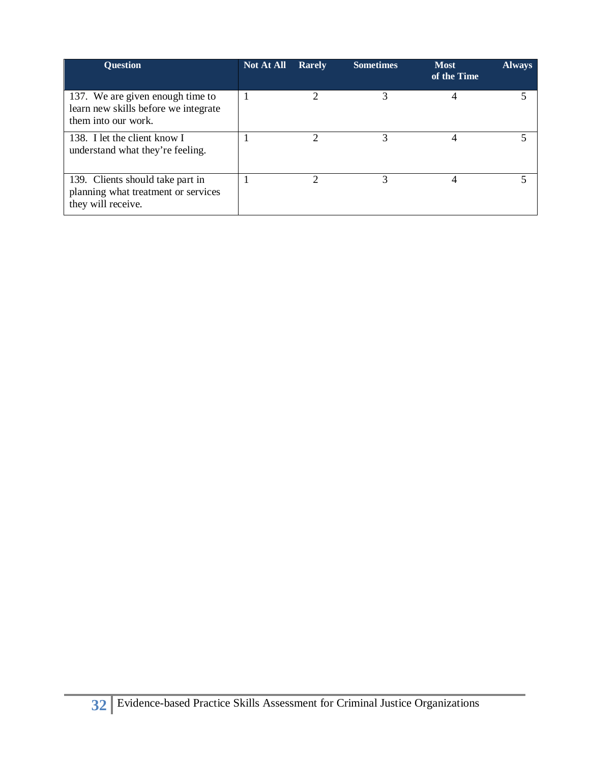| Question | Not At All | Rarely | Sometimes | Most of the Time | Always |
|---|---|---|---|---|---|
| 137. We are given enough time to learn new skills before we integrate them into our work. | 1 | 2 | 3 | 4 | 5 |
| 138. I let the client know I understand what they're feeling. | 1 | 2 | 3 | 4 | 5 |
| 139. Clients should take part in planning what treatment or services they will receive. | 1 | 2 | 3 | 4 | 5 |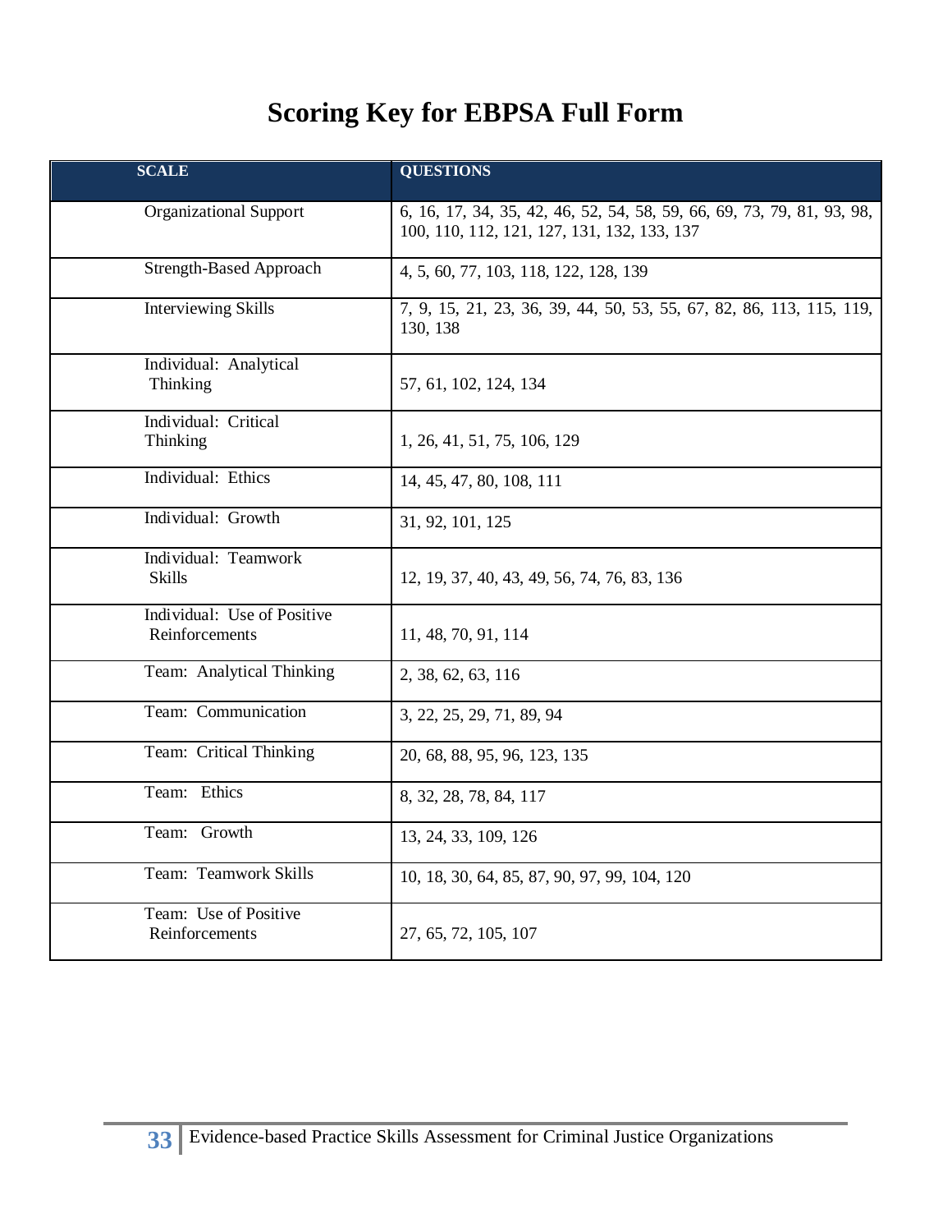# Scoring Key for EBPSA Full Form

| SCALE | QUESTIONS |
|---|---|
| Organizational Support | 6, 16, 17, 34, 35, 42, 46, 52, 54, 58, 59, 66, 69, 73, 79, 81, 93, 98, 100, 110, 112, 121, 127, 131, 132, 133, 137 |
| Strength-Based Approach | 4, 5, 60, 77, 103, 118, 122, 128, 139 |
| Interviewing Skills | 7, 9, 15, 21, 23, 36, 39, 44, 50, 53, 55, 67, 82, 86, 113, 115, 119, 130, 138 |
| Individual: Analytical Thinking | 57, 61, 102, 124, 134 |
| Individual: Critical Thinking | 1, 26, 41, 51, 75, 106, 129 |
| Individual: Ethics | 14, 45, 47, 80, 108, 111 |
| Individual: Growth | 31, 92, 101, 125 |
| Individual: Teamwork Skills | 12, 19, 37, 40, 43, 49, 56, 74, 76, 83, 136 |
| Individual: Use of Positive Reinforcements | 11, 48, 70, 91, 114 |
| Team: Analytical Thinking | 2, 38, 62, 63, 116 |
| Team: Communication | 3, 22, 25, 29, 71, 89, 94 |
| Team: Critical Thinking | 20, 68, 88, 95, 96, 123, 135 |
| Team: Ethics | 8, 32, 28, 78, 84, 117 |
| Team: Growth | 13, 24, 33, 109, 126 |
| Team: Teamwork Skills | 10, 18, 30, 64, 85, 87, 90, 97, 99, 104, 120 |
| Team: Use of Positive Reinforcements | 27, 65, 72, 105, 107 |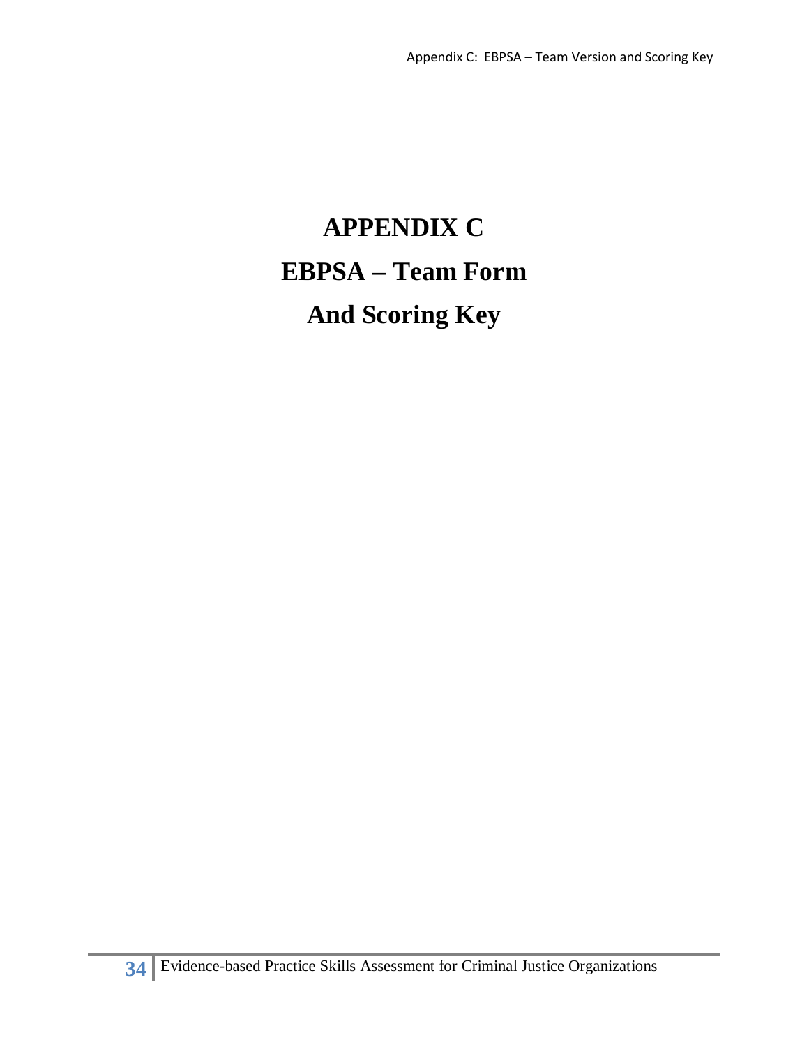# APPENDIX C

# EBPSA – Team Form

# And Scoring Key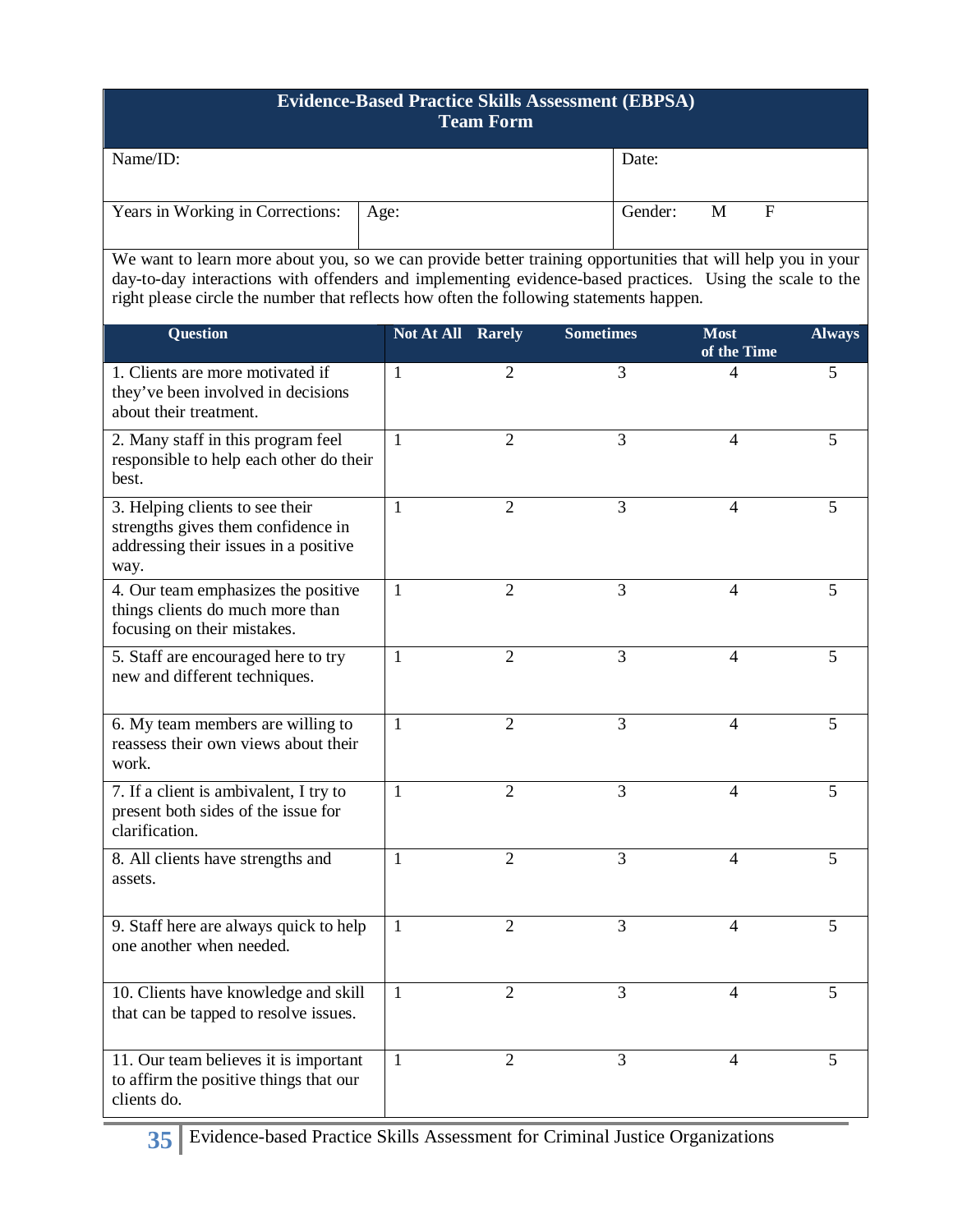## Evidence-Based Practice Skills Assessment (EBPSA)
## Team Form

| Name/ID: | | Date: |
|---|---|---|
| Years in Working in Corrections: | Age: | Gender: M F |

We want to learn more about you, so we can provide better training opportunities that will help you in your day-to-day interactions with offenders and implementing evidence-based practices. Using the scale to the right please circle the number that reflects how often the following statements happen.

| Question | Not At All | Rarely | Sometimes | Most of the Time | Always |
|---|---|---|---|---|---|
| 1. Clients are more motivated if they've been involved in decisions about their treatment. | 1 | 2 | 3 | 4 | 5 |
| 2. Many staff in this program feel responsible to help each other do their best. | 1 | 2 | 3 | 4 | 5 |
| 3. Helping clients to see their strengths gives them confidence in addressing their issues in a positive way. | 1 | 2 | 3 | 4 | 5 |
| 4. Our team emphasizes the positive things clients do much more than focusing on their mistakes. | 1 | 2 | 3 | 4 | 5 |
| 5. Staff are encouraged here to try new and different techniques. | 1 | 2 | 3 | 4 | 5 |
| 6. My team members are willing to reassess their own views about their work. | 1 | 2 | 3 | 4 | 5 |
| 7. If a client is ambivalent, I try to present both sides of the issue for clarification. | 1 | 2 | 3 | 4 | 5 |
| 8. All clients have strengths and assets. | 1 | 2 | 3 | 4 | 5 |
| 9. Staff here are always quick to help one another when needed. | 1 | 2 | 3 | 4 | 5 |
| 10. Clients have knowledge and skill that can be tapped to resolve issues. | 1 | 2 | 3 | 4 | 5 |
| 11. Our team believes it is important to affirm the positive things that our clients do. | 1 | 2 | 3 | 4 | 5 |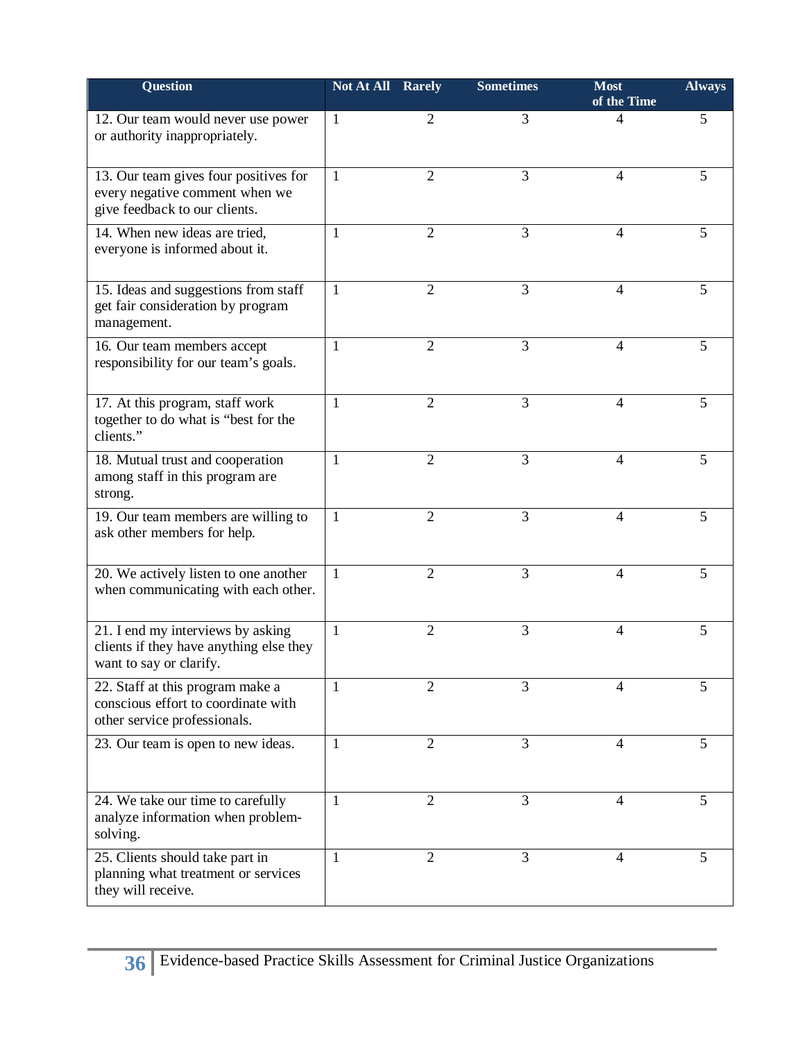| Question | Not At All | Rarely | Sometimes | Most of the Time | Always |
|---|---|---|---|---|---|
| 12. Our team would never use power or authority inappropriately. | 1 | 2 | 3 | 4 | 5 |
| 13. Our team gives four positives for every negative comment when we give feedback to our clients. | 1 | 2 | 3 | 4 | 5 |
| 14. When new ideas are tried, everyone is informed about it. | 1 | 2 | 3 | 4 | 5 |
| 15. Ideas and suggestions from staff get fair consideration by program management. | 1 | 2 | 3 | 4 | 5 |
| 16. Our team members accept responsibility for our team's goals. | 1 | 2 | 3 | 4 | 5 |
| 17. At this program, staff work together to do what is "best for the clients." | 1 | 2 | 3 | 4 | 5 |
| 18. Mutual trust and cooperation among staff in this program are strong. | 1 | 2 | 3 | 4 | 5 |
| 19. Our team members are willing to ask other members for help. | 1 | 2 | 3 | 4 | 5 |
| 20. We actively listen to one another when communicating with each other. | 1 | 2 | 3 | 4 | 5 |
| 21. I end my interviews by asking clients if they have anything else they want to say or clarify. | 1 | 2 | 3 | 4 | 5 |
| 22. Staff at this program make a conscious effort to coordinate with other service professionals. | 1 | 2 | 3 | 4 | 5 |
| 23. Our team is open to new ideas. | 1 | 2 | 3 | 4 | 5 |
| 24. We take our time to carefully analyze information when problem-solving. | 1 | 2 | 3 | 4 | 5 |
| 25. Clients should take part in planning what treatment or services they will receive. | 1 | 2 | 3 | 4 | 5 |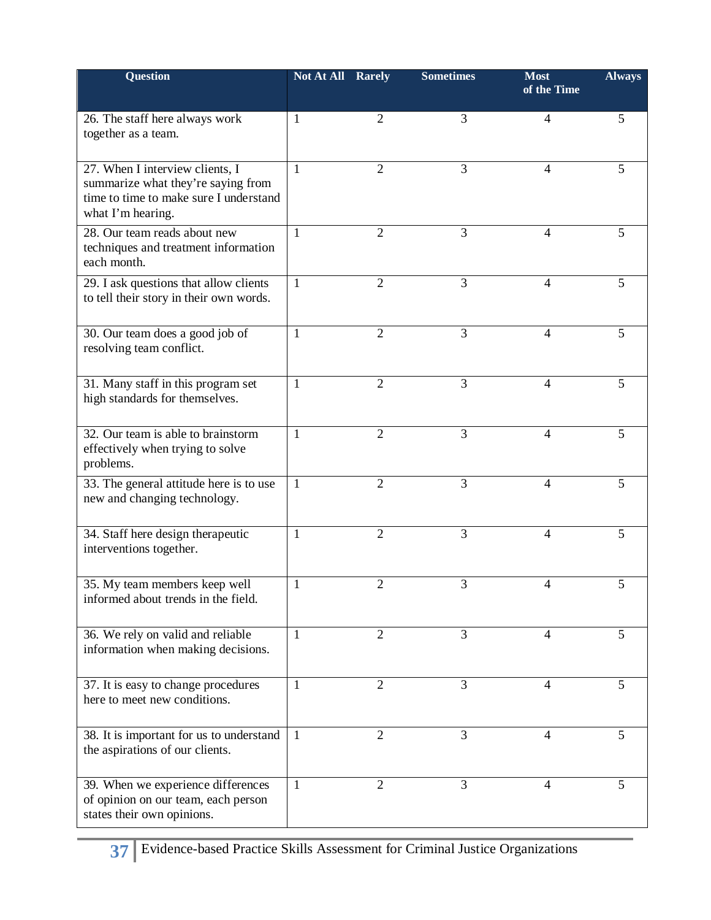| Question | Not At All | Rarely | Sometimes | Most of the Time | Always |
|---|---|---|---|---|---|
| 26. The staff here always work together as a team. | 1 | 2 | 3 | 4 | 5 |
| 27. When I interview clients, I summarize what they're saying from time to time to make sure I understand what I'm hearing. | 1 | 2 | 3 | 4 | 5 |
| 28. Our team reads about new techniques and treatment information each month. | 1 | 2 | 3 | 4 | 5 |
| 29. I ask questions that allow clients to tell their story in their own words. | 1 | 2 | 3 | 4 | 5 |
| 30. Our team does a good job of resolving team conflict. | 1 | 2 | 3 | 4 | 5 |
| 31. Many staff in this program set high standards for themselves. | 1 | 2 | 3 | 4 | 5 |
| 32. Our team is able to brainstorm effectively when trying to solve problems. | 1 | 2 | 3 | 4 | 5 |
| 33. The general attitude here is to use new and changing technology. | 1 | 2 | 3 | 4 | 5 |
| 34. Staff here design therapeutic interventions together. | 1 | 2 | 3 | 4 | 5 |
| 35. My team members keep well informed about trends in the field. | 1 | 2 | 3 | 4 | 5 |
| 36. We rely on valid and reliable information when making decisions. | 1 | 2 | 3 | 4 | 5 |
| 37. It is easy to change procedures here to meet new conditions. | 1 | 2 | 3 | 4 | 5 |
| 38. It is important for us to understand the aspirations of our clients. | 1 | 2 | 3 | 4 | 5 |
| 39. When we experience differences of opinion on our team, each person states their own opinions. | 1 | 2 | 3 | 4 | 5 |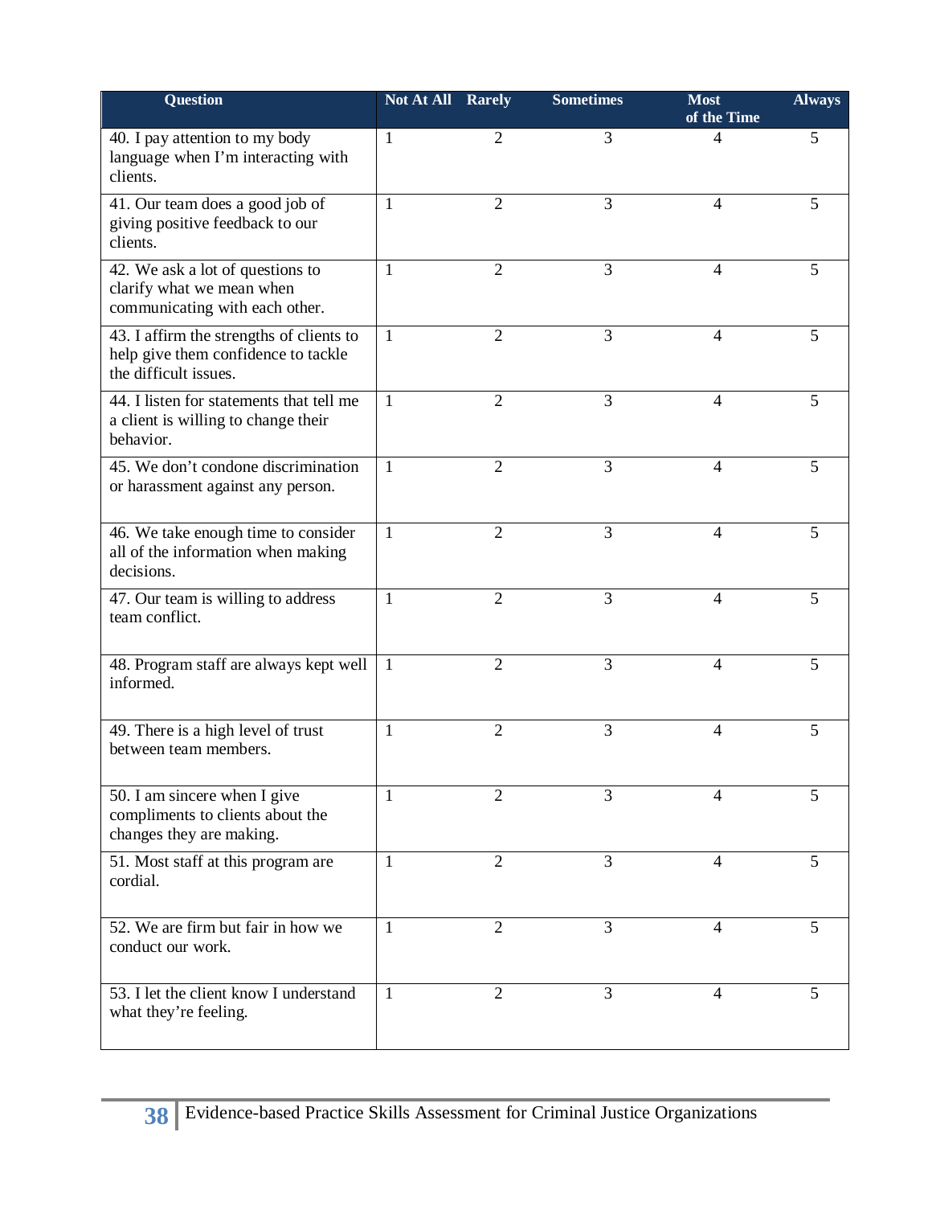| Question | Not At All | Rarely | Sometimes | Most of the Time | Always |
|---|---|---|---|---|---|
| 40. I pay attention to my body language when I'm interacting with clients. | 1 | 2 | 3 | 4 | 5 |
| 41. Our team does a good job of giving positive feedback to our clients. | 1 | 2 | 3 | 4 | 5 |
| 42. We ask a lot of questions to clarify what we mean when communicating with each other. | 1 | 2 | 3 | 4 | 5 |
| 43. I affirm the strengths of clients to help give them confidence to tackle the difficult issues. | 1 | 2 | 3 | 4 | 5 |
| 44. I listen for statements that tell me a client is willing to change their behavior. | 1 | 2 | 3 | 4 | 5 |
| 45. We don't condone discrimination or harassment against any person. | 1 | 2 | 3 | 4 | 5 |
| 46. We take enough time to consider all of the information when making decisions. | 1 | 2 | 3 | 4 | 5 |
| 47. Our team is willing to address team conflict. | 1 | 2 | 3 | 4 | 5 |
| 48. Program staff are always kept well informed. | 1 | 2 | 3 | 4 | 5 |
| 49. There is a high level of trust between team members. | 1 | 2 | 3 | 4 | 5 |
| 50. I am sincere when I give compliments to clients about the changes they are making. | 1 | 2 | 3 | 4 | 5 |
| 51. Most staff at this program are cordial. | 1 | 2 | 3 | 4 | 5 |
| 52. We are firm but fair in how we conduct our work. | 1 | 2 | 3 | 4 | 5 |
| 53. I let the client know I understand what they're feeling. | 1 | 2 | 3 | 4 | 5 |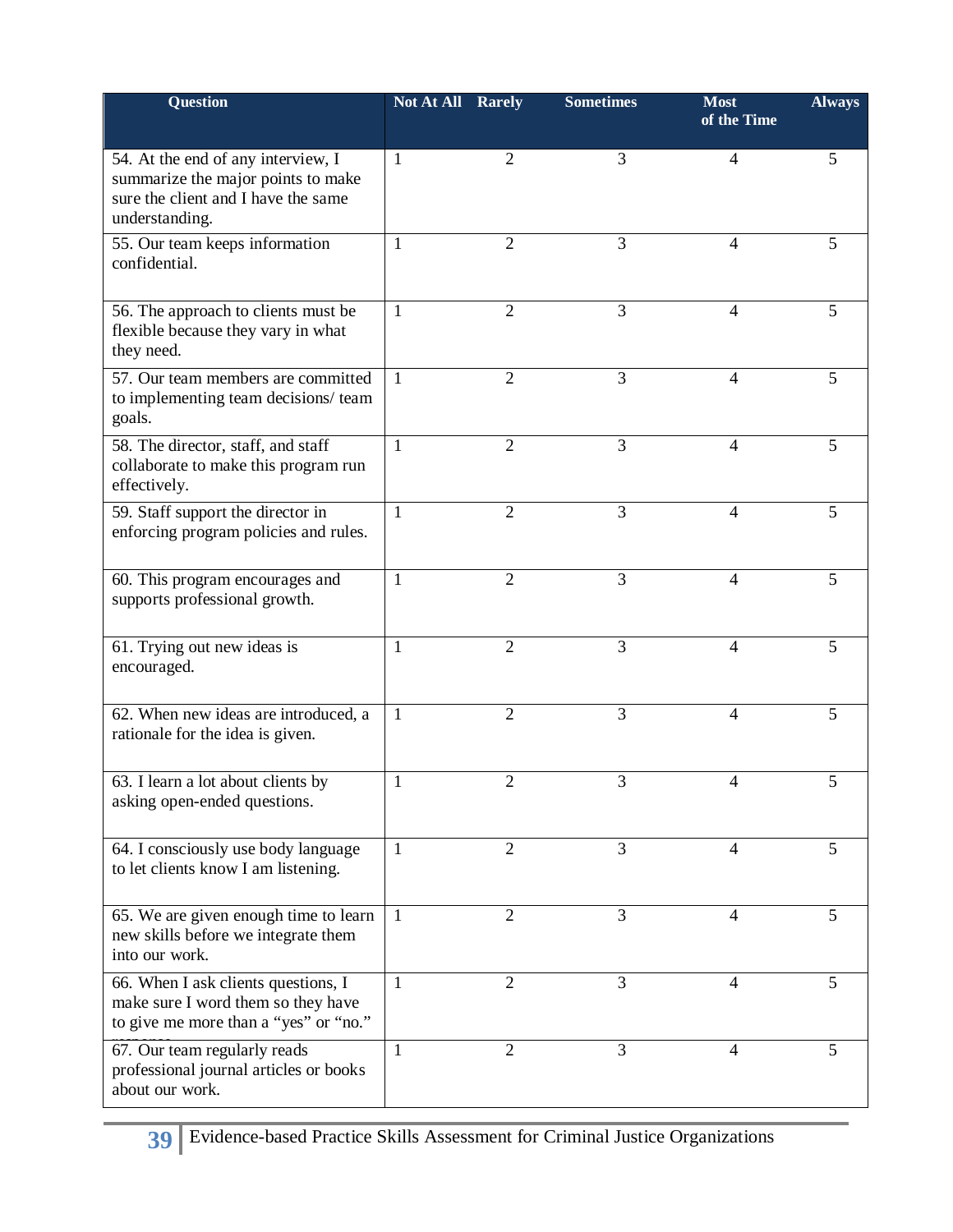| Question | Not At All | Rarely | Sometimes | Most of the Time | Always |
|---|---|---|---|---|---|
| 54. At the end of any interview, I summarize the major points to make sure the client and I have the same understanding. | 1 | 2 | 3 | 4 | 5 |
| 55. Our team keeps information confidential. | 1 | 2 | 3 | 4 | 5 |
| 56. The approach to clients must be flexible because they vary in what they need. | 1 | 2 | 3 | 4 | 5 |
| 57. Our team members are committed to implementing team decisions/ team goals. | 1 | 2 | 3 | 4 | 5 |
| 58. The director, staff, and staff collaborate to make this program run effectively. | 1 | 2 | 3 | 4 | 5 |
| 59. Staff support the director in enforcing program policies and rules. | 1 | 2 | 3 | 4 | 5 |
| 60. This program encourages and supports professional growth. | 1 | 2 | 3 | 4 | 5 |
| 61. Trying out new ideas is encouraged. | 1 | 2 | 3 | 4 | 5 |
| 62. When new ideas are introduced, a rationale for the idea is given. | 1 | 2 | 3 | 4 | 5 |
| 63. I learn a lot about clients by asking open-ended questions. | 1 | 2 | 3 | 4 | 5 |
| 64. I consciously use body language to let clients know I am listening. | 1 | 2 | 3 | 4 | 5 |
| 65. We are given enough time to learn new skills before we integrate them into our work. | 1 | 2 | 3 | 4 | 5 |
| 66. When I ask clients questions, I make sure I word them so they have to give me more than a "yes" or "no." response. | 1 | 2 | 3 | 4 | 5 |
| 67. Our team regularly reads professional journal articles or books about our work. | 1 | 2 | 3 | 4 | 5 |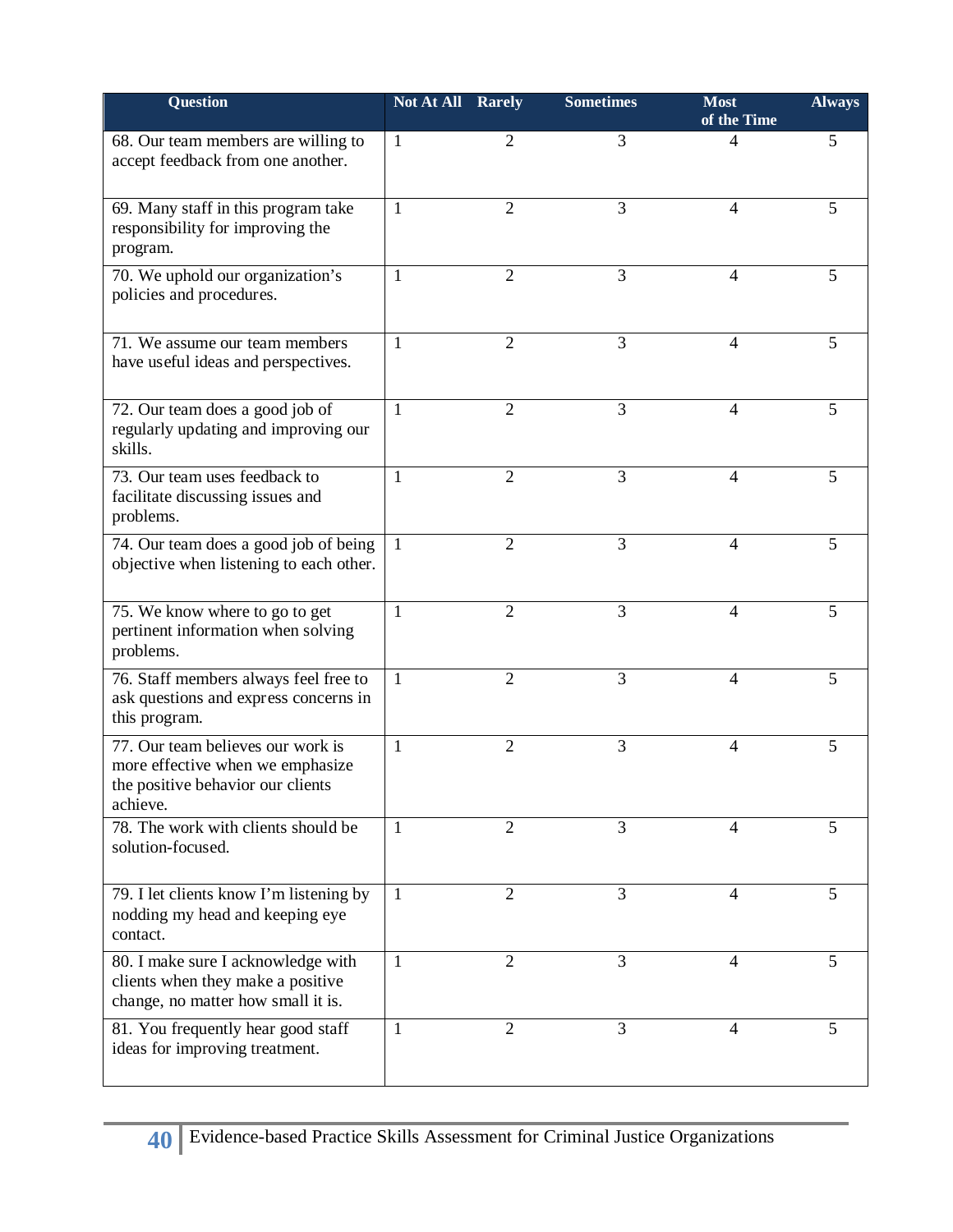| Question | Not At All | Rarely | Sometimes | Most of the Time | Always |
|---|---|---|---|---|---|
| 68. Our team members are willing to accept feedback from one another. | 1 | 2 | 3 | 4 | 5 |
| 69. Many staff in this program take responsibility for improving the program. | 1 | 2 | 3 | 4 | 5 |
| 70. We uphold our organization's policies and procedures. | 1 | 2 | 3 | 4 | 5 |
| 71. We assume our team members have useful ideas and perspectives. | 1 | 2 | 3 | 4 | 5 |
| 72. Our team does a good job of regularly updating and improving our skills. | 1 | 2 | 3 | 4 | 5 |
| 73. Our team uses feedback to facilitate discussing issues and problems. | 1 | 2 | 3 | 4 | 5 |
| 74. Our team does a good job of being objective when listening to each other. | 1 | 2 | 3 | 4 | 5 |
| 75. We know where to go to get pertinent information when solving problems. | 1 | 2 | 3 | 4 | 5 |
| 76. Staff members always feel free to ask questions and express concerns in this program. | 1 | 2 | 3 | 4 | 5 |
| 77. Our team believes our work is more effective when we emphasize the positive behavior our clients achieve. | 1 | 2 | 3 | 4 | 5 |
| 78. The work with clients should be solution-focused. | 1 | 2 | 3 | 4 | 5 |
| 79. I let clients know I'm listening by nodding my head and keeping eye contact. | 1 | 2 | 3 | 4 | 5 |
| 80. I make sure I acknowledge with clients when they make a positive change, no matter how small it is. | 1 | 2 | 3 | 4 | 5 |
| 81. You frequently hear good staff ideas for improving treatment. | 1 | 2 | 3 | 4 | 5 |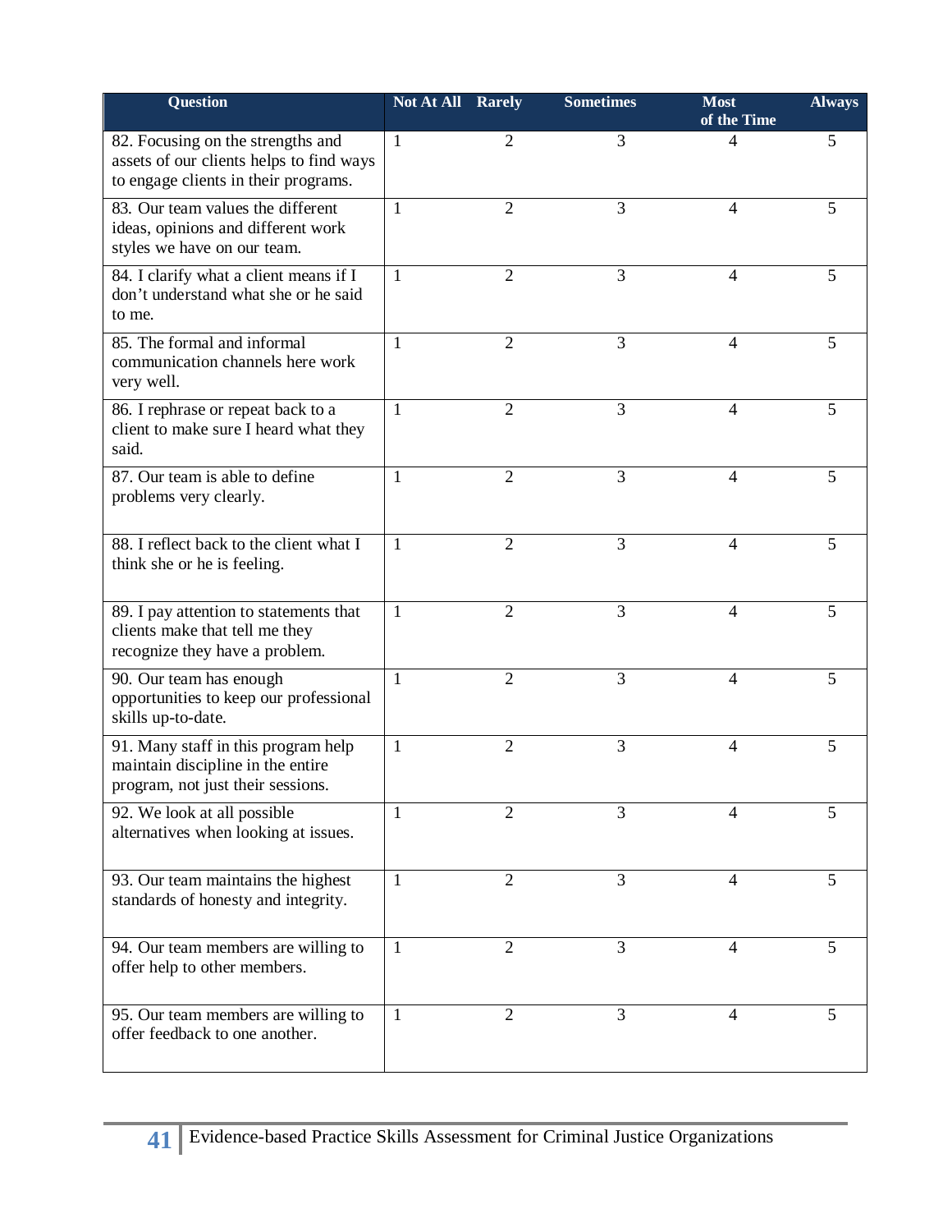| Question | Not At All | Rarely | Sometimes | Most of the Time | Always |
|---|---|---|---|---|---|
| 82. Focusing on the strengths and assets of our clients helps to find ways to engage clients in their programs. | 1 | 2 | 3 | 4 | 5 |
| 83. Our team values the different ideas, opinions and different work styles we have on our team. | 1 | 2 | 3 | 4 | 5 |
| 84. I clarify what a client means if I don't understand what she or he said to me. | 1 | 2 | 3 | 4 | 5 |
| 85. The formal and informal communication channels here work very well. | 1 | 2 | 3 | 4 | 5 |
| 86. I rephrase or repeat back to a client to make sure I heard what they said. | 1 | 2 | 3 | 4 | 5 |
| 87. Our team is able to define problems very clearly. | 1 | 2 | 3 | 4 | 5 |
| 88. I reflect back to the client what I think she or he is feeling. | 1 | 2 | 3 | 4 | 5 |
| 89. I pay attention to statements that clients make that tell me they recognize they have a problem. | 1 | 2 | 3 | 4 | 5 |
| 90. Our team has enough opportunities to keep our professional skills up-to-date. | 1 | 2 | 3 | 4 | 5 |
| 91. Many staff in this program help maintain discipline in the entire program, not just their sessions. | 1 | 2 | 3 | 4 | 5 |
| 92. We look at all possible alternatives when looking at issues. | 1 | 2 | 3 | 4 | 5 |
| 93. Our team maintains the highest standards of honesty and integrity. | 1 | 2 | 3 | 4 | 5 |
| 94. Our team members are willing to offer help to other members. | 1 | 2 | 3 | 4 | 5 |
| 95. Our team members are willing to offer feedback to one another. | 1 | 2 | 3 | 4 | 5 |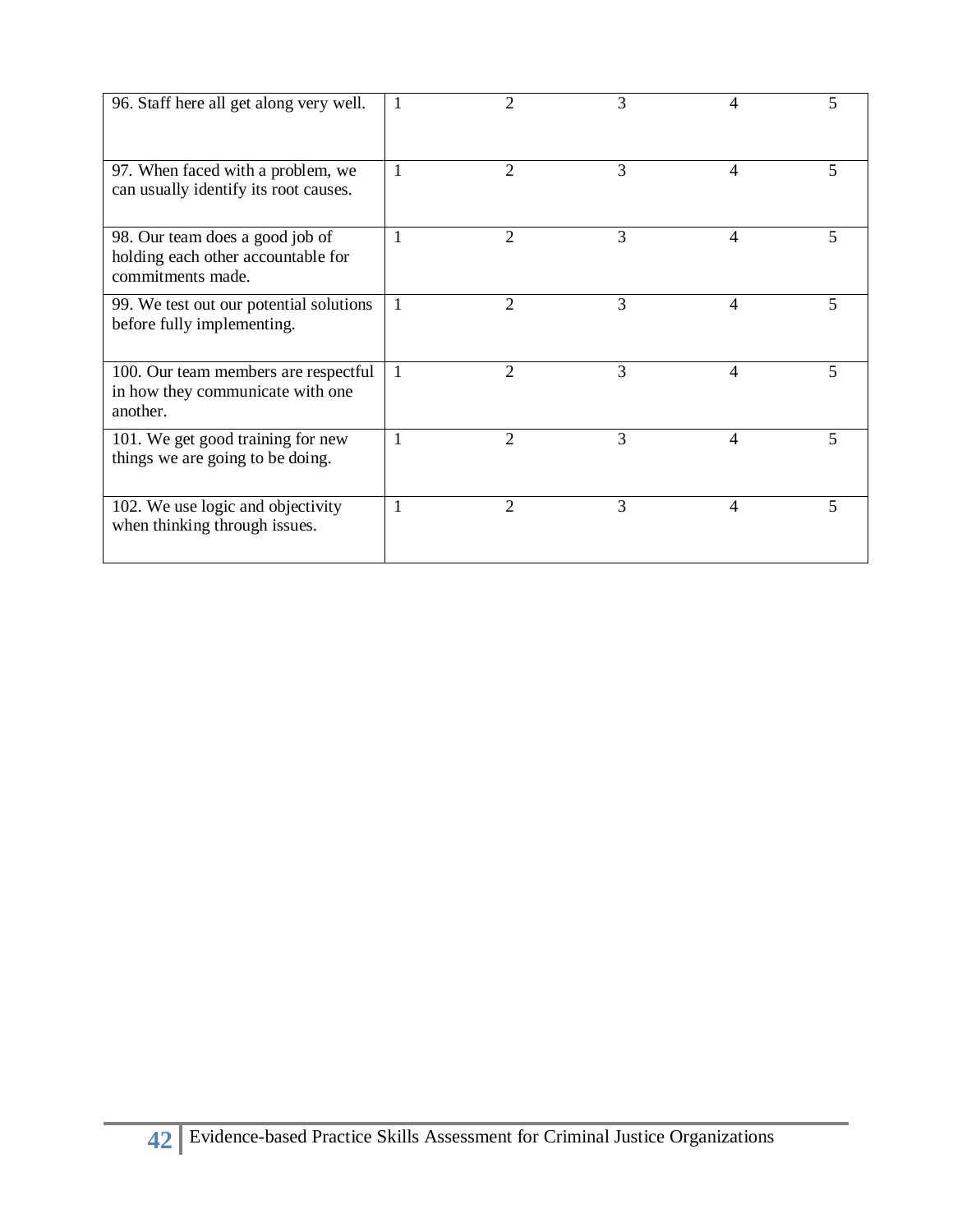| | | | | | |
|---|---|---|---|---|---|
| 96. Staff here all get along very well. | 1 | 2 | 3 | 4 | 5 |
| 97. When faced with a problem, we can usually identify its root causes. | 1 | 2 | 3 | 4 | 5 |
| 98. Our team does a good job of holding each other accountable for commitments made. | 1 | 2 | 3 | 4 | 5 |
| 99. We test out our potential solutions before fully implementing. | 1 | 2 | 3 | 4 | 5 |
| 100. Our team members are respectful in how they communicate with one another. | 1 | 2 | 3 | 4 | 5 |
| 101. We get good training for new things we are going to be doing. | 1 | 2 | 3 | 4 | 5 |
| 102. We use logic and objectivity when thinking through issues. | 1 | 2 | 3 | 4 | 5 |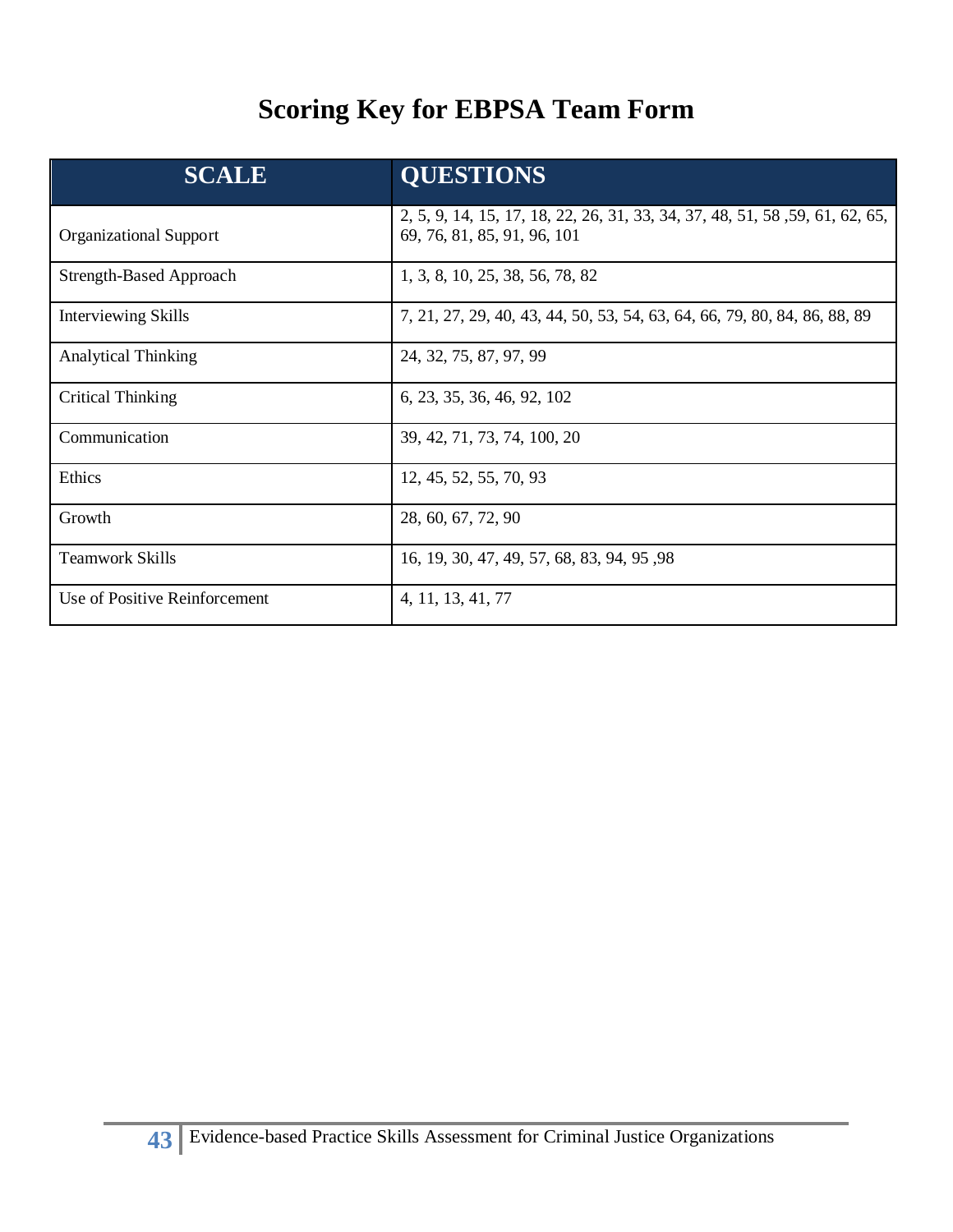# Scoring Key for EBPSA Team Form

| SCALE | QUESTIONS |
|---|---|
| Organizational Support | 2, 5, 9, 14, 15, 17, 18, 22, 26, 31, 33, 34, 37, 48, 51, 58 ,59, 61, 62, 65, 69, 76, 81, 85, 91, 96, 101 |
| Strength-Based Approach | 1, 3, 8, 10, 25, 38, 56, 78, 82 |
| Interviewing Skills | 7, 21, 27, 29, 40, 43, 44, 50, 53, 54, 63, 64, 66, 79, 80, 84, 86, 88, 89 |
| Analytical Thinking | 24, 32, 75, 87, 97, 99 |
| Critical Thinking | 6, 23, 35, 36, 46, 92, 102 |
| Communication | 39, 42, 71, 73, 74, 100, 20 |
| Ethics | 12, 45, 52, 55, 70, 93 |
| Growth | 28, 60, 67, 72, 90 |
| Teamwork Skills | 16, 19, 30, 47, 49, 57, 68, 83, 94, 95 ,98 |
| Use of Positive Reinforcement | 4, 11, 13, 41, 77 |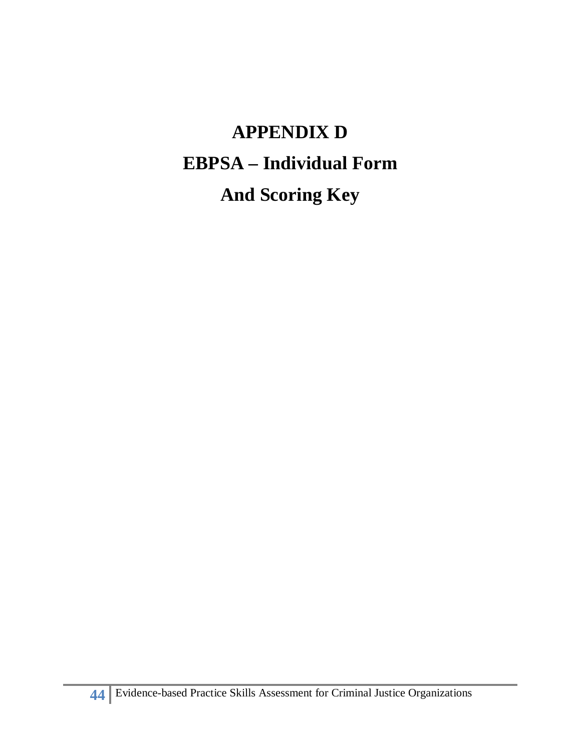# APPENDIX D

# EBPSA – Individual Form

# And Scoring Key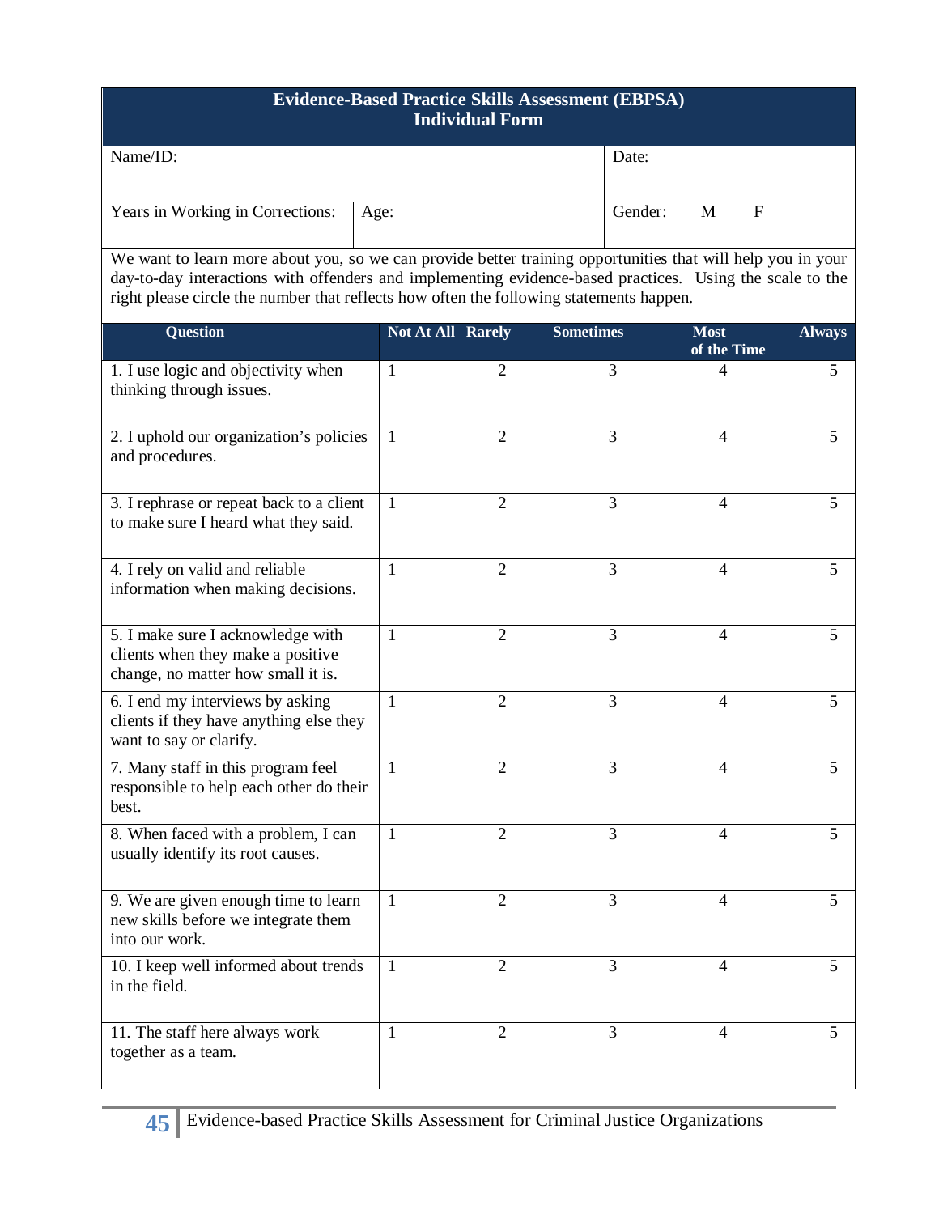## Evidence-Based Practice Skills Assessment (EBPSA)
### Individual Form

| Name/ID: | | Date: |
|---|---|---|
| Years in Working in Corrections: | Age: | Gender: M F |

We want to learn more about you, so we can provide better training opportunities that will help you in your day-to-day interactions with offenders and implementing evidence-based practices. Using the scale to the right please circle the number that reflects how often the following statements happen.

| Question | Not At All | Rarely | Sometimes | Most of the Time | Always |
|---|---|---|---|---|---|
| 1. I use logic and objectivity when thinking through issues. | 1 | 2 | 3 | 4 | 5 |
| 2. I uphold our organization's policies and procedures. | 1 | 2 | 3 | 4 | 5 |
| 3. I rephrase or repeat back to a client to make sure I heard what they said. | 1 | 2 | 3 | 4 | 5 |
| 4. I rely on valid and reliable information when making decisions. | 1 | 2 | 3 | 4 | 5 |
| 5. I make sure I acknowledge with clients when they make a positive change, no matter how small it is. | 1 | 2 | 3 | 4 | 5 |
| 6. I end my interviews by asking clients if they have anything else they want to say or clarify. | 1 | 2 | 3 | 4 | 5 |
| 7. Many staff in this program feel responsible to help each other do their best. | 1 | 2 | 3 | 4 | 5 |
| 8. When faced with a problem, I can usually identify its root causes. | 1 | 2 | 3 | 4 | 5 |
| 9. We are given enough time to learn new skills before we integrate them into our work. | 1 | 2 | 3 | 4 | 5 |
| 10. I keep well informed about trends in the field. | 1 | 2 | 3 | 4 | 5 |
| 11. The staff here always work together as a team. | 1 | 2 | 3 | 4 | 5 |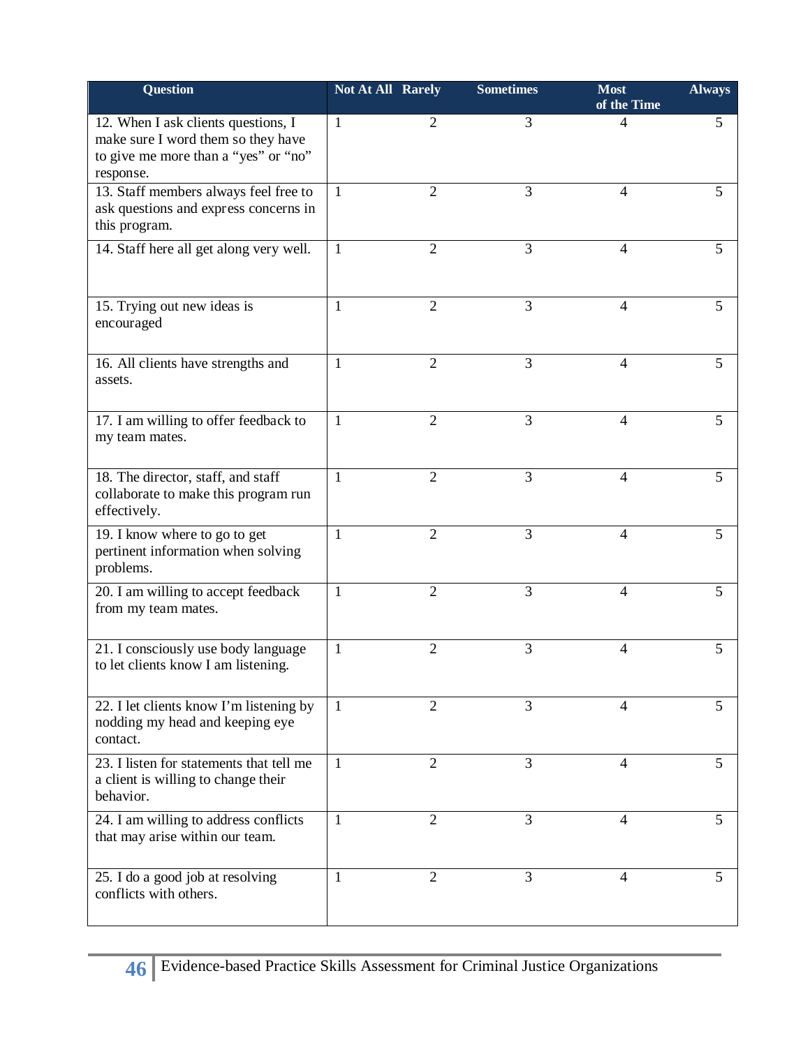| Question | Not At All | Rarely | Sometimes | Most of the Time | Always |
|---|---|---|---|---|---|
| 12. When I ask clients questions, I make sure I word them so they have to give me more than a "yes" or "no" response. | 1 | 2 | 3 | 4 | 5 |
| 13. Staff members always feel free to ask questions and express concerns in this program. | 1 | 2 | 3 | 4 | 5 |
| 14. Staff here all get along very well. | 1 | 2 | 3 | 4 | 5 |
| 15. Trying out new ideas is encouraged | 1 | 2 | 3 | 4 | 5 |
| 16. All clients have strengths and assets. | 1 | 2 | 3 | 4 | 5 |
| 17. I am willing to offer feedback to my team mates. | 1 | 2 | 3 | 4 | 5 |
| 18. The director, staff, and staff collaborate to make this program run effectively. | 1 | 2 | 3 | 4 | 5 |
| 19. I know where to go to get pertinent information when solving problems. | 1 | 2 | 3 | 4 | 5 |
| 20. I am willing to accept feedback from my team mates. | 1 | 2 | 3 | 4 | 5 |
| 21. I consciously use body language to let clients know I am listening. | 1 | 2 | 3 | 4 | 5 |
| 22. I let clients know I'm listening by nodding my head and keeping eye contact. | 1 | 2 | 3 | 4 | 5 |
| 23. I listen for statements that tell me a client is willing to change their behavior. | 1 | 2 | 3 | 4 | 5 |
| 24. I am willing to address conflicts that may arise within our team. | 1 | 2 | 3 | 4 | 5 |
| 25. I do a good job at resolving conflicts with others. | 1 | 2 | 3 | 4 | 5 |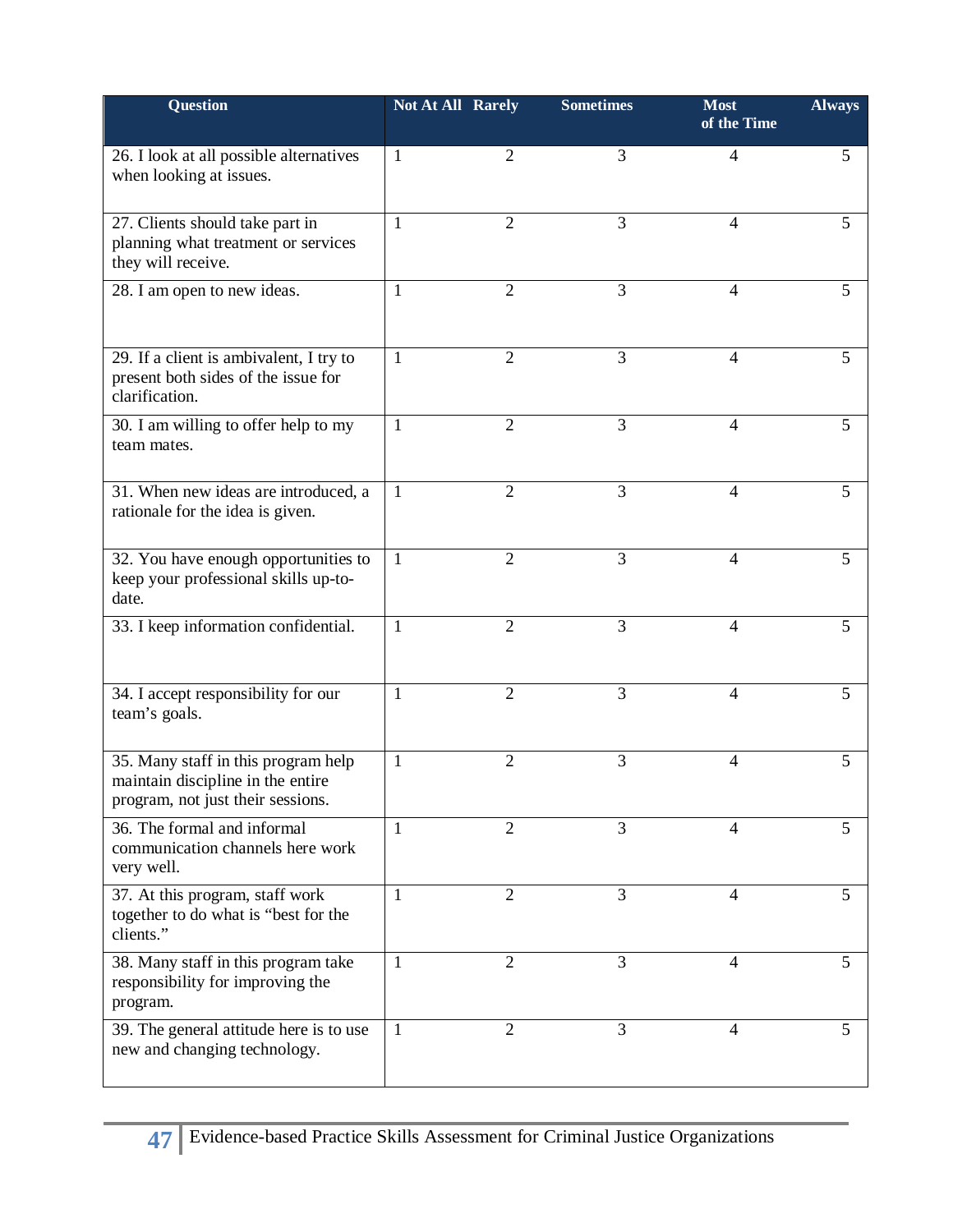| Question | Not At All | Rarely | Sometimes | Most of the Time | Always |
|---|---|---|---|---|---|
| 26. I look at all possible alternatives when looking at issues. | 1 | 2 | 3 | 4 | 5 |
| 27. Clients should take part in planning what treatment or services they will receive. | 1 | 2 | 3 | 4 | 5 |
| 28. I am open to new ideas. | 1 | 2 | 3 | 4 | 5 |
| 29. If a client is ambivalent, I try to present both sides of the issue for clarification. | 1 | 2 | 3 | 4 | 5 |
| 30. I am willing to offer help to my team mates. | 1 | 2 | 3 | 4 | 5 |
| 31. When new ideas are introduced, a rationale for the idea is given. | 1 | 2 | 3 | 4 | 5 |
| 32. You have enough opportunities to keep your professional skills up-to-date. | 1 | 2 | 3 | 4 | 5 |
| 33. I keep information confidential. | 1 | 2 | 3 | 4 | 5 |
| 34. I accept responsibility for our team's goals. | 1 | 2 | 3 | 4 | 5 |
| 35. Many staff in this program help maintain discipline in the entire program, not just their sessions. | 1 | 2 | 3 | 4 | 5 |
| 36. The formal and informal communication channels here work very well. | 1 | 2 | 3 | 4 | 5 |
| 37. At this program, staff work together to do what is "best for the clients." | 1 | 2 | 3 | 4 | 5 |
| 38. Many staff in this program take responsibility for improving the program. | 1 | 2 | 3 | 4 | 5 |
| 39. The general attitude here is to use new and changing technology. | 1 | 2 | 3 | 4 | 5 |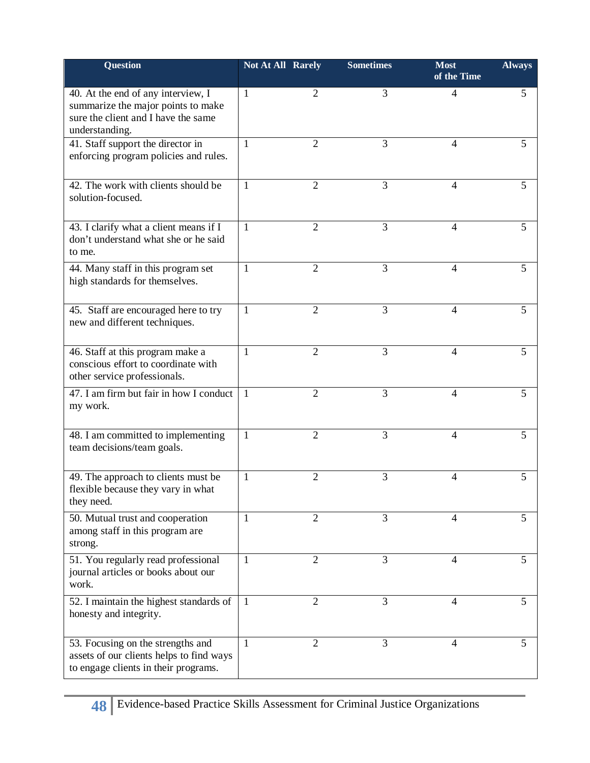| Question | Not At All | Rarely | Sometimes | Most of the Time | Always |
|---|---|---|---|---|---|
| 40. At the end of any interview, I summarize the major points to make sure the client and I have the same understanding. | 1 | 2 | 3 | 4 | 5 |
| 41. Staff support the director in enforcing program policies and rules. | 1 | 2 | 3 | 4 | 5 |
| 42. The work with clients should be solution-focused. | 1 | 2 | 3 | 4 | 5 |
| 43. I clarify what a client means if I don't understand what she or he said to me. | 1 | 2 | 3 | 4 | 5 |
| 44. Many staff in this program set high standards for themselves. | 1 | 2 | 3 | 4 | 5 |
| 45. Staff are encouraged here to try new and different techniques. | 1 | 2 | 3 | 4 | 5 |
| 46. Staff at this program make a conscious effort to coordinate with other service professionals. | 1 | 2 | 3 | 4 | 5 |
| 47. I am firm but fair in how I conduct my work. | 1 | 2 | 3 | 4 | 5 |
| 48. I am committed to implementing team decisions/team goals. | 1 | 2 | 3 | 4 | 5 |
| 49. The approach to clients must be flexible because they vary in what they need. | 1 | 2 | 3 | 4 | 5 |
| 50. Mutual trust and cooperation among staff in this program are strong. | 1 | 2 | 3 | 4 | 5 |
| 51. You regularly read professional journal articles or books about our work. | 1 | 2 | 3 | 4 | 5 |
| 52. I maintain the highest standards of honesty and integrity. | 1 | 2 | 3 | 4 | 5 |
| 53. Focusing on the strengths and assets of our clients helps to find ways to engage clients in their programs. | 1 | 2 | 3 | 4 | 5 |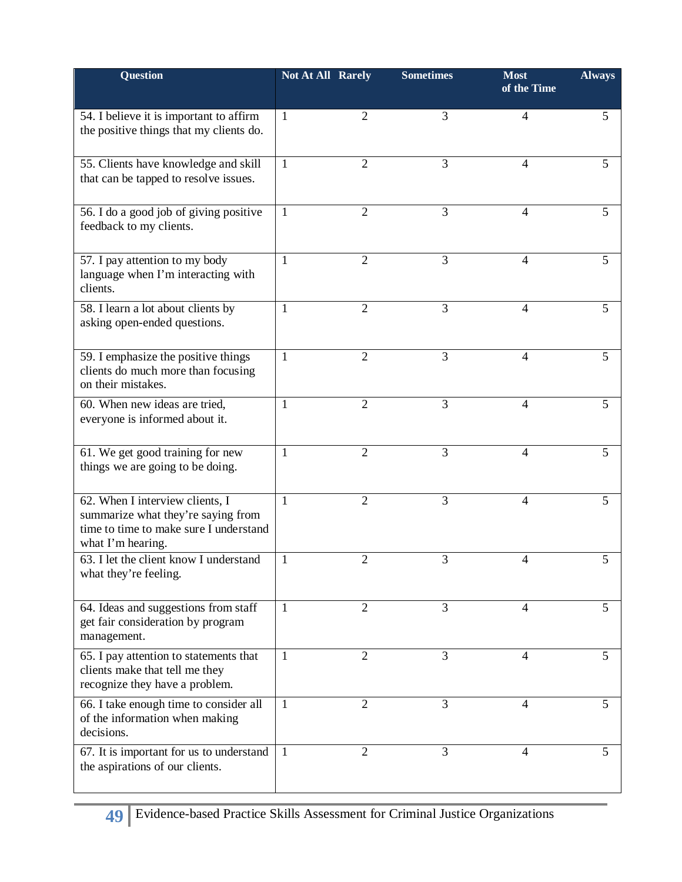| Question | Not At All | Rarely | Sometimes | Most of the Time | Always |
|---|---|---|---|---|---|
| 54. I believe it is important to affirm the positive things that my clients do. | 1 | 2 | 3 | 4 | 5 |
| 55. Clients have knowledge and skill that can be tapped to resolve issues. | 1 | 2 | 3 | 4 | 5 |
| 56. I do a good job of giving positive feedback to my clients. | 1 | 2 | 3 | 4 | 5 |
| 57. I pay attention to my body language when I'm interacting with clients. | 1 | 2 | 3 | 4 | 5 |
| 58. I learn a lot about clients by asking open-ended questions. | 1 | 2 | 3 | 4 | 5 |
| 59. I emphasize the positive things clients do much more than focusing on their mistakes. | 1 | 2 | 3 | 4 | 5 |
| 60. When new ideas are tried, everyone is informed about it. | 1 | 2 | 3 | 4 | 5 |
| 61. We get good training for new things we are going to be doing. | 1 | 2 | 3 | 4 | 5 |
| 62. When I interview clients, I summarize what they're saying from time to time to make sure I understand what I'm hearing. | 1 | 2 | 3 | 4 | 5 |
| 63. I let the client know I understand what they're feeling. | 1 | 2 | 3 | 4 | 5 |
| 64. Ideas and suggestions from staff get fair consideration by program management. | 1 | 2 | 3 | 4 | 5 |
| 65. I pay attention to statements that clients make that tell me they recognize they have a problem. | 1 | 2 | 3 | 4 | 5 |
| 66. I take enough time to consider all of the information when making decisions. | 1 | 2 | 3 | 4 | 5 |
| 67. It is important for us to understand the aspirations of our clients. | 1 | 2 | 3 | 4 | 5 |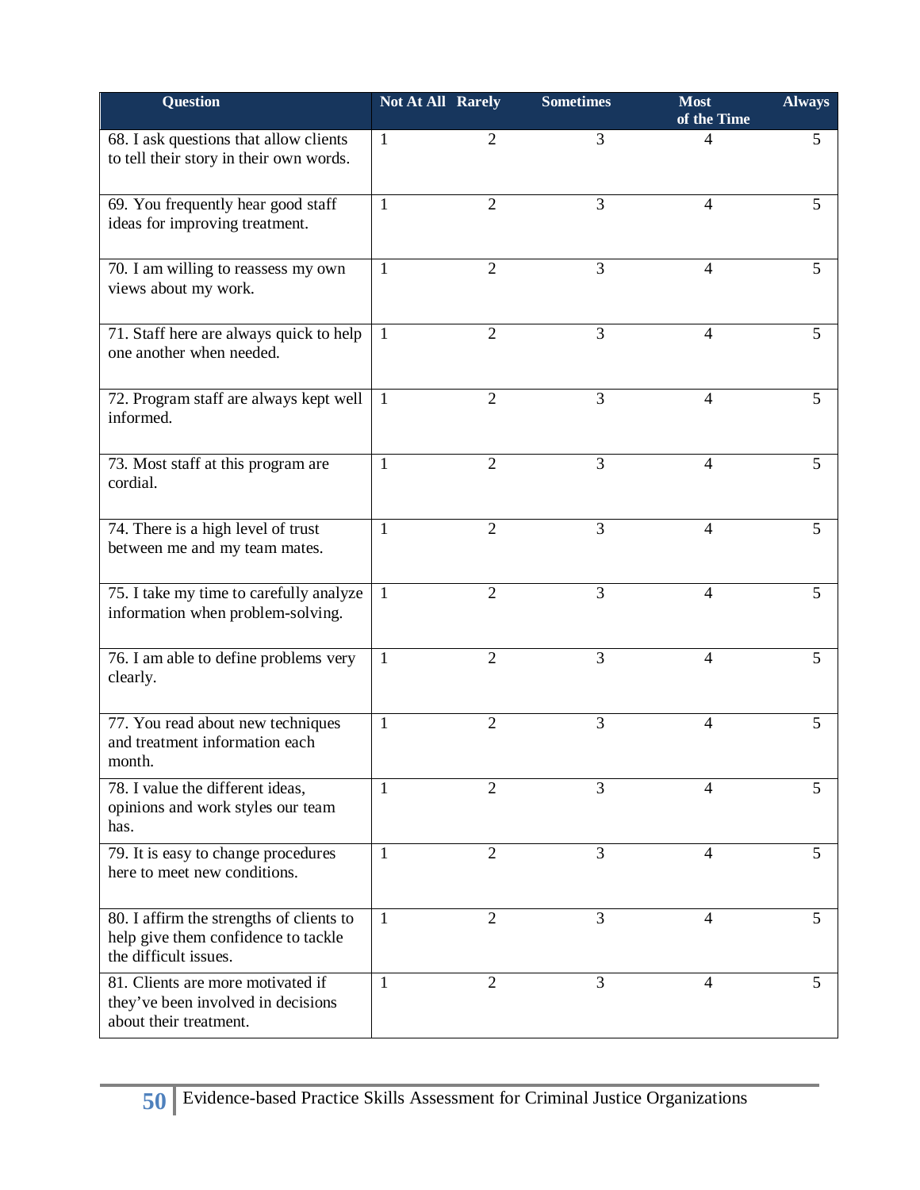| Question | Not At All | Rarely | Sometimes | Most of the Time | Always |
|---|---|---|---|---|---|
| 68. I ask questions that allow clients to tell their story in their own words. | 1 | 2 | 3 | 4 | 5 |
| 69. You frequently hear good staff ideas for improving treatment. | 1 | 2 | 3 | 4 | 5 |
| 70. I am willing to reassess my own views about my work. | 1 | 2 | 3 | 4 | 5 |
| 71. Staff here are always quick to help one another when needed. | 1 | 2 | 3 | 4 | 5 |
| 72. Program staff are always kept well informed. | 1 | 2 | 3 | 4 | 5 |
| 73. Most staff at this program are cordial. | 1 | 2 | 3 | 4 | 5 |
| 74. There is a high level of trust between me and my team mates. | 1 | 2 | 3 | 4 | 5 |
| 75. I take my time to carefully analyze information when problem-solving. | 1 | 2 | 3 | 4 | 5 |
| 76. I am able to define problems very clearly. | 1 | 2 | 3 | 4 | 5 |
| 77. You read about new techniques and treatment information each month. | 1 | 2 | 3 | 4 | 5 |
| 78. I value the different ideas, opinions and work styles our team has. | 1 | 2 | 3 | 4 | 5 |
| 79. It is easy to change procedures here to meet new conditions. | 1 | 2 | 3 | 4 | 5 |
| 80. I affirm the strengths of clients to help give them confidence to tackle the difficult issues. | 1 | 2 | 3 | 4 | 5 |
| 81. Clients are more motivated if they've been involved in decisions about their treatment. | 1 | 2 | 3 | 4 | 5 |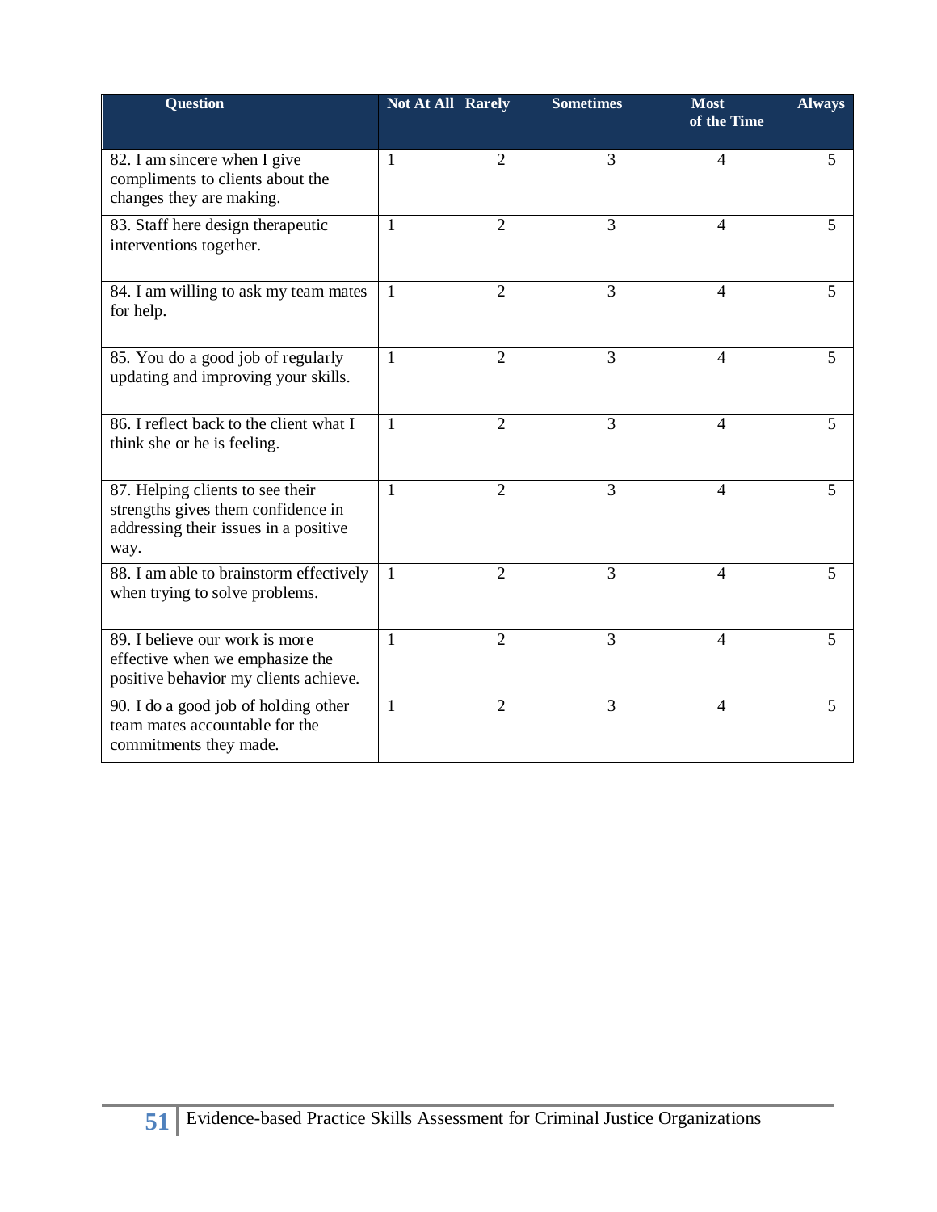| Question | Not At All | Rarely | Sometimes | Most of the Time | Always |
| --- | --- | --- | --- | --- | --- |
| 82. I am sincere when I give compliments to clients about the changes they are making. | 1 | 2 | 3 | 4 | 5 |
| 83. Staff here design therapeutic interventions together. | 1 | 2 | 3 | 4 | 5 |
| 84. I am willing to ask my team mates for help. | 1 | 2 | 3 | 4 | 5 |
| 85. You do a good job of regularly updating and improving your skills. | 1 | 2 | 3 | 4 | 5 |
| 86. I reflect back to the client what I think she or he is feeling. | 1 | 2 | 3 | 4 | 5 |
| 87. Helping clients to see their strengths gives them confidence in addressing their issues in a positive way. | 1 | 2 | 3 | 4 | 5 |
| 88. I am able to brainstorm effectively when trying to solve problems. | 1 | 2 | 3 | 4 | 5 |
| 89. I believe our work is more effective when we emphasize the positive behavior my clients achieve. | 1 | 2 | 3 | 4 | 5 |
| 90. I do a good job of holding other team mates accountable for the commitments they made. | 1 | 2 | 3 | 4 | 5 |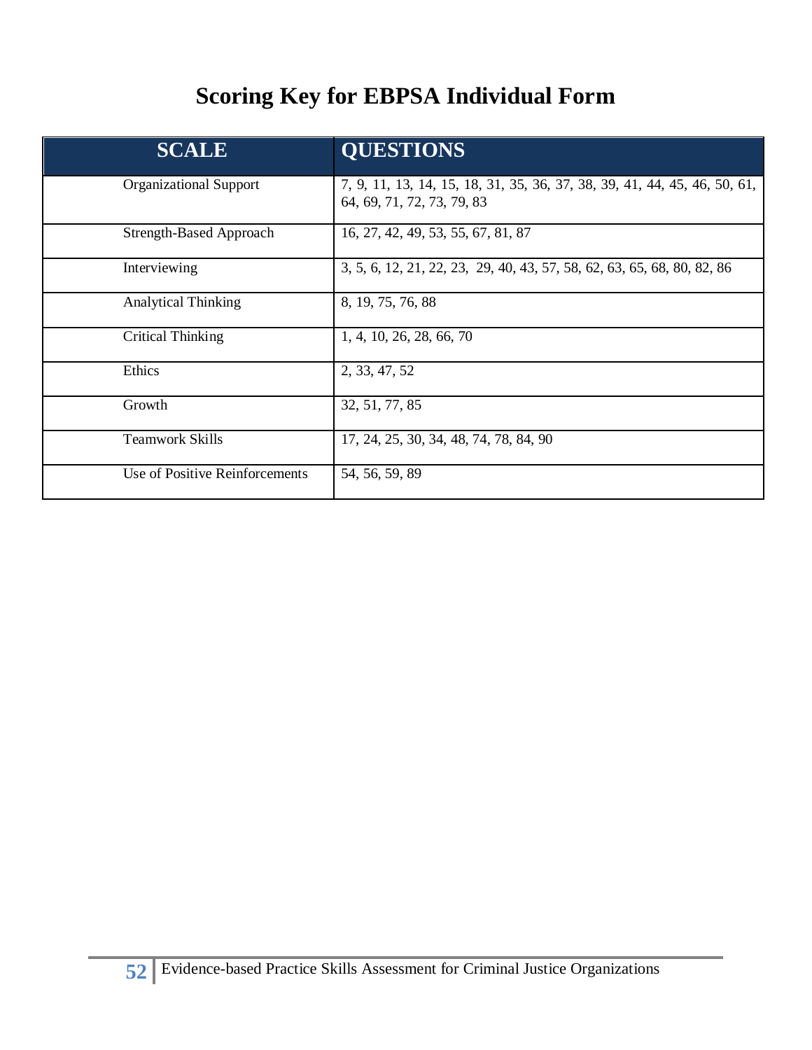# Scoring Key for EBPSA Individual Form

| SCALE | QUESTIONS |
|---|---|
| Organizational Support | 7, 9, 11, 13, 14, 15, 18, 31, 35, 36, 37, 38, 39, 41, 44, 45, 46, 50, 61, 64, 69, 71, 72, 73, 79, 83 |
| Strength-Based Approach | 16, 27, 42, 49, 53, 55, 67, 81, 87 |
| Interviewing | 3, 5, 6, 12, 21, 22, 23, 29, 40, 43, 57, 58, 62, 63, 65, 68, 80, 82, 86 |
| Analytical Thinking | 8, 19, 75, 76, 88 |
| Critical Thinking | 1, 4, 10, 26, 28, 66, 70 |
| Ethics | 2, 33, 47, 52 |
| Growth | 32, 51, 77, 85 |
| Teamwork Skills | 17, 24, 25, 30, 34, 48, 74, 78, 84, 90 |
| Use of Positive Reinforcements | 54, 56, 59, 89 |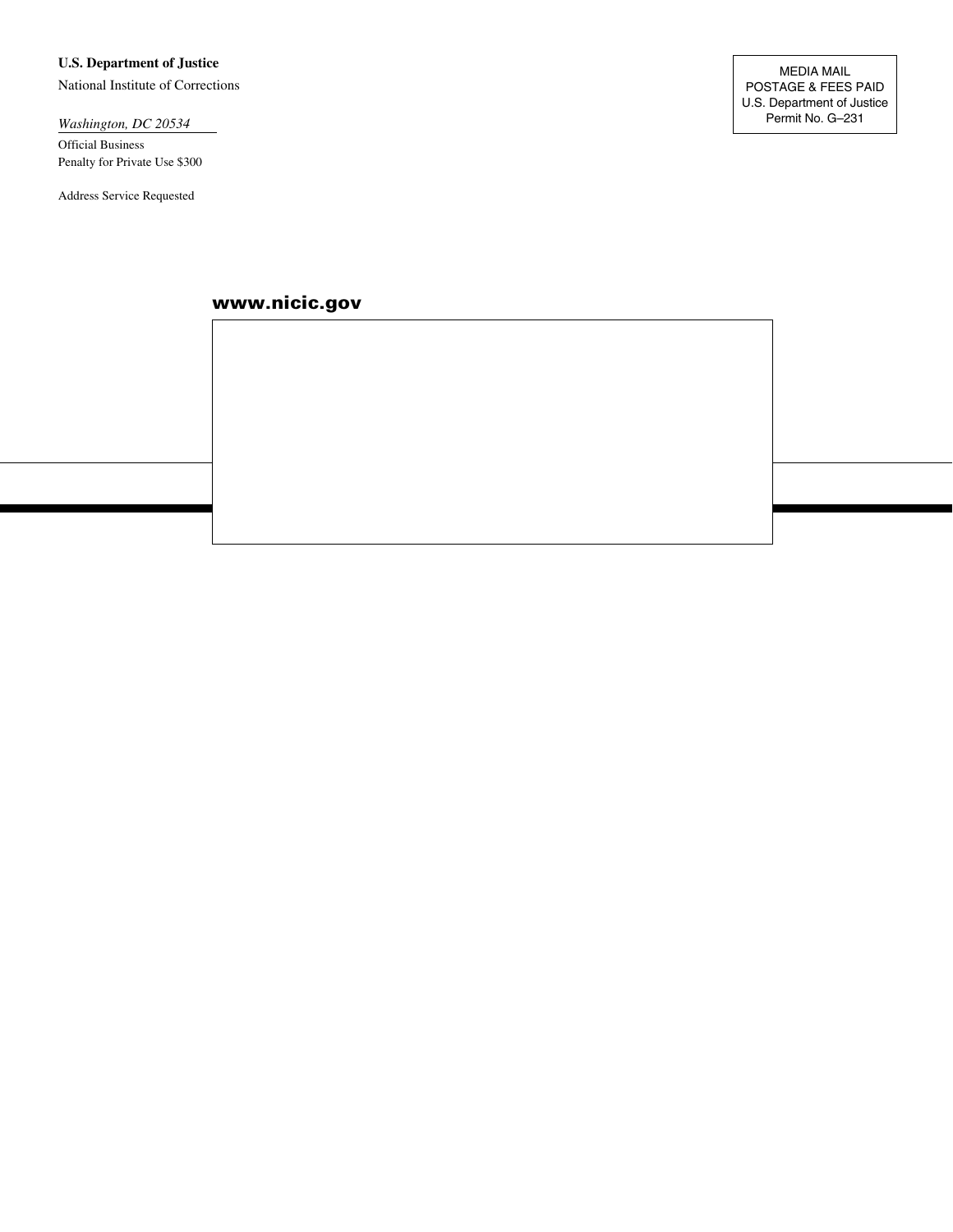**U.S. Department of Justice**

National Institute of Corrections

*Washington, DC 20534*

Official Business
Penalty for Private Use $300

Address Service Requested

MEDIA MAIL
POSTAGE & FEES PAID
U.S. Department of Justice
Permit No. G–231

**www.nicic.gov**